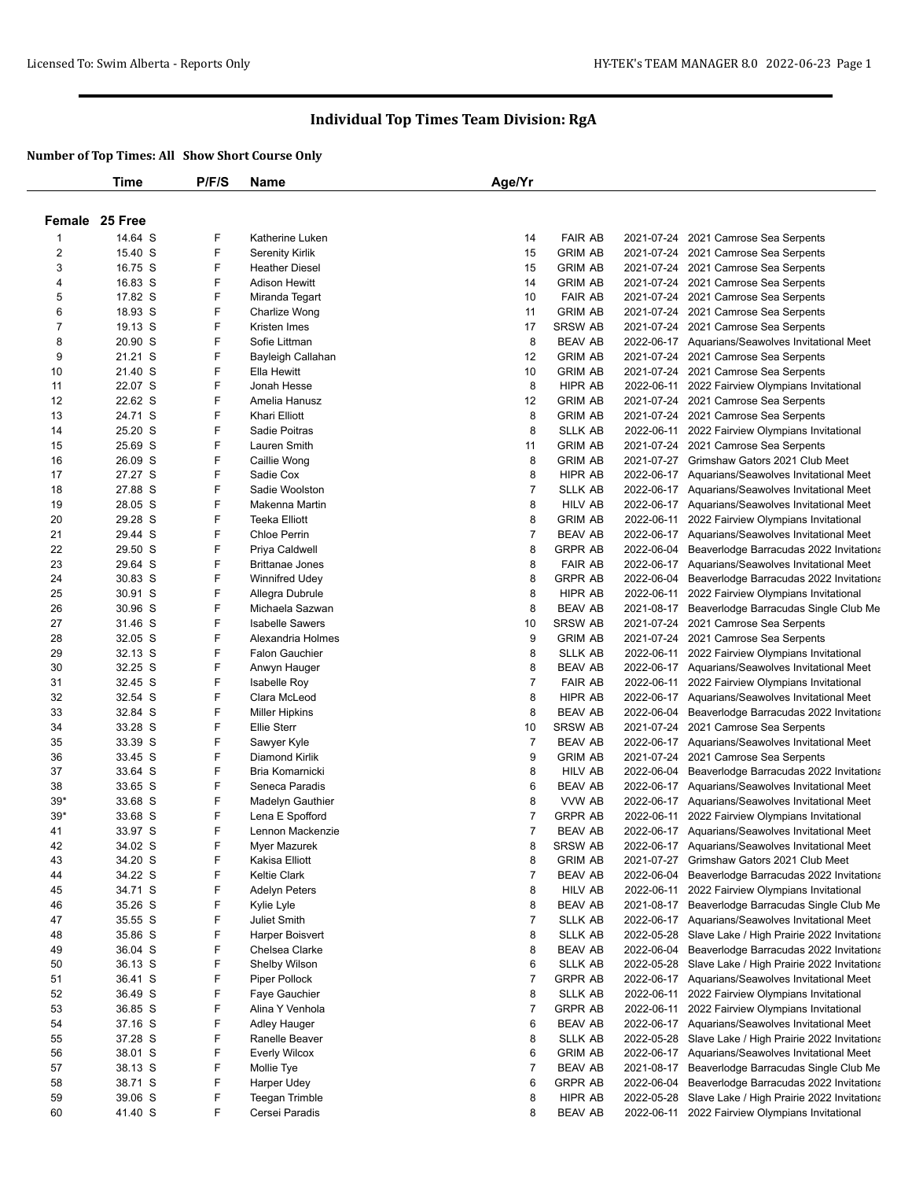# Individual Top Times Team Division: RgA

**Number of Top Times: All Show Short Course Only**

| | Time | P/F/S | Name | Age/Yr | | | |
|---|---|---|---|---|---|---|---|
| **Female 25 Free** | | | | | | | |
| 1 | 14.64 S | F | Katherine Luken | 14 | FAIR AB | 2021-07-24 | 2021 Camrose Sea Serpents |
| 2 | 15.40 S | F | Serenity Kirlik | 15 | GRIM AB | 2021-07-24 | 2021 Camrose Sea Serpents |
| 3 | 16.75 S | F | Heather Diesel | 15 | GRIM AB | 2021-07-24 | 2021 Camrose Sea Serpents |
| 4 | 16.83 S | F | Adison Hewitt | 14 | GRIM AB | 2021-07-24 | 2021 Camrose Sea Serpents |
| 5 | 17.82 S | F | Miranda Tegart | 10 | FAIR AB | 2021-07-24 | 2021 Camrose Sea Serpents |
| 6 | 18.93 S | F | Charlize Wong | 11 | GRIM AB | 2021-07-24 | 2021 Camrose Sea Serpents |
| 7 | 19.13 S | F | Kristen Imes | 17 | SRSW AB | 2021-07-24 | 2021 Camrose Sea Serpents |
| 8 | 20.90 S | F | Sofie Littman | 8 | BEAV AB | 2022-06-17 | Aquarians/Seawolves Invitational Meet |
| 9 | 21.21 S | F | Bayleigh Callahan | 12 | GRIM AB | 2021-07-24 | 2021 Camrose Sea Serpents |
| 10 | 21.40 S | F | Ella Hewitt | 10 | GRIM AB | 2021-07-24 | 2021 Camrose Sea Serpents |
| 11 | 22.07 S | F | Jonah Hesse | 8 | HIPR AB | 2022-06-11 | 2022 Fairview Olympians Invitational |
| 12 | 22.62 S | F | Amelia Hanusz | 12 | GRIM AB | 2021-07-24 | 2021 Camrose Sea Serpents |
| 13 | 24.71 S | F | Khari Elliott | 8 | GRIM AB | 2021-07-24 | 2021 Camrose Sea Serpents |
| 14 | 25.20 S | F | Sadie Poitras | 8 | SLLK AB | 2022-06-11 | 2022 Fairview Olympians Invitational |
| 15 | 25.69 S | F | Lauren Smith | 11 | GRIM AB | 2021-07-24 | 2021 Camrose Sea Serpents |
| 16 | 26.09 S | F | Caillie Wong | 8 | GRIM AB | 2021-07-27 | Grimshaw Gators 2021 Club Meet |
| 17 | 27.27 S | F | Sadie Cox | 8 | HIPR AB | 2022-06-17 | Aquarians/Seawolves Invitational Meet |
| 18 | 27.88 S | F | Sadie Woolston | 7 | SLLK AB | 2022-06-17 | Aquarians/Seawolves Invitational Meet |
| 19 | 28.05 S | F | Makenna Martin | 8 | HILV AB | 2022-06-17 | Aquarians/Seawolves Invitational Meet |
| 20 | 29.28 S | F | Teeka Elliott | 8 | GRIM AB | 2022-06-11 | 2022 Fairview Olympians Invitational |
| 21 | 29.44 S | F | Chloe Perrin | 7 | BEAV AB | 2022-06-17 | Aquarians/Seawolves Invitational Meet |
| 22 | 29.50 S | F | Priya Caldwell | 8 | GRPR AB | 2022-06-04 | Beaverlodge Barracudas 2022 Invitationa |
| 23 | 29.64 S | F | Brittanae Jones | 8 | FAIR AB | 2022-06-17 | Aquarians/Seawolves Invitational Meet |
| 24 | 30.83 S | F | Winnifred Udey | 8 | GRPR AB | 2022-06-04 | Beaverlodge Barracudas 2022 Invitationa |
| 25 | 30.91 S | F | Allegra Dubrule | 8 | HIPR AB | 2022-06-11 | 2022 Fairview Olympians Invitational |
| 26 | 30.96 S | F | Michaela Sazwan | 8 | BEAV AB | 2021-08-17 | Beaverlodge Barracudas Single Club Me |
| 27 | 31.46 S | F | Isabelle Sawers | 10 | SRSW AB | 2021-07-24 | 2021 Camrose Sea Serpents |
| 28 | 32.05 S | F | Alexandria Holmes | 9 | GRIM AB | 2021-07-24 | 2021 Camrose Sea Serpents |
| 29 | 32.13 S | F | Falon Gauchier | 8 | SLLK AB | 2022-06-11 | 2022 Fairview Olympians Invitational |
| 30 | 32.25 S | F | Anwyn Hauger | 8 | BEAV AB | 2022-06-17 | Aquarians/Seawolves Invitational Meet |
| 31 | 32.45 S | F | Isabelle Roy | 7 | FAIR AB | 2022-06-11 | 2022 Fairview Olympians Invitational |
| 32 | 32.54 S | F | Clara McLeod | 8 | HIPR AB | 2022-06-17 | Aquarians/Seawolves Invitational Meet |
| 33 | 32.84 S | F | Miller Hipkins | 8 | BEAV AB | 2022-06-04 | Beaverlodge Barracudas 2022 Invitationa |
| 34 | 33.28 S | F | Ellie Sterr | 10 | SRSW AB | 2021-07-24 | 2021 Camrose Sea Serpents |
| 35 | 33.39 S | F | Sawyer Kyle | 7 | BEAV AB | 2022-06-17 | Aquarians/Seawolves Invitational Meet |
| 36 | 33.45 S | F | Diamond Kirlik | 9 | GRIM AB | 2021-07-24 | 2021 Camrose Sea Serpents |
| 37 | 33.64 S | F | Bria Komarnicki | 8 | HILV AB | 2022-06-04 | Beaverlodge Barracudas 2022 Invitationa |
| 38 | 33.65 S | F | Seneca Paradis | 6 | BEAV AB | 2022-06-17 | Aquarians/Seawolves Invitational Meet |
| 39* | 33.68 S | F | Madelyn Gauthier | 8 | VVW AB | 2022-06-17 | Aquarians/Seawolves Invitational Meet |
| 39* | 33.68 S | F | Lena E Spofford | 7 | GRPR AB | 2022-06-11 | 2022 Fairview Olympians Invitational |
| 41 | 33.97 S | F | Lennon Mackenzie | 7 | BEAV AB | 2022-06-17 | Aquarians/Seawolves Invitational Meet |
| 42 | 34.02 S | F | Myer Mazurek | 8 | SRSW AB | 2022-06-17 | Aquarians/Seawolves Invitational Meet |
| 43 | 34.20 S | F | Kakisa Elliott | 8 | GRIM AB | 2021-07-27 | Grimshaw Gators 2021 Club Meet |
| 44 | 34.22 S | F | Keltie Clark | 7 | BEAV AB | 2022-06-04 | Beaverlodge Barracudas 2022 Invitationa |
| 45 | 34.71 S | F | Adelyn Peters | 8 | HILV AB | 2022-06-11 | 2022 Fairview Olympians Invitational |
| 46 | 35.26 S | F | Kylie Lyle | 8 | BEAV AB | 2021-08-17 | Beaverlodge Barracudas Single Club Me |
| 47 | 35.55 S | F | Juliet Smith | 7 | SLLK AB | 2022-06-17 | Aquarians/Seawolves Invitational Meet |
| 48 | 35.86 S | F | Harper Boisvert | 8 | SLLK AB | 2022-05-28 | Slave Lake / High Prairie 2022 Invitationa |
| 49 | 36.04 S | F | Chelsea Clarke | 8 | BEAV AB | 2022-06-04 | Beaverlodge Barracudas 2022 Invitationa |
| 50 | 36.13 S | F | Shelby Wilson | 6 | SLLK AB | 2022-05-28 | Slave Lake / High Prairie 2022 Invitationa |
| 51 | 36.41 S | F | Piper Pollock | 7 | GRPR AB | 2022-06-17 | Aquarians/Seawolves Invitational Meet |
| 52 | 36.49 S | F | Faye Gauchier | 8 | SLLK AB | 2022-06-11 | 2022 Fairview Olympians Invitational |
| 53 | 36.85 S | F | Alina Y Venhola | 7 | GRPR AB | 2022-06-11 | 2022 Fairview Olympians Invitational |
| 54 | 37.16 S | F | Adley Hauger | 6 | BEAV AB | 2022-06-17 | Aquarians/Seawolves Invitational Meet |
| 55 | 37.28 S | F | Ranelle Beaver | 8 | SLLK AB | 2022-05-28 | Slave Lake / High Prairie 2022 Invitationa |
| 56 | 38.01 S | F | Everly Wilcox | 6 | GRIM AB | 2022-06-17 | Aquarians/Seawolves Invitational Meet |
| 57 | 38.13 S | F | Mollie Tye | 7 | BEAV AB | 2021-08-17 | Beaverlodge Barracudas Single Club Me |
| 58 | 38.71 S | F | Harper Udey | 6 | GRPR AB | 2022-06-04 | Beaverlodge Barracudas 2022 Invitationa |
| 59 | 39.06 S | F | Teegan Trimble | 8 | HIPR AB | 2022-05-28 | Slave Lake / High Prairie 2022 Invitationa |
| 60 | 41.40 S | F | Cersei Paradis | 8 | BEAV AB | 2022-06-11 | 2022 Fairview Olympians Invitational |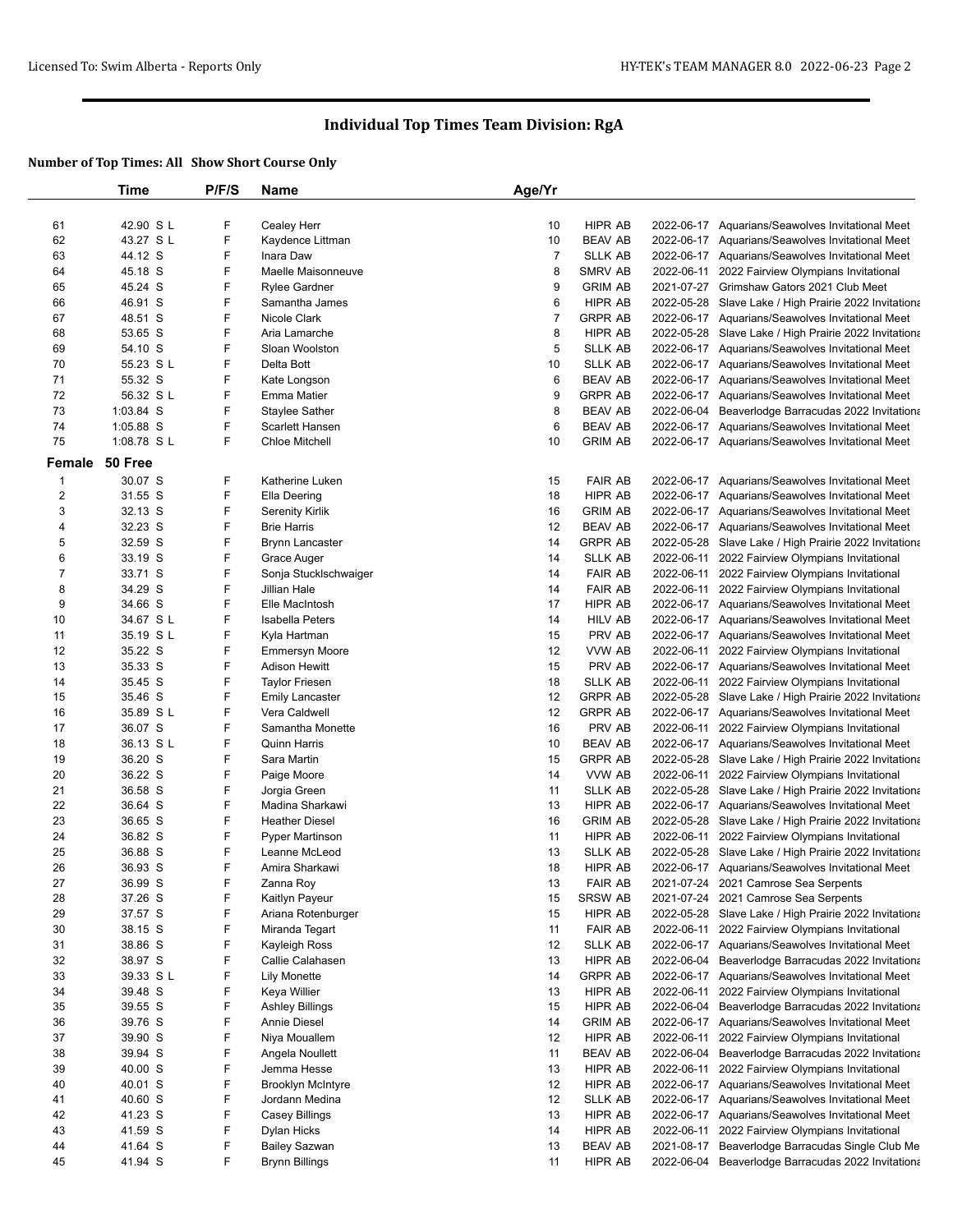## Individual Top Times Team Division: RgA

### Number of Top Times: All   Show Short Course Only

| | Time | P/F/S | Name | Age/Yr | | | |
|---|---|---|---|---|---|---|---|
| 61 | 42.90 S L | F | Cealey Herr | 10 | HIPR AB | 2022-06-17 | Aquarians/Seawolves Invitational Meet |
| 62 | 43.27 S L | F | Kaydence Littman | 10 | BEAV AB | 2022-06-17 | Aquarians/Seawolves Invitational Meet |
| 63 | 44.12 S | F | Inara Daw | 7 | SLLK AB | 2022-06-17 | Aquarians/Seawolves Invitational Meet |
| 64 | 45.18 S | F | Maelle Maisonneuve | 8 | SMRV AB | 2022-06-11 | 2022 Fairview Olympians Invitational |
| 65 | 45.24 S | F | Rylee Gardner | 9 | GRIM AB | 2021-07-27 | Grimshaw Gators 2021 Club Meet |
| 66 | 46.91 S | F | Samantha James | 6 | HIPR AB | 2022-05-28 | Slave Lake / High Prairie 2022 Invitationa |
| 67 | 48.51 S | F | Nicole Clark | 7 | GRPR AB | 2022-06-17 | Aquarians/Seawolves Invitational Meet |
| 68 | 53.65 S | F | Aria Lamarche | 8 | HIPR AB | 2022-05-28 | Slave Lake / High Prairie 2022 Invitationa |
| 69 | 54.10 S | F | Sloan Woolston | 5 | SLLK AB | 2022-06-17 | Aquarians/Seawolves Invitational Meet |
| 70 | 55.23 S L | F | Delta Bott | 10 | SLLK AB | 2022-06-17 | Aquarians/Seawolves Invitational Meet |
| 71 | 55.32 S | F | Kate Longson | 6 | BEAV AB | 2022-06-17 | Aquarians/Seawolves Invitational Meet |
| 72 | 56.32 S L | F | Emma Matier | 9 | GRPR AB | 2022-06-17 | Aquarians/Seawolves Invitational Meet |
| 73 | 1:03.84 S | F | Staylee Sather | 8 | BEAV AB | 2022-06-04 | Beaverlodge Barracudas 2022 Invitationa |
| 74 | 1:05.88 S | F | Scarlett Hansen | 6 | BEAV AB | 2022-06-17 | Aquarians/Seawolves Invitational Meet |
| 75 | 1:08.78 S L | F | Chloe Mitchell | 10 | GRIM AB | 2022-06-17 | Aquarians/Seawolves Invitational Meet |
| **Female** | **50 Free** | | | | | | |
| 1 | 30.07 S | F | Katherine Luken | 15 | FAIR AB | 2022-06-17 | Aquarians/Seawolves Invitational Meet |
| 2 | 31.55 S | F | Ella Deering | 18 | HIPR AB | 2022-06-17 | Aquarians/Seawolves Invitational Meet |
| 3 | 32.13 S | F | Serenity Kirlik | 16 | GRIM AB | 2022-06-17 | Aquarians/Seawolves Invitational Meet |
| 4 | 32.23 S | F | Brie Harris | 12 | BEAV AB | 2022-06-17 | Aquarians/Seawolves Invitational Meet |
| 5 | 32.59 S | F | Brynn Lancaster | 14 | GRPR AB | 2022-05-28 | Slave Lake / High Prairie 2022 Invitationa |
| 6 | 33.19 S | F | Grace Auger | 14 | SLLK AB | 2022-06-11 | 2022 Fairview Olympians Invitational |
| 7 | 33.71 S | F | Sonja Stucklschwaiger | 14 | FAIR AB | 2022-06-11 | 2022 Fairview Olympians Invitational |
| 8 | 34.29 S | F | Jillian Hale | 14 | FAIR AB | 2022-06-11 | 2022 Fairview Olympians Invitational |
| 9 | 34.66 S | F | Elle MacIntosh | 17 | HIPR AB | 2022-06-17 | Aquarians/Seawolves Invitational Meet |
| 10 | 34.67 S L | F | Isabella Peters | 14 | HILV AB | 2022-06-17 | Aquarians/Seawolves Invitational Meet |
| 11 | 35.19 S L | F | Kyla Hartman | 15 | PRV AB | 2022-06-17 | Aquarians/Seawolves Invitational Meet |
| 12 | 35.22 S | F | Emmersyn Moore | 12 | VVW AB | 2022-06-11 | 2022 Fairview Olympians Invitational |
| 13 | 35.33 S | F | Adison Hewitt | 15 | PRV AB | 2022-06-17 | Aquarians/Seawolves Invitational Meet |
| 14 | 35.45 S | F | Taylor Friesen | 18 | SLLK AB | 2022-06-11 | 2022 Fairview Olympians Invitational |
| 15 | 35.46 S | F | Emily Lancaster | 12 | GRPR AB | 2022-05-28 | Slave Lake / High Prairie 2022 Invitationa |
| 16 | 35.89 S L | F | Vera Caldwell | 12 | GRPR AB | 2022-06-17 | Aquarians/Seawolves Invitational Meet |
| 17 | 36.07 S | F | Samantha Monette | 16 | PRV AB | 2022-06-11 | 2022 Fairview Olympians Invitational |
| 18 | 36.13 S L | F | Quinn Harris | 10 | BEAV AB | 2022-06-17 | Aquarians/Seawolves Invitational Meet |
| 19 | 36.20 S | F | Sara Martin | 15 | GRPR AB | 2022-05-28 | Slave Lake / High Prairie 2022 Invitationa |
| 20 | 36.22 S | F | Paige Moore | 14 | VVW AB | 2022-06-11 | 2022 Fairview Olympians Invitational |
| 21 | 36.58 S | F | Jorgia Green | 11 | SLLK AB | 2022-05-28 | Slave Lake / High Prairie 2022 Invitationa |
| 22 | 36.64 S | F | Madina Sharkawi | 13 | HIPR AB | 2022-06-17 | Aquarians/Seawolves Invitational Meet |
| 23 | 36.65 S | F | Heather Diesel | 16 | GRIM AB | 2022-05-28 | Slave Lake / High Prairie 2022 Invitationa |
| 24 | 36.82 S | F | Pyper Martinson | 11 | HIPR AB | 2022-06-11 | 2022 Fairview Olympians Invitational |
| 25 | 36.88 S | F | Leanne McLeod | 13 | SLLK AB | 2022-05-28 | Slave Lake / High Prairie 2022 Invitationa |
| 26 | 36.93 S | F | Amira Sharkawi | 18 | HIPR AB | 2022-06-17 | Aquarians/Seawolves Invitational Meet |
| 27 | 36.99 S | F | Zanna Roy | 13 | FAIR AB | 2021-07-24 | 2021 Camrose Sea Serpents |
| 28 | 37.26 S | F | Kaitlyn Payeur | 15 | SRSW AB | 2021-07-24 | 2021 Camrose Sea Serpents |
| 29 | 37.57 S | F | Ariana Rotenburger | 15 | HIPR AB | 2022-05-28 | Slave Lake / High Prairie 2022 Invitationa |
| 30 | 38.15 S | F | Miranda Tegart | 11 | FAIR AB | 2022-06-11 | 2022 Fairview Olympians Invitational |
| 31 | 38.86 S | F | Kayleigh Ross | 12 | SLLK AB | 2022-06-17 | Aquarians/Seawolves Invitational Meet |
| 32 | 38.97 S | F | Callie Calahasen | 13 | HIPR AB | 2022-06-04 | Beaverlodge Barracudas 2022 Invitationa |
| 33 | 39.33 S L | F | Lily Monette | 14 | GRPR AB | 2022-06-17 | Aquarians/Seawolves Invitational Meet |
| 34 | 39.48 S | F | Keya Willier | 13 | HIPR AB | 2022-06-11 | 2022 Fairview Olympians Invitational |
| 35 | 39.55 S | F | Ashley Billings | 15 | HIPR AB | 2022-06-04 | Beaverlodge Barracudas 2022 Invitationa |
| 36 | 39.76 S | F | Annie Diesel | 14 | GRIM AB | 2022-06-17 | Aquarians/Seawolves Invitational Meet |
| 37 | 39.90 S | F | Niya Mouallem | 12 | HIPR AB | 2022-06-11 | 2022 Fairview Olympians Invitational |
| 38 | 39.94 S | F | Angela Noullett | 11 | BEAV AB | 2022-06-04 | Beaverlodge Barracudas 2022 Invitationa |
| 39 | 40.00 S | F | Jemma Hesse | 13 | HIPR AB | 2022-06-11 | 2022 Fairview Olympians Invitational |
| 40 | 40.01 S | F | Brooklyn McIntyre | 12 | HIPR AB | 2022-06-17 | Aquarians/Seawolves Invitational Meet |
| 41 | 40.60 S | F | Jordann Medina | 12 | SLLK AB | 2022-06-17 | Aquarians/Seawolves Invitational Meet |
| 42 | 41.23 S | F | Casey Billings | 13 | HIPR AB | 2022-06-17 | Aquarians/Seawolves Invitational Meet |
| 43 | 41.59 S | F | Dylan Hicks | 14 | HIPR AB | 2022-06-11 | 2022 Fairview Olympians Invitational |
| 44 | 41.64 S | F | Bailey Sazwan | 13 | BEAV AB | 2021-08-17 | Beaverlodge Barracudas Single Club Me |
| 45 | 41.94 S | F | Brynn Billings | 11 | HIPR AB | 2022-06-04 | Beaverlodge Barracudas 2022 Invitationa |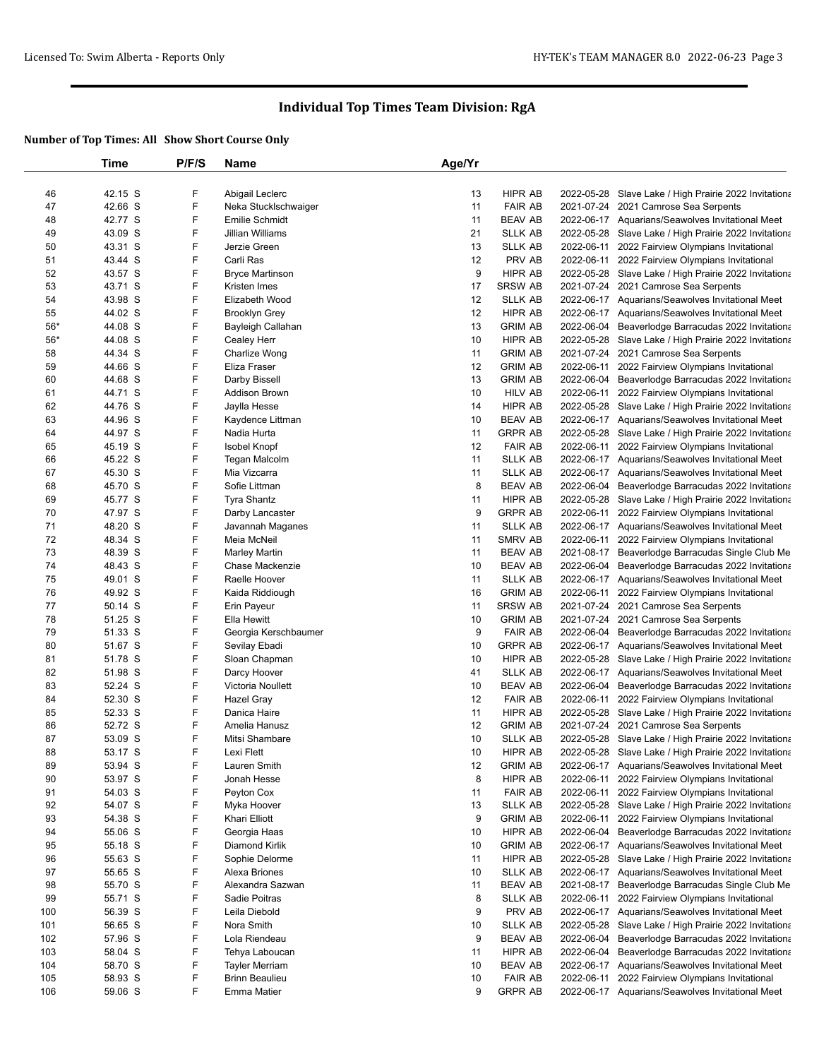## Individual Top Times Team Division: RgA

### Number of Top Times: All Show Short Course Only

| | Time | P/F/S | Name | Age/Yr | | | |
|---|---|---|---|---|---|---|---|
| 46 | 42.15 S | F | Abigail Leclerc | 13 | HIPR AB | 2022-05-28 | Slave Lake / High Prairie 2022 Invitationa |
| 47 | 42.66 S | F | Neka Stucklschwaiger | 11 | FAIR AB | 2021-07-24 | 2021 Camrose Sea Serpents |
| 48 | 42.77 S | F | Emilie Schmidt | 11 | BEAV AB | 2022-06-17 | Aquarians/Seawolves Invitational Meet |
| 49 | 43.09 S | F | Jillian Williams | 21 | SLLK AB | 2022-05-28 | Slave Lake / High Prairie 2022 Invitationa |
| 50 | 43.31 S | F | Jerzie Green | 13 | SLLK AB | 2022-06-11 | 2022 Fairview Olympians Invitational |
| 51 | 43.44 S | F | Carli Ras | 12 | PRV AB | 2022-06-11 | 2022 Fairview Olympians Invitational |
| 52 | 43.57 S | F | Bryce Martinson | 9 | HIPR AB | 2022-05-28 | Slave Lake / High Prairie 2022 Invitationa |
| 53 | 43.71 S | F | Kristen Imes | 17 | SRSW AB | 2021-07-24 | 2021 Camrose Sea Serpents |
| 54 | 43.98 S | F | Elizabeth Wood | 12 | SLLK AB | 2022-06-17 | Aquarians/Seawolves Invitational Meet |
| 55 | 44.02 S | F | Brooklyn Grey | 12 | HIPR AB | 2022-06-17 | Aquarians/Seawolves Invitational Meet |
| 56* | 44.08 S | F | Bayleigh Callahan | 13 | GRIM AB | 2022-06-04 | Beaverlodge Barracudas 2022 Invitationa |
| 56* | 44.08 S | F | Cealey Herr | 10 | HIPR AB | 2022-05-28 | Slave Lake / High Prairie 2022 Invitationa |
| 58 | 44.34 S | F | Charlize Wong | 11 | GRIM AB | 2021-07-24 | 2021 Camrose Sea Serpents |
| 59 | 44.66 S | F | Eliza Fraser | 12 | GRIM AB | 2022-06-11 | 2022 Fairview Olympians Invitational |
| 60 | 44.68 S | F | Darby Bissell | 13 | GRIM AB | 2022-06-04 | Beaverlodge Barracudas 2022 Invitationa |
| 61 | 44.71 S | F | Addison Brown | 10 | HILV AB | 2022-06-11 | 2022 Fairview Olympians Invitational |
| 62 | 44.76 S | F | Jaylla Hesse | 14 | HIPR AB | 2022-05-28 | Slave Lake / High Prairie 2022 Invitationa |
| 63 | 44.96 S | F | Kaydence Littman | 10 | BEAV AB | 2022-06-17 | Aquarians/Seawolves Invitational Meet |
| 64 | 44.97 S | F | Nadia Hurta | 11 | GRPR AB | 2022-05-28 | Slave Lake / High Prairie 2022 Invitationa |
| 65 | 45.19 S | F | Isobel Knopf | 12 | FAIR AB | 2022-06-11 | 2022 Fairview Olympians Invitational |
| 66 | 45.22 S | F | Tegan Malcolm | 11 | SLLK AB | 2022-06-17 | Aquarians/Seawolves Invitational Meet |
| 67 | 45.30 S | F | Mia Vizcarra | 11 | SLLK AB | 2022-06-17 | Aquarians/Seawolves Invitational Meet |
| 68 | 45.70 S | F | Sofie Littman | 8 | BEAV AB | 2022-06-04 | Beaverlodge Barracudas 2022 Invitationa |
| 69 | 45.77 S | F | Tyra Shantz | 11 | HIPR AB | 2022-05-28 | Slave Lake / High Prairie 2022 Invitationa |
| 70 | 47.97 S | F | Darby Lancaster | 9 | GRPR AB | 2022-06-11 | 2022 Fairview Olympians Invitational |
| 71 | 48.20 S | F | Javannah Maganes | 11 | SLLK AB | 2022-06-17 | Aquarians/Seawolves Invitational Meet |
| 72 | 48.34 S | F | Meia McNeil | 11 | SMRV AB | 2022-06-11 | 2022 Fairview Olympians Invitational |
| 73 | 48.39 S | F | Marley Martin | 11 | BEAV AB | 2021-08-17 | Beaverlodge Barracudas Single Club Me |
| 74 | 48.43 S | F | Chase Mackenzie | 10 | BEAV AB | 2022-06-04 | Beaverlodge Barracudas 2022 Invitationa |
| 75 | 49.01 S | F | Raelle Hoover | 11 | SLLK AB | 2022-06-17 | Aquarians/Seawolves Invitational Meet |
| 76 | 49.92 S | F | Kaida Riddiough | 16 | GRIM AB | 2022-06-11 | 2022 Fairview Olympians Invitational |
| 77 | 50.14 S | F | Erin Payeur | 11 | SRSW AB | 2021-07-24 | 2021 Camrose Sea Serpents |
| 78 | 51.25 S | F | Ella Hewitt | 10 | GRIM AB | 2021-07-24 | 2021 Camrose Sea Serpents |
| 79 | 51.33 S | F | Georgia Kerschbaumer | 9 | FAIR AB | 2022-06-04 | Beaverlodge Barracudas 2022 Invitationa |
| 80 | 51.67 S | F | Sevilay Ebadi | 10 | GRPR AB | 2022-06-17 | Aquarians/Seawolves Invitational Meet |
| 81 | 51.78 S | F | Sloan Chapman | 10 | HIPR AB | 2022-05-28 | Slave Lake / High Prairie 2022 Invitationa |
| 82 | 51.98 S | F | Darcy Hoover | 41 | SLLK AB | 2022-06-17 | Aquarians/Seawolves Invitational Meet |
| 83 | 52.24 S | F | Victoria Noullett | 10 | BEAV AB | 2022-06-04 | Beaverlodge Barracudas 2022 Invitationa |
| 84 | 52.30 S | F | Hazel Gray | 12 | FAIR AB | 2022-06-11 | 2022 Fairview Olympians Invitational |
| 85 | 52.33 S | F | Danica Haire | 11 | HIPR AB | 2022-05-28 | Slave Lake / High Prairie 2022 Invitationa |
| 86 | 52.72 S | F | Amelia Hanusz | 12 | GRIM AB | 2021-07-24 | 2021 Camrose Sea Serpents |
| 87 | 53.09 S | F | Mitsi Shambare | 10 | SLLK AB | 2022-05-28 | Slave Lake / High Prairie 2022 Invitationa |
| 88 | 53.17 S | F | Lexi Flett | 10 | HIPR AB | 2022-05-28 | Slave Lake / High Prairie 2022 Invitationa |
| 89 | 53.94 S | F | Lauren Smith | 12 | GRIM AB | 2022-06-17 | Aquarians/Seawolves Invitational Meet |
| 90 | 53.97 S | F | Jonah Hesse | 8 | HIPR AB | 2022-06-11 | 2022 Fairview Olympians Invitational |
| 91 | 54.03 S | F | Peyton Cox | 11 | FAIR AB | 2022-06-11 | 2022 Fairview Olympians Invitational |
| 92 | 54.07 S | F | Myka Hoover | 13 | SLLK AB | 2022-05-28 | Slave Lake / High Prairie 2022 Invitationa |
| 93 | 54.38 S | F | Khari Elliott | 9 | GRIM AB | 2022-06-11 | 2022 Fairview Olympians Invitational |
| 94 | 55.06 S | F | Georgia Haas | 10 | HIPR AB | 2022-06-04 | Beaverlodge Barracudas 2022 Invitationa |
| 95 | 55.18 S | F | Diamond Kirlik | 10 | GRIM AB | 2022-06-17 | Aquarians/Seawolves Invitational Meet |
| 96 | 55.63 S | F | Sophie Delorme | 11 | HIPR AB | 2022-05-28 | Slave Lake / High Prairie 2022 Invitationa |
| 97 | 55.65 S | F | Alexa Briones | 10 | SLLK AB | 2022-06-17 | Aquarians/Seawolves Invitational Meet |
| 98 | 55.70 S | F | Alexandra Sazwan | 11 | BEAV AB | 2021-08-17 | Beaverlodge Barracudas Single Club Me |
| 99 | 55.71 S | F | Sadie Poitras | 8 | SLLK AB | 2022-06-11 | 2022 Fairview Olympians Invitational |
| 100 | 56.39 S | F | Leila Diebold | 9 | PRV AB | 2022-06-17 | Aquarians/Seawolves Invitational Meet |
| 101 | 56.65 S | F | Nora Smith | 10 | SLLK AB | 2022-05-28 | Slave Lake / High Prairie 2022 Invitationa |
| 102 | 57.96 S | F | Lola Riendeau | 9 | BEAV AB | 2022-06-04 | Beaverlodge Barracudas 2022 Invitationa |
| 103 | 58.04 S | F | Tehya Laboucan | 11 | HIPR AB | 2022-06-04 | Beaverlodge Barracudas 2022 Invitationa |
| 104 | 58.70 S | F | Tayler Merriam | 10 | BEAV AB | 2022-06-17 | Aquarians/Seawolves Invitational Meet |
| 105 | 58.93 S | F | Brinn Beaulieu | 10 | FAIR AB | 2022-06-11 | 2022 Fairview Olympians Invitational |
| 106 | 59.06 S | F | Emma Matier | 9 | GRPR AB | 2022-06-17 | Aquarians/Seawolves Invitational Meet |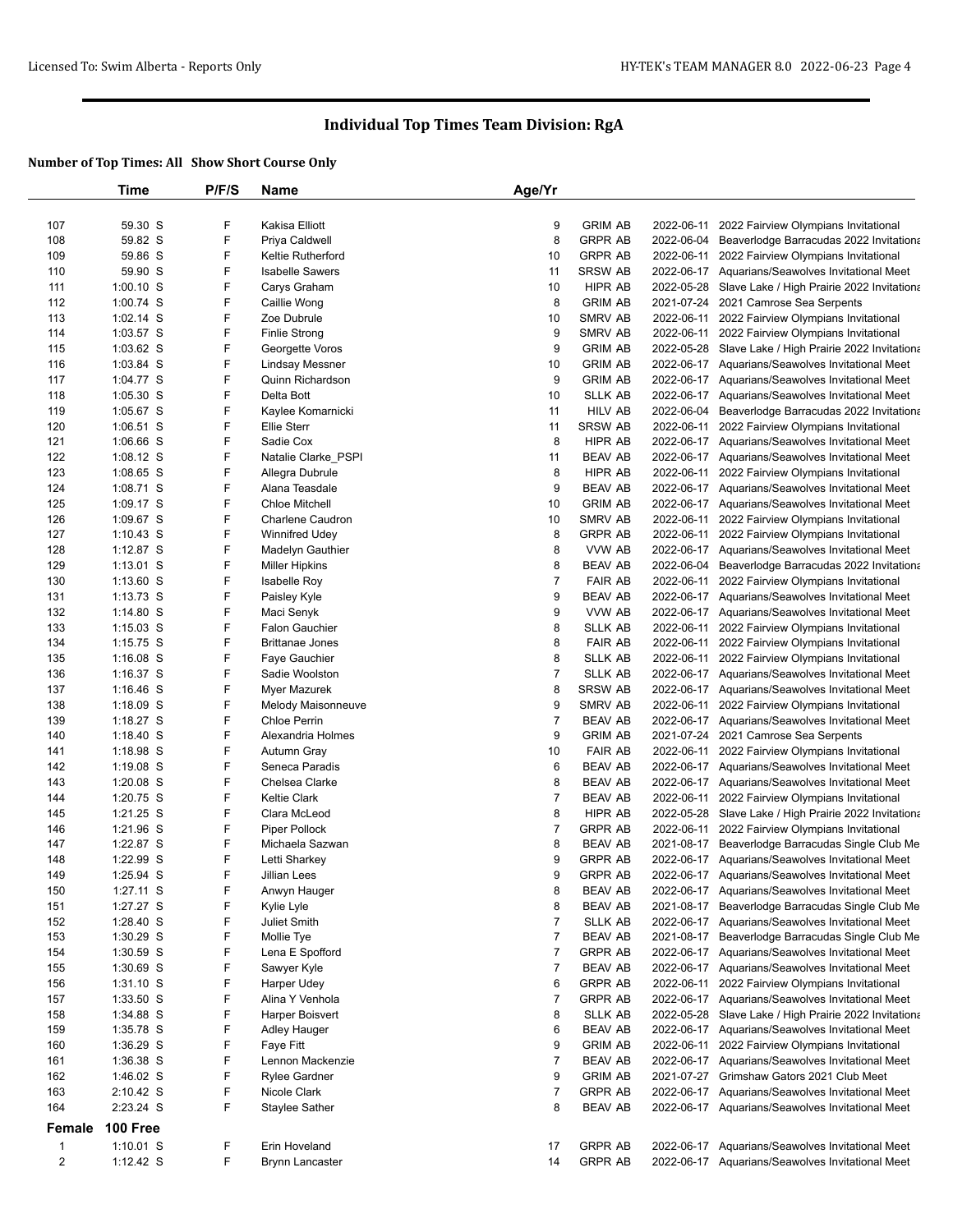# Individual Top Times Team Division: RgA

**Number of Top Times: All Show Short Course Only**

| | Time | P/F/S | Name | Age/Yr | | | |
|---|---|---|---|---|---|---|---|
| 107 | 59.30 S | F | Kakisa Elliott | 9 | GRIM AB | 2022-06-11 | 2022 Fairview Olympians Invitational |
| 108 | 59.82 S | F | Priya Caldwell | 8 | GRPR AB | 2022-06-04 | Beaverlodge Barracudas 2022 Invitationa |
| 109 | 59.86 S | F | Keltie Rutherford | 10 | GRPR AB | 2022-06-11 | 2022 Fairview Olympians Invitational |
| 110 | 59.90 S | F | Isabelle Sawers | 11 | SRSW AB | 2022-06-17 | Aquarians/Seawolves Invitational Meet |
| 111 | 1:00.10 S | F | Carys Graham | 10 | HIPR AB | 2022-05-28 | Slave Lake / High Prairie 2022 Invitationa |
| 112 | 1:00.74 S | F | Caillie Wong | 8 | GRIM AB | 2021-07-24 | 2021 Camrose Sea Serpents |
| 113 | 1:02.14 S | F | Zoe Dubrule | 10 | SMRV AB | 2022-06-11 | 2022 Fairview Olympians Invitational |
| 114 | 1:03.57 S | F | Finlie Strong | 9 | SMRV AB | 2022-06-11 | 2022 Fairview Olympians Invitational |
| 115 | 1:03.62 S | F | Georgette Voros | 9 | GRIM AB | 2022-05-28 | Slave Lake / High Prairie 2022 Invitationa |
| 116 | 1:03.84 S | F | Lindsay Messner | 10 | GRIM AB | 2022-06-17 | Aquarians/Seawolves Invitational Meet |
| 117 | 1:04.77 S | F | Quinn Richardson | 9 | GRIM AB | 2022-06-17 | Aquarians/Seawolves Invitational Meet |
| 118 | 1:05.30 S | F | Delta Bott | 10 | SLLK AB | 2022-06-17 | Aquarians/Seawolves Invitational Meet |
| 119 | 1:05.67 S | F | Kaylee Komarnicki | 11 | HILV AB | 2022-06-04 | Beaverlodge Barracudas 2022 Invitationa |
| 120 | 1:06.51 S | F | Ellie Sterr | 11 | SRSW AB | 2022-06-11 | 2022 Fairview Olympians Invitational |
| 121 | 1:06.66 S | F | Sadie Cox | 8 | HIPR AB | 2022-06-17 | Aquarians/Seawolves Invitational Meet |
| 122 | 1:08.12 S | F | Natalie Clarke_PSPI | 11 | BEAV AB | 2022-06-17 | Aquarians/Seawolves Invitational Meet |
| 123 | 1:08.65 S | F | Allegra Dubrule | 8 | HIPR AB | 2022-06-11 | 2022 Fairview Olympians Invitational |
| 124 | 1:08.71 S | F | Alana Teasdale | 9 | BEAV AB | 2022-06-17 | Aquarians/Seawolves Invitational Meet |
| 125 | 1:09.17 S | F | Chloe Mitchell | 10 | GRIM AB | 2022-06-17 | Aquarians/Seawolves Invitational Meet |
| 126 | 1:09.67 S | F | Charlene Caudron | 10 | SMRV AB | 2022-06-11 | 2022 Fairview Olympians Invitational |
| 127 | 1:10.43 S | F | Winnifred Udey | 8 | GRPR AB | 2022-06-11 | 2022 Fairview Olympians Invitational |
| 128 | 1:12.87 S | F | Madelyn Gauthier | 8 | VVW AB | 2022-06-17 | Aquarians/Seawolves Invitational Meet |
| 129 | 1:13.01 S | F | Miller Hipkins | 8 | BEAV AB | 2022-06-04 | Beaverlodge Barracudas 2022 Invitationa |
| 130 | 1:13.60 S | F | Isabelle Roy | 7 | FAIR AB | 2022-06-11 | 2022 Fairview Olympians Invitational |
| 131 | 1:13.73 S | F | Paisley Kyle | 9 | BEAV AB | 2022-06-17 | Aquarians/Seawolves Invitational Meet |
| 132 | 1:14.80 S | F | Maci Senyk | 9 | VVW AB | 2022-06-17 | Aquarians/Seawolves Invitational Meet |
| 133 | 1:15.03 S | F | Falon Gauchier | 8 | SLLK AB | 2022-06-11 | 2022 Fairview Olympians Invitational |
| 134 | 1:15.75 S | F | Brittanae Jones | 8 | FAIR AB | 2022-06-11 | 2022 Fairview Olympians Invitational |
| 135 | 1:16.08 S | F | Faye Gauchier | 8 | SLLK AB | 2022-06-11 | 2022 Fairview Olympians Invitational |
| 136 | 1:16.37 S | F | Sadie Woolston | 7 | SLLK AB | 2022-06-17 | Aquarians/Seawolves Invitational Meet |
| 137 | 1:16.46 S | F | Myer Mazurek | 8 | SRSW AB | 2022-06-17 | Aquarians/Seawolves Invitational Meet |
| 138 | 1:18.09 S | F | Melody Maisonneuve | 9 | SMRV AB | 2022-06-11 | 2022 Fairview Olympians Invitational |
| 139 | 1:18.27 S | F | Chloe Perrin | 7 | BEAV AB | 2022-06-17 | Aquarians/Seawolves Invitational Meet |
| 140 | 1:18.40 S | F | Alexandria Holmes | 9 | GRIM AB | 2021-07-24 | 2021 Camrose Sea Serpents |
| 141 | 1:18.98 S | F | Autumn Gray | 10 | FAIR AB | 2022-06-11 | 2022 Fairview Olympians Invitational |
| 142 | 1:19.08 S | F | Seneca Paradis | 6 | BEAV AB | 2022-06-17 | Aquarians/Seawolves Invitational Meet |
| 143 | 1:20.08 S | F | Chelsea Clarke | 8 | BEAV AB | 2022-06-17 | Aquarians/Seawolves Invitational Meet |
| 144 | 1:20.75 S | F | Keltie Clark | 7 | BEAV AB | 2022-06-11 | 2022 Fairview Olympians Invitational |
| 145 | 1:21.25 S | F | Clara McLeod | 8 | HIPR AB | 2022-05-28 | Slave Lake / High Prairie 2022 Invitationa |
| 146 | 1:21.96 S | F | Piper Pollock | 7 | GRPR AB | 2022-06-11 | 2022 Fairview Olympians Invitational |
| 147 | 1:22.87 S | F | Michaela Sazwan | 8 | BEAV AB | 2021-08-17 | Beaverlodge Barracudas Single Club Me |
| 148 | 1:22.99 S | F | Letti Sharkey | 9 | GRPR AB | 2022-06-17 | Aquarians/Seawolves Invitational Meet |
| 149 | 1:25.94 S | F | Jillian Lees | 9 | GRPR AB | 2022-06-17 | Aquarians/Seawolves Invitational Meet |
| 150 | 1:27.11 S | F | Anwyn Hauger | 8 | BEAV AB | 2022-06-17 | Aquarians/Seawolves Invitational Meet |
| 151 | 1:27.27 S | F | Kylie Lyle | 8 | BEAV AB | 2021-08-17 | Beaverlodge Barracudas Single Club Me |
| 152 | 1:28.40 S | F | Juliet Smith | 7 | SLLK AB | 2022-06-17 | Aquarians/Seawolves Invitational Meet |
| 153 | 1:30.29 S | F | Mollie Tye | 7 | BEAV AB | 2021-08-17 | Beaverlodge Barracudas Single Club Me |
| 154 | 1:30.59 S | F | Lena E Spofford | 7 | GRPR AB | 2022-06-17 | Aquarians/Seawolves Invitational Meet |
| 155 | 1:30.69 S | F | Sawyer Kyle | 7 | BEAV AB | 2022-06-17 | Aquarians/Seawolves Invitational Meet |
| 156 | 1:31.10 S | F | Harper Udey | 6 | GRPR AB | 2022-06-11 | 2022 Fairview Olympians Invitational |
| 157 | 1:33.50 S | F | Alina Y Venhola | 7 | GRPR AB | 2022-06-17 | Aquarians/Seawolves Invitational Meet |
| 158 | 1:34.88 S | F | Harper Boisvert | 8 | SLLK AB | 2022-05-28 | Slave Lake / High Prairie 2022 Invitationa |
| 159 | 1:35.78 S | F | Adley Hauger | 6 | BEAV AB | 2022-06-17 | Aquarians/Seawolves Invitational Meet |
| 160 | 1:36.29 S | F | Faye Fitt | 9 | GRIM AB | 2022-06-11 | 2022 Fairview Olympians Invitational |
| 161 | 1:36.38 S | F | Lennon Mackenzie | 7 | BEAV AB | 2022-06-17 | Aquarians/Seawolves Invitational Meet |
| 162 | 1:46.02 S | F | Rylee Gardner | 9 | GRIM AB | 2021-07-27 | Grimshaw Gators 2021 Club Meet |
| 163 | 2:10.42 S | F | Nicole Clark | 7 | GRPR AB | 2022-06-17 | Aquarians/Seawolves Invitational Meet |
| 164 | 2:23.24 S | F | Staylee Sather | 8 | BEAV AB | 2022-06-17 | Aquarians/Seawolves Invitational Meet |

**Female 100 Free**

| | Time | P/F/S | Name | Age/Yr | | | |
|---|---|---|---|---|---|---|---|
| 1 | 1:10.01 S | F | Erin Hoveland | 17 | GRPR AB | 2022-06-17 | Aquarians/Seawolves Invitational Meet |
| 2 | 1:12.42 S | F | Brynn Lancaster | 14 | GRPR AB | 2022-06-17 | Aquarians/Seawolves Invitational Meet |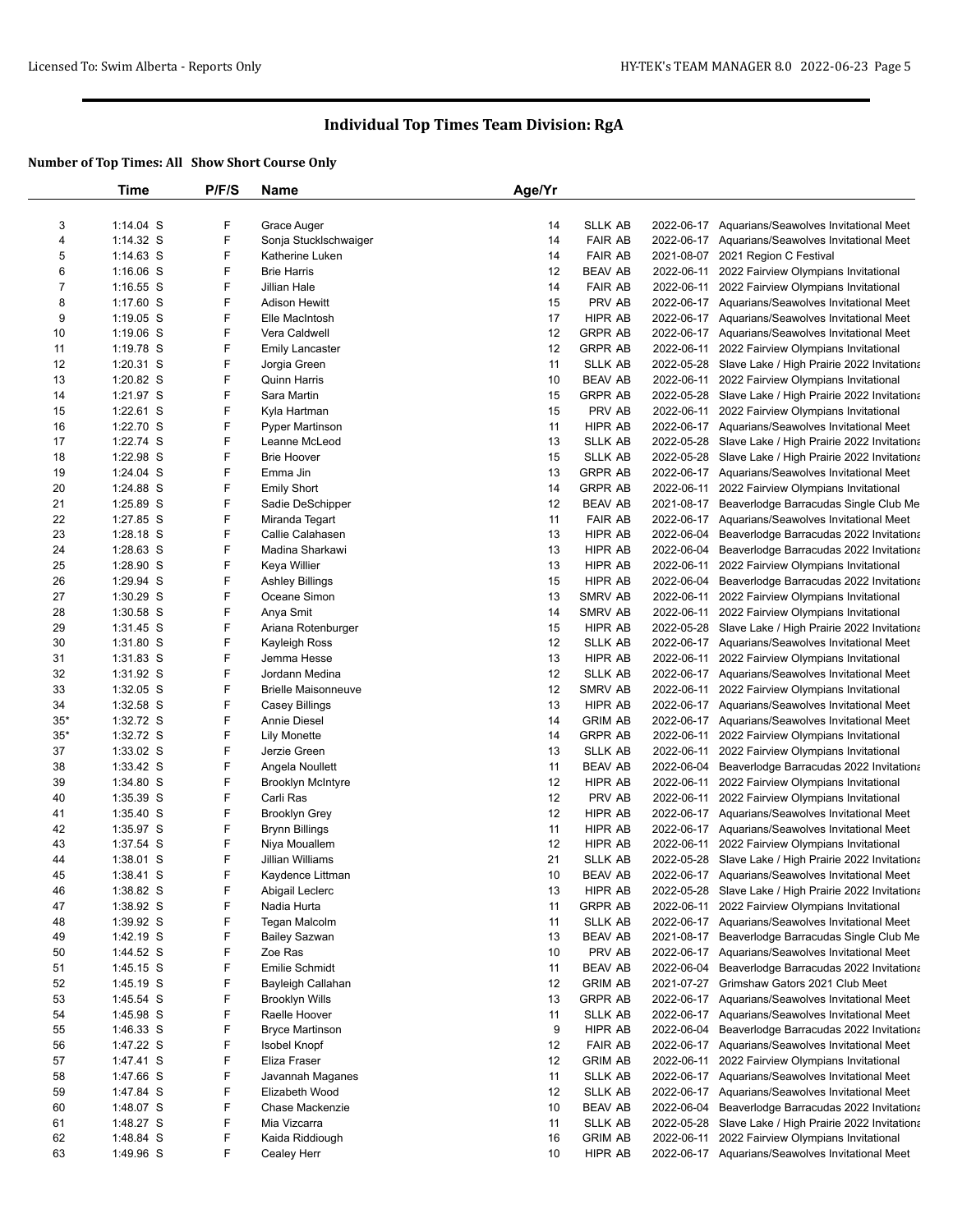# Individual Top Times Team Division: RgA

**Number of Top Times: All Show Short Course Only**

| | Time | P/F/S | Name | Age/Yr | | | |
|---|---|---|---|---|---|---|---|
| 3 | 1:14.04 S | F | Grace Auger | 14 | SLLK AB | 2022-06-17 | Aquarians/Seawolves Invitational Meet |
| 4 | 1:14.32 S | F | Sonja Stucklschwaiger | 14 | FAIR AB | 2022-06-17 | Aquarians/Seawolves Invitational Meet |
| 5 | 1:14.63 S | F | Katherine Luken | 14 | FAIR AB | 2021-08-07 | 2021 Region C Festival |
| 6 | 1:16.06 S | F | Brie Harris | 12 | BEAV AB | 2022-06-11 | 2022 Fairview Olympians Invitational |
| 7 | 1:16.55 S | F | Jillian Hale | 14 | FAIR AB | 2022-06-11 | 2022 Fairview Olympians Invitational |
| 8 | 1:17.60 S | F | Adison Hewitt | 15 | PRV AB | 2022-06-17 | Aquarians/Seawolves Invitational Meet |
| 9 | 1:19.05 S | F | Elle MacIntosh | 17 | HIPR AB | 2022-06-17 | Aquarians/Seawolves Invitational Meet |
| 10 | 1:19.06 S | F | Vera Caldwell | 12 | GRPR AB | 2022-06-17 | Aquarians/Seawolves Invitational Meet |
| 11 | 1:19.78 S | F | Emily Lancaster | 12 | GRPR AB | 2022-06-11 | 2022 Fairview Olympians Invitational |
| 12 | 1:20.31 S | F | Jorgia Green | 11 | SLLK AB | 2022-05-28 | Slave Lake / High Prairie 2022 Invitationa |
| 13 | 1:20.82 S | F | Quinn Harris | 10 | BEAV AB | 2022-06-11 | 2022 Fairview Olympians Invitational |
| 14 | 1:21.97 S | F | Sara Martin | 15 | GRPR AB | 2022-05-28 | Slave Lake / High Prairie 2022 Invitationa |
| 15 | 1:22.61 S | F | Kyla Hartman | 15 | PRV AB | 2022-06-11 | 2022 Fairview Olympians Invitational |
| 16 | 1:22.70 S | F | Pyper Martinson | 11 | HIPR AB | 2022-06-17 | Aquarians/Seawolves Invitational Meet |
| 17 | 1:22.74 S | F | Leanne McLeod | 13 | SLLK AB | 2022-05-28 | Slave Lake / High Prairie 2022 Invitationa |
| 18 | 1:22.98 S | F | Brie Hoover | 15 | SLLK AB | 2022-05-28 | Slave Lake / High Prairie 2022 Invitationa |
| 19 | 1:24.04 S | F | Emma Jin | 13 | GRPR AB | 2022-06-17 | Aquarians/Seawolves Invitational Meet |
| 20 | 1:24.88 S | F | Emily Short | 14 | GRPR AB | 2022-06-11 | 2022 Fairview Olympians Invitational |
| 21 | 1:25.89 S | F | Sadie DeSchipper | 12 | BEAV AB | 2021-08-17 | Beaverlodge Barracudas Single Club Me |
| 22 | 1:27.85 S | F | Miranda Tegart | 11 | FAIR AB | 2022-06-17 | Aquarians/Seawolves Invitational Meet |
| 23 | 1:28.18 S | F | Callie Calahasen | 13 | HIPR AB | 2022-06-04 | Beaverlodge Barracudas 2022 Invitationa |
| 24 | 1:28.63 S | F | Madina Sharkawi | 13 | HIPR AB | 2022-06-04 | Beaverlodge Barracudas 2022 Invitationa |
| 25 | 1:28.90 S | F | Keya Willier | 13 | HIPR AB | 2022-06-11 | 2022 Fairview Olympians Invitational |
| 26 | 1:29.94 S | F | Ashley Billings | 15 | HIPR AB | 2022-06-04 | Beaverlodge Barracudas 2022 Invitationa |
| 27 | 1:30.29 S | F | Oceane Simon | 13 | SMRV AB | 2022-06-11 | 2022 Fairview Olympians Invitational |
| 28 | 1:30.58 S | F | Anya Smit | 14 | SMRV AB | 2022-06-11 | 2022 Fairview Olympians Invitational |
| 29 | 1:31.45 S | F | Ariana Rotenburger | 15 | HIPR AB | 2022-05-28 | Slave Lake / High Prairie 2022 Invitationa |
| 30 | 1:31.80 S | F | Kayleigh Ross | 12 | SLLK AB | 2022-06-17 | Aquarians/Seawolves Invitational Meet |
| 31 | 1:31.83 S | F | Jemma Hesse | 13 | HIPR AB | 2022-06-11 | 2022 Fairview Olympians Invitational |
| 32 | 1:31.92 S | F | Jordann Medina | 12 | SLLK AB | 2022-06-17 | Aquarians/Seawolves Invitational Meet |
| 33 | 1:32.05 S | F | Brielle Maisonneuve | 12 | SMRV AB | 2022-06-11 | 2022 Fairview Olympians Invitational |
| 34 | 1:32.58 S | F | Casey Billings | 13 | HIPR AB | 2022-06-17 | Aquarians/Seawolves Invitational Meet |
| 35* | 1:32.72 S | F | Annie Diesel | 14 | GRIM AB | 2022-06-17 | Aquarians/Seawolves Invitational Meet |
| 35* | 1:32.72 S | F | Lily Monette | 14 | GRPR AB | 2022-06-11 | 2022 Fairview Olympians Invitational |
| 37 | 1:33.02 S | F | Jerzie Green | 13 | SLLK AB | 2022-06-11 | 2022 Fairview Olympians Invitational |
| 38 | 1:33.42 S | F | Angela Noullett | 11 | BEAV AB | 2022-06-04 | Beaverlodge Barracudas 2022 Invitationa |
| 39 | 1:34.80 S | F | Brooklyn McIntyre | 12 | HIPR AB | 2022-06-11 | 2022 Fairview Olympians Invitational |
| 40 | 1:35.39 S | F | Carli Ras | 12 | PRV AB | 2022-06-11 | 2022 Fairview Olympians Invitational |
| 41 | 1:35.40 S | F | Brooklyn Grey | 12 | HIPR AB | 2022-06-17 | Aquarians/Seawolves Invitational Meet |
| 42 | 1:35.97 S | F | Brynn Billings | 11 | HIPR AB | 2022-06-17 | Aquarians/Seawolves Invitational Meet |
| 43 | 1:37.54 S | F | Niya Mouallem | 12 | HIPR AB | 2022-06-11 | 2022 Fairview Olympians Invitational |
| 44 | 1:38.01 S | F | Jillian Williams | 21 | SLLK AB | 2022-05-28 | Slave Lake / High Prairie 2022 Invitationa |
| 45 | 1:38.41 S | F | Kaydence Littman | 10 | BEAV AB | 2022-06-17 | Aquarians/Seawolves Invitational Meet |
| 46 | 1:38.82 S | F | Abigail Leclerc | 13 | HIPR AB | 2022-05-28 | Slave Lake / High Prairie 2022 Invitationa |
| 47 | 1:38.92 S | F | Nadia Hurta | 11 | GRPR AB | 2022-06-11 | 2022 Fairview Olympians Invitational |
| 48 | 1:39.92 S | F | Tegan Malcolm | 11 | SLLK AB | 2022-06-17 | Aquarians/Seawolves Invitational Meet |
| 49 | 1:42.19 S | F | Bailey Sazwan | 13 | BEAV AB | 2021-08-17 | Beaverlodge Barracudas Single Club Me |
| 50 | 1:44.52 S | F | Zoe Ras | 10 | PRV AB | 2022-06-17 | Aquarians/Seawolves Invitational Meet |
| 51 | 1:45.15 S | F | Emilie Schmidt | 11 | BEAV AB | 2022-06-04 | Beaverlodge Barracudas 2022 Invitationa |
| 52 | 1:45.19 S | F | Bayleigh Callahan | 12 | GRIM AB | 2021-07-27 | Grimshaw Gators 2021 Club Meet |
| 53 | 1:45.54 S | F | Brooklyn Wills | 13 | GRPR AB | 2022-06-17 | Aquarians/Seawolves Invitational Meet |
| 54 | 1:45.98 S | F | Raelle Hoover | 11 | SLLK AB | 2022-06-17 | Aquarians/Seawolves Invitational Meet |
| 55 | 1:46.33 S | F | Bryce Martinson | 9 | HIPR AB | 2022-06-04 | Beaverlodge Barracudas 2022 Invitationa |
| 56 | 1:47.22 S | F | Isobel Knopf | 12 | FAIR AB | 2022-06-17 | Aquarians/Seawolves Invitational Meet |
| 57 | 1:47.41 S | F | Eliza Fraser | 12 | GRIM AB | 2022-06-11 | 2022 Fairview Olympians Invitational |
| 58 | 1:47.66 S | F | Javannah Maganes | 11 | SLLK AB | 2022-06-17 | Aquarians/Seawolves Invitational Meet |
| 59 | 1:47.84 S | F | Elizabeth Wood | 12 | SLLK AB | 2022-06-17 | Aquarians/Seawolves Invitational Meet |
| 60 | 1:48.07 S | F | Chase Mackenzie | 10 | BEAV AB | 2022-06-04 | Beaverlodge Barracudas 2022 Invitationa |
| 61 | 1:48.27 S | F | Mia Vizcarra | 11 | SLLK AB | 2022-05-28 | Slave Lake / High Prairie 2022 Invitationa |
| 62 | 1:48.84 S | F | Kaida Riddiough | 16 | GRIM AB | 2022-06-11 | 2022 Fairview Olympians Invitational |
| 63 | 1:49.96 S | F | Cealey Herr | 10 | HIPR AB | 2022-06-17 | Aquarians/Seawolves Invitational Meet |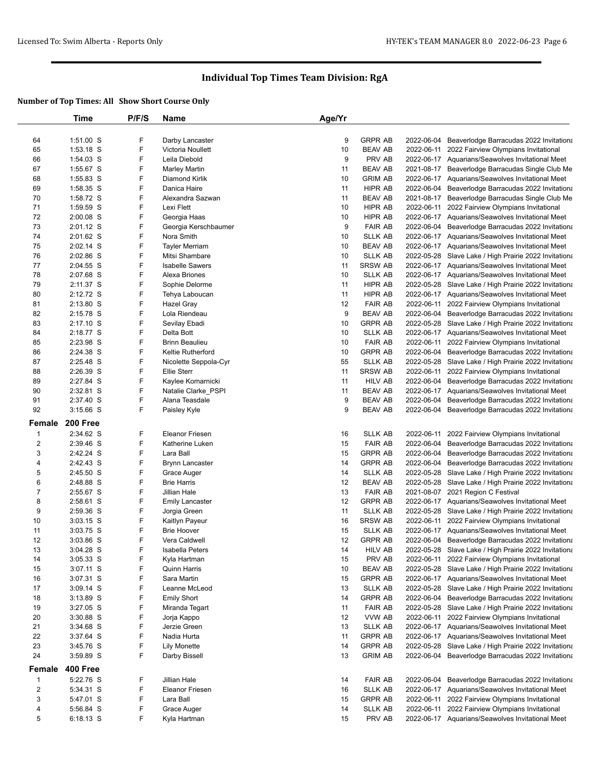# Individual Top Times Team Division: RgA

**Number of Top Times: All Show Short Course Only**

| | Time | P/F/S | Name | Age/Yr | | | |
|---|---|---|---|---|---|---|---|
| 64 | 1:51.00 S | F | Darby Lancaster | 9 | GRPR AB | 2022-06-04 | Beaverlodge Barracudas 2022 Invitationa |
| 65 | 1:53.18 S | F | Victoria Noullett | 10 | BEAV AB | 2022-06-11 | 2022 Fairview Olympians Invitational |
| 66 | 1:54.03 S | F | Leila Diebold | 9 | PRV AB | 2022-06-17 | Aquarians/Seawolves Invitational Meet |
| 67 | 1:55.67 S | F | Marley Martin | 11 | BEAV AB | 2021-08-17 | Beaverlodge Barracudas Single Club Me |
| 68 | 1:55.83 S | F | Diamond Kirlik | 10 | GRIM AB | 2022-06-17 | Aquarians/Seawolves Invitational Meet |
| 69 | 1:58.35 S | F | Danica Haire | 11 | HIPR AB | 2022-06-04 | Beaverlodge Barracudas 2022 Invitationa |
| 70 | 1:58.72 S | F | Alexandra Sazwan | 11 | BEAV AB | 2021-08-17 | Beaverlodge Barracudas Single Club Me |
| 71 | 1:59.59 S | F | Lexi Flett | 10 | HIPR AB | 2022-06-11 | 2022 Fairview Olympians Invitational |
| 72 | 2:00.08 S | F | Georgia Haas | 10 | HIPR AB | 2022-06-17 | Aquarians/Seawolves Invitational Meet |
| 73 | 2:01.12 S | F | Georgia Kerschbaumer | 9 | FAIR AB | 2022-06-04 | Beaverlodge Barracudas 2022 Invitationa |
| 74 | 2:01.62 S | F | Nora Smith | 10 | SLLK AB | 2022-06-17 | Aquarians/Seawolves Invitational Meet |
| 75 | 2:02.14 S | F | Tayler Merriam | 10 | BEAV AB | 2022-06-17 | Aquarians/Seawolves Invitational Meet |
| 76 | 2:02.86 S | F | Mitsi Shambare | 10 | SLLK AB | 2022-05-28 | Slave Lake / High Prairie 2022 Invitationa |
| 77 | 2:04.55 S | F | Isabelle Sawers | 11 | SRSW AB | 2022-06-17 | Aquarians/Seawolves Invitational Meet |
| 78 | 2:07.68 S | F | Alexa Briones | 10 | SLLK AB | 2022-06-17 | Aquarians/Seawolves Invitational Meet |
| 79 | 2:11.37 S | F | Sophie Delorme | 11 | HIPR AB | 2022-05-28 | Slave Lake / High Prairie 2022 Invitationa |
| 80 | 2:12.72 S | F | Tehya Laboucan | 11 | HIPR AB | 2022-06-17 | Aquarians/Seawolves Invitational Meet |
| 81 | 2:13.80 S | F | Hazel Gray | 12 | FAIR AB | 2022-06-11 | 2022 Fairview Olympians Invitational |
| 82 | 2:15.78 S | F | Lola Riendeau | 9 | BEAV AB | 2022-06-04 | Beaverlodge Barracudas 2022 Invitationa |
| 83 | 2:17.10 S | F | Sevilay Ebadi | 10 | GRPR AB | 2022-05-28 | Slave Lake / High Prairie 2022 Invitationa |
| 84 | 2:18.77 S | F | Delta Bott | 10 | SLLK AB | 2022-06-17 | Aquarians/Seawolves Invitational Meet |
| 85 | 2:23.98 S | F | Brinn Beaulieu | 10 | FAIR AB | 2022-06-11 | 2022 Fairview Olympians Invitational |
| 86 | 2:24.38 S | F | Keltie Rutherford | 10 | GRPR AB | 2022-06-04 | Beaverlodge Barracudas 2022 Invitationa |
| 87 | 2:25.48 S | F | Nicolette Seppola-Cyr | 55 | SLLK AB | 2022-05-28 | Slave Lake / High Prairie 2022 Invitationa |
| 88 | 2:26.39 S | F | Ellie Sterr | 11 | SRSW AB | 2022-06-11 | 2022 Fairview Olympians Invitational |
| 89 | 2:27.84 S | F | Kaylee Komarnicki | 11 | HILV AB | 2022-06-04 | Beaverlodge Barracudas 2022 Invitationa |
| 90 | 2:32.81 S | F | Natalie Clarke_PSPI | 11 | BEAV AB | 2022-06-17 | Aquarians/Seawolves Invitational Meet |
| 91 | 2:37.40 S | F | Alana Teasdale | 9 | BEAV AB | 2022-06-04 | Beaverlodge Barracudas 2022 Invitationa |
| 92 | 3:15.66 S | F | Paisley Kyle | 9 | BEAV AB | 2022-06-04 | Beaverlodge Barracudas 2022 Invitationa |
| **Female** | **200 Free** | | | | | | |
| 1 | 2:34.62 S | F | Eleanor Friesen | 16 | SLLK AB | 2022-06-11 | 2022 Fairview Olympians Invitational |
| 2 | 2:39.46 S | F | Katherine Luken | 15 | FAIR AB | 2022-06-04 | Beaverlodge Barracudas 2022 Invitationa |
| 3 | 2:42.24 S | F | Lara Ball | 15 | GRPR AB | 2022-06-04 | Beaverlodge Barracudas 2022 Invitationa |
| 4 | 2:42.43 S | F | Brynn Lancaster | 14 | GRPR AB | 2022-06-04 | Beaverlodge Barracudas 2022 Invitationa |
| 5 | 2:45.50 S | F | Grace Auger | 14 | SLLK AB | 2022-05-28 | Slave Lake / High Prairie 2022 Invitationa |
| 6 | 2:48.88 S | F | Brie Harris | 12 | BEAV AB | 2022-05-28 | Slave Lake / High Prairie 2022 Invitationa |
| 7 | 2:55.67 S | F | Jillian Hale | 13 | FAIR AB | 2021-08-07 | 2021 Region C Festival |
| 8 | 2:58.61 S | F | Emily Lancaster | 12 | GRPR AB | 2022-06-17 | Aquarians/Seawolves Invitational Meet |
| 9 | 2:59.36 S | F | Jorgia Green | 11 | SLLK AB | 2022-05-28 | Slave Lake / High Prairie 2022 Invitationa |
| 10 | 3:03.15 S | F | Kaitlyn Payeur | 16 | SRSW AB | 2022-06-11 | 2022 Fairview Olympians Invitational |
| 11 | 3:03.75 S | F | Brie Hoover | 15 | SLLK AB | 2022-06-17 | Aquarians/Seawolves Invitational Meet |
| 12 | 3:03.86 S | F | Vera Caldwell | 12 | GRPR AB | 2022-06-04 | Beaverlodge Barracudas 2022 Invitationa |
| 13 | 3:04.28 S | F | Isabella Peters | 14 | HILV AB | 2022-05-28 | Slave Lake / High Prairie 2022 Invitationa |
| 14 | 3:05.33 S | F | Kyla Hartman | 15 | PRV AB | 2022-06-11 | 2022 Fairview Olympians Invitational |
| 15 | 3:07.11 S | F | Quinn Harris | 10 | BEAV AB | 2022-05-28 | Slave Lake / High Prairie 2022 Invitationa |
| 16 | 3:07.31 S | F | Sara Martin | 15 | GRPR AB | 2022-06-17 | Aquarians/Seawolves Invitational Meet |
| 17 | 3:09.14 S | F | Leanne McLeod | 13 | SLLK AB | 2022-05-28 | Slave Lake / High Prairie 2022 Invitationa |
| 18 | 3:13.89 S | F | Emily Short | 14 | GRPR AB | 2022-06-04 | Beaverlodge Barracudas 2022 Invitationa |
| 19 | 3:27.05 S | F | Miranda Tegart | 11 | FAIR AB | 2022-05-28 | Slave Lake / High Prairie 2022 Invitationa |
| 20 | 3:30.88 S | F | Jorja Kappo | 12 | VVW AB | 2022-06-11 | 2022 Fairview Olympians Invitational |
| 21 | 3:34.68 S | F | Jerzie Green | 13 | SLLK AB | 2022-06-17 | Aquarians/Seawolves Invitational Meet |
| 22 | 3:37.64 S | F | Nadia Hurta | 11 | GRPR AB | 2022-06-17 | Aquarians/Seawolves Invitational Meet |
| 23 | 3:45.76 S | F | Lily Monette | 14 | GRPR AB | 2022-05-28 | Slave Lake / High Prairie 2022 Invitationa |
| 24 | 3:59.89 S | F | Darby Bissell | 13 | GRIM AB | 2022-06-04 | Beaverlodge Barracudas 2022 Invitationa |
| **Female** | **400 Free** | | | | | | |
| 1 | 5:22.76 S | F | Jillian Hale | 14 | FAIR AB | 2022-06-04 | Beaverlodge Barracudas 2022 Invitationa |
| 2 | 5:34.31 S | F | Eleanor Friesen | 16 | SLLK AB | 2022-06-17 | Aquarians/Seawolves Invitational Meet |
| 3 | 5:47.01 S | F | Lara Ball | 15 | GRPR AB | 2022-06-11 | 2022 Fairview Olympians Invitational |
| 4 | 5:56.84 S | F | Grace Auger | 14 | SLLK AB | 2022-06-11 | 2022 Fairview Olympians Invitational |
| 5 | 6:18.13 S | F | Kyla Hartman | 15 | PRV AB | 2022-06-17 | Aquarians/Seawolves Invitational Meet |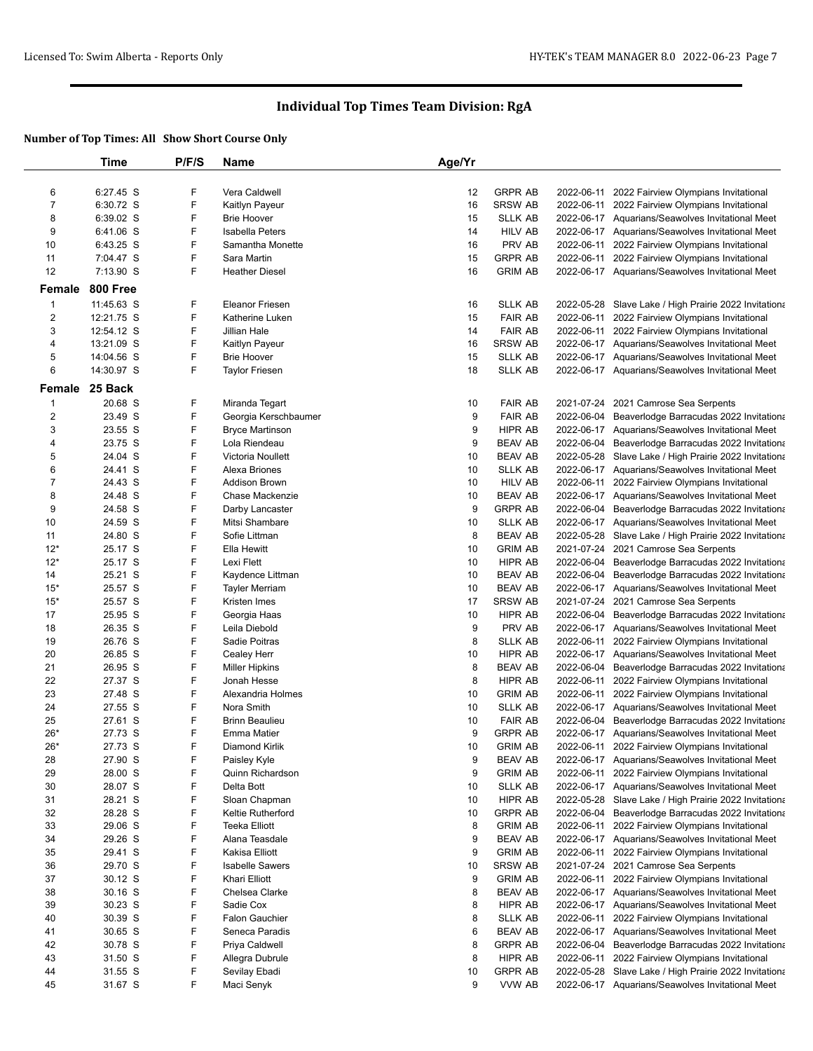## Individual Top Times Team Division: RgA

**Number of Top Times: All Show Short Course Only**

| | Time | P/F/S | Name | Age/Yr | | | |
|---|---|---|---|---|---|---|---|
| 6 | 6:27.45 S | F | Vera Caldwell | 12 | GRPR AB | 2022-06-11 | 2022 Fairview Olympians Invitational |
| 7 | 6:30.72 S | F | Kaitlyn Payeur | 16 | SRSW AB | 2022-06-11 | 2022 Fairview Olympians Invitational |
| 8 | 6:39.02 S | F | Brie Hoover | 15 | SLLK AB | 2022-06-17 | Aquarians/Seawolves Invitational Meet |
| 9 | 6:41.06 S | F | Isabella Peters | 14 | HILV AB | 2022-06-17 | Aquarians/Seawolves Invitational Meet |
| 10 | 6:43.25 S | F | Samantha Monette | 16 | PRV AB | 2022-06-11 | 2022 Fairview Olympians Invitational |
| 11 | 7:04.47 S | F | Sara Martin | 15 | GRPR AB | 2022-06-11 | 2022 Fairview Olympians Invitational |
| 12 | 7:13.90 S | F | Heather Diesel | 16 | GRIM AB | 2022-06-17 | Aquarians/Seawolves Invitational Meet |

**Female 800 Free**

| | Time | P/F/S | Name | Age/Yr | | | |
|---|---|---|---|---|---|---|---|
| 1 | 11:45.63 S | F | Eleanor Friesen | 16 | SLLK AB | 2022-05-28 | Slave Lake / High Prairie 2022 Invitationa |
| 2 | 12:21.75 S | F | Katherine Luken | 15 | FAIR AB | 2022-06-11 | 2022 Fairview Olympians Invitational |
| 3 | 12:54.12 S | F | Jillian Hale | 14 | FAIR AB | 2022-06-11 | 2022 Fairview Olympians Invitational |
| 4 | 13:21.09 S | F | Kaitlyn Payeur | 16 | SRSW AB | 2022-06-17 | Aquarians/Seawolves Invitational Meet |
| 5 | 14:04.56 S | F | Brie Hoover | 15 | SLLK AB | 2022-06-17 | Aquarians/Seawolves Invitational Meet |
| 6 | 14:30.97 S | F | Taylor Friesen | 18 | SLLK AB | 2022-06-17 | Aquarians/Seawolves Invitational Meet |

**Female 25 Back**

| | Time | P/F/S | Name | Age/Yr | | | |
|---|---|---|---|---|---|---|---|
| 1 | 20.68 S | F | Miranda Tegart | 10 | FAIR AB | 2021-07-24 | 2021 Camrose Sea Serpents |
| 2 | 23.49 S | F | Georgia Kerschbaumer | 9 | FAIR AB | 2022-06-04 | Beaverlodge Barracudas 2022 Invitationa |
| 3 | 23.55 S | F | Bryce Martinson | 9 | HIPR AB | 2022-06-17 | Aquarians/Seawolves Invitational Meet |
| 4 | 23.75 S | F | Lola Riendeau | 9 | BEAV AB | 2022-06-04 | Beaverlodge Barracudas 2022 Invitationa |
| 5 | 24.04 S | F | Victoria Noullett | 10 | BEAV AB | 2022-05-28 | Slave Lake / High Prairie 2022 Invitationa |
| 6 | 24.41 S | F | Alexa Briones | 10 | SLLK AB | 2022-06-17 | Aquarians/Seawolves Invitational Meet |
| 7 | 24.43 S | F | Addison Brown | 10 | HILV AB | 2022-06-11 | 2022 Fairview Olympians Invitational |
| 8 | 24.48 S | F | Chase Mackenzie | 10 | BEAV AB | 2022-06-17 | Aquarians/Seawolves Invitational Meet |
| 9 | 24.58 S | F | Darby Lancaster | 9 | GRPR AB | 2022-06-04 | Beaverlodge Barracudas 2022 Invitationa |
| 10 | 24.59 S | F | Mitsi Shambare | 10 | SLLK AB | 2022-06-17 | Aquarians/Seawolves Invitational Meet |
| 11 | 24.80 S | F | Sofie Littman | 8 | BEAV AB | 2022-05-28 | Slave Lake / High Prairie 2022 Invitationa |
| 12* | 25.17 S | F | Ella Hewitt | 10 | GRIM AB | 2021-07-24 | 2021 Camrose Sea Serpents |
| 12* | 25.17 S | F | Lexi Flett | 10 | HIPR AB | 2022-06-04 | Beaverlodge Barracudas 2022 Invitationa |
| 14 | 25.21 S | F | Kaydence Littman | 10 | BEAV AB | 2022-06-04 | Beaverlodge Barracudas 2022 Invitationa |
| 15* | 25.57 S | F | Tayler Merriam | 10 | BEAV AB | 2022-06-17 | Aquarians/Seawolves Invitational Meet |
| 15* | 25.57 S | F | Kristen Imes | 17 | SRSW AB | 2021-07-24 | 2021 Camrose Sea Serpents |
| 17 | 25.95 S | F | Georgia Haas | 10 | HIPR AB | 2022-06-04 | Beaverlodge Barracudas 2022 Invitationa |
| 18 | 26.35 S | F | Leila Diebold | 9 | PRV AB | 2022-06-17 | Aquarians/Seawolves Invitational Meet |
| 19 | 26.76 S | F | Sadie Poitras | 8 | SLLK AB | 2022-06-11 | 2022 Fairview Olympians Invitational |
| 20 | 26.85 S | F | Cealey Herr | 10 | HIPR AB | 2022-06-17 | Aquarians/Seawolves Invitational Meet |
| 21 | 26.95 S | F | Miller Hipkins | 8 | BEAV AB | 2022-06-04 | Beaverlodge Barracudas 2022 Invitationa |
| 22 | 27.37 S | F | Jonah Hesse | 8 | HIPR AB | 2022-06-11 | 2022 Fairview Olympians Invitational |
| 23 | 27.48 S | F | Alexandria Holmes | 10 | GRIM AB | 2022-06-11 | 2022 Fairview Olympians Invitational |
| 24 | 27.55 S | F | Nora Smith | 10 | SLLK AB | 2022-06-17 | Aquarians/Seawolves Invitational Meet |
| 25 | 27.61 S | F | Brinn Beaulieu | 10 | FAIR AB | 2022-06-04 | Beaverlodge Barracudas 2022 Invitationa |
| 26* | 27.73 S | F | Emma Matier | 9 | GRPR AB | 2022-06-17 | Aquarians/Seawolves Invitational Meet |
| 26* | 27.73 S | F | Diamond Kirlik | 10 | GRIM AB | 2022-06-11 | 2022 Fairview Olympians Invitational |
| 28 | 27.90 S | F | Paisley Kyle | 9 | BEAV AB | 2022-06-17 | Aquarians/Seawolves Invitational Meet |
| 29 | 28.00 S | F | Quinn Richardson | 9 | GRIM AB | 2022-06-11 | 2022 Fairview Olympians Invitational |
| 30 | 28.07 S | F | Delta Bott | 10 | SLLK AB | 2022-06-17 | Aquarians/Seawolves Invitational Meet |
| 31 | 28.21 S | F | Sloan Chapman | 10 | HIPR AB | 2022-05-28 | Slave Lake / High Prairie 2022 Invitationa |
| 32 | 28.28 S | F | Keltie Rutherford | 10 | GRPR AB | 2022-06-04 | Beaverlodge Barracudas 2022 Invitationa |
| 33 | 29.06 S | F | Teeka Elliott | 8 | GRIM AB | 2022-06-11 | 2022 Fairview Olympians Invitational |
| 34 | 29.26 S | F | Alana Teasdale | 9 | BEAV AB | 2022-06-17 | Aquarians/Seawolves Invitational Meet |
| 35 | 29.41 S | F | Kakisa Elliott | 9 | GRIM AB | 2022-06-11 | 2022 Fairview Olympians Invitational |
| 36 | 29.70 S | F | Isabelle Sawers | 10 | SRSW AB | 2021-07-24 | 2021 Camrose Sea Serpents |
| 37 | 30.12 S | F | Khari Elliott | 9 | GRIM AB | 2022-06-11 | 2022 Fairview Olympians Invitational |
| 38 | 30.16 S | F | Chelsea Clarke | 8 | BEAV AB | 2022-06-17 | Aquarians/Seawolves Invitational Meet |
| 39 | 30.23 S | F | Sadie Cox | 8 | HIPR AB | 2022-06-17 | Aquarians/Seawolves Invitational Meet |
| 40 | 30.39 S | F | Falon Gauchier | 8 | SLLK AB | 2022-06-11 | 2022 Fairview Olympians Invitational |
| 41 | 30.65 S | F | Seneca Paradis | 6 | BEAV AB | 2022-06-17 | Aquarians/Seawolves Invitational Meet |
| 42 | 30.78 S | F | Priya Caldwell | 8 | GRPR AB | 2022-06-04 | Beaverlodge Barracudas 2022 Invitationa |
| 43 | 31.50 S | F | Allegra Dubrule | 8 | HIPR AB | 2022-06-11 | 2022 Fairview Olympians Invitational |
| 44 | 31.55 S | F | Sevilay Ebadi | 10 | GRPR AB | 2022-05-28 | Slave Lake / High Prairie 2022 Invitationa |
| 45 | 31.67 S | F | Maci Senyk | 9 | VVW AB | 2022-06-17 | Aquarians/Seawolves Invitational Meet |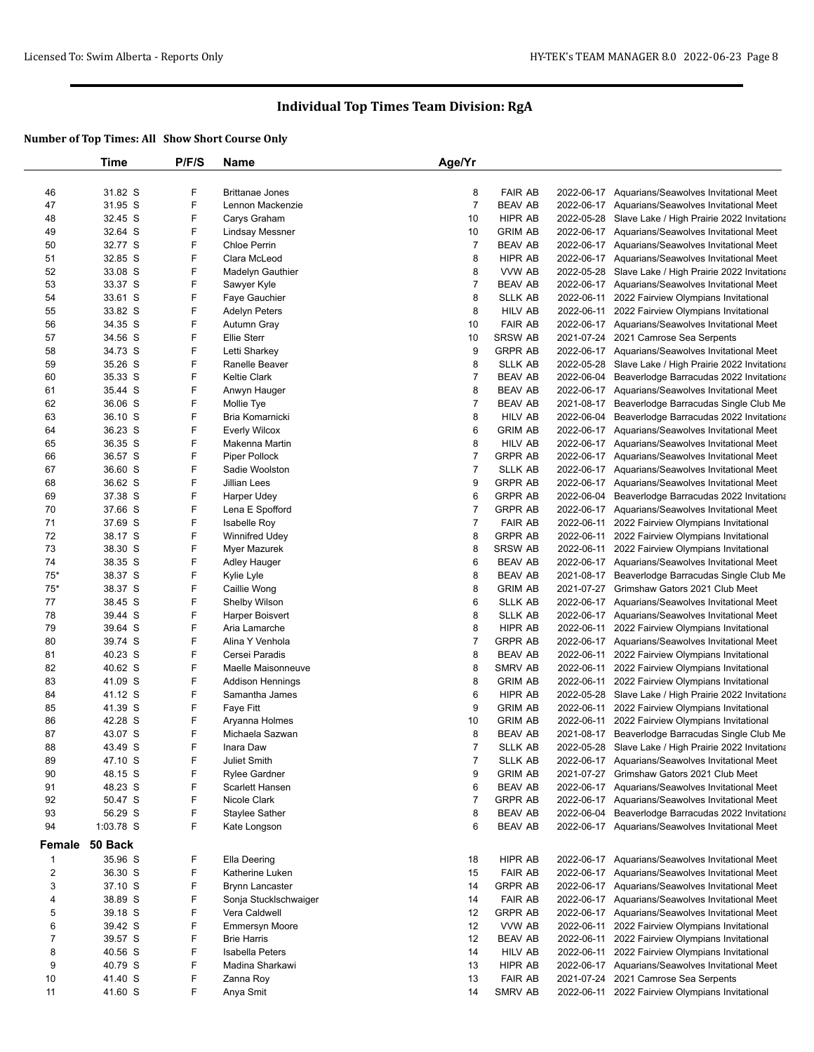## Individual Top Times Team Division: RgA

**Number of Top Times: All Show Short Course Only**

| | Time | P/F/S | Name | Age/Yr | | | |
|---|---|---|---|---|---|---|---|
| 46 | 31.82 S | F | Brittanae Jones | 8 | FAIR AB | 2022-06-17 | Aquarians/Seawolves Invitational Meet |
| 47 | 31.95 S | F | Lennon Mackenzie | 7 | BEAV AB | 2022-06-17 | Aquarians/Seawolves Invitational Meet |
| 48 | 32.45 S | F | Carys Graham | 10 | HIPR AB | 2022-05-28 | Slave Lake / High Prairie 2022 Invitationa |
| 49 | 32.64 S | F | Lindsay Messner | 10 | GRIM AB | 2022-06-17 | Aquarians/Seawolves Invitational Meet |
| 50 | 32.77 S | F | Chloe Perrin | 7 | BEAV AB | 2022-06-17 | Aquarians/Seawolves Invitational Meet |
| 51 | 32.85 S | F | Clara McLeod | 8 | HIPR AB | 2022-06-17 | Aquarians/Seawolves Invitational Meet |
| 52 | 33.08 S | F | Madelyn Gauthier | 8 | VVW AB | 2022-05-28 | Slave Lake / High Prairie 2022 Invitationa |
| 53 | 33.37 S | F | Sawyer Kyle | 7 | BEAV AB | 2022-06-17 | Aquarians/Seawolves Invitational Meet |
| 54 | 33.61 S | F | Faye Gauchier | 8 | SLLK AB | 2022-06-11 | 2022 Fairview Olympians Invitational |
| 55 | 33.82 S | F | Adelyn Peters | 8 | HILV AB | 2022-06-11 | 2022 Fairview Olympians Invitational |
| 56 | 34.35 S | F | Autumn Gray | 10 | FAIR AB | 2022-06-17 | Aquarians/Seawolves Invitational Meet |
| 57 | 34.56 S | F | Ellie Sterr | 10 | SRSW AB | 2021-07-24 | 2021 Camrose Sea Serpents |
| 58 | 34.73 S | F | Letti Sharkey | 9 | GRPR AB | 2022-06-17 | Aquarians/Seawolves Invitational Meet |
| 59 | 35.26 S | F | Ranelle Beaver | 8 | SLLK AB | 2022-05-28 | Slave Lake / High Prairie 2022 Invitationa |
| 60 | 35.33 S | F | Keltie Clark | 7 | BEAV AB | 2022-06-04 | Beaverlodge Barracudas 2022 Invitationa |
| 61 | 35.44 S | F | Anwyn Hauger | 8 | BEAV AB | 2022-06-17 | Aquarians/Seawolves Invitational Meet |
| 62 | 36.06 S | F | Mollie Tye | 7 | BEAV AB | 2021-08-17 | Beaverlodge Barracudas Single Club Me |
| 63 | 36.10 S | F | Bria Komarnicki | 8 | HILV AB | 2022-06-04 | Beaverlodge Barracudas 2022 Invitationa |
| 64 | 36.23 S | F | Everly Wilcox | 6 | GRIM AB | 2022-06-17 | Aquarians/Seawolves Invitational Meet |
| 65 | 36.35 S | F | Makenna Martin | 8 | HILV AB | 2022-06-17 | Aquarians/Seawolves Invitational Meet |
| 66 | 36.57 S | F | Piper Pollock | 7 | GRPR AB | 2022-06-17 | Aquarians/Seawolves Invitational Meet |
| 67 | 36.60 S | F | Sadie Woolston | 7 | SLLK AB | 2022-06-17 | Aquarians/Seawolves Invitational Meet |
| 68 | 36.62 S | F | Jillian Lees | 9 | GRPR AB | 2022-06-17 | Aquarians/Seawolves Invitational Meet |
| 69 | 37.38 S | F | Harper Udey | 6 | GRPR AB | 2022-06-04 | Beaverlodge Barracudas 2022 Invitationa |
| 70 | 37.66 S | F | Lena E Spofford | 7 | GRPR AB | 2022-06-17 | Aquarians/Seawolves Invitational Meet |
| 71 | 37.69 S | F | Isabelle Roy | 7 | FAIR AB | 2022-06-11 | 2022 Fairview Olympians Invitational |
| 72 | 38.17 S | F | Winnifred Udey | 8 | GRPR AB | 2022-06-11 | 2022 Fairview Olympians Invitational |
| 73 | 38.30 S | F | Myer Mazurek | 8 | SRSW AB | 2022-06-11 | 2022 Fairview Olympians Invitational |
| 74 | 38.35 S | F | Adley Hauger | 6 | BEAV AB | 2022-06-17 | Aquarians/Seawolves Invitational Meet |
| 75* | 38.37 S | F | Kylie Lyle | 8 | BEAV AB | 2021-08-17 | Beaverlodge Barracudas Single Club Me |
| 75* | 38.37 S | F | Caillie Wong | 8 | GRIM AB | 2021-07-27 | Grimshaw Gators 2021 Club Meet |
| 77 | 38.45 S | F | Shelby Wilson | 6 | SLLK AB | 2022-06-17 | Aquarians/Seawolves Invitational Meet |
| 78 | 39.44 S | F | Harper Boisvert | 8 | SLLK AB | 2022-06-17 | Aquarians/Seawolves Invitational Meet |
| 79 | 39.64 S | F | Aria Lamarche | 8 | HIPR AB | 2022-06-11 | 2022 Fairview Olympians Invitational |
| 80 | 39.74 S | F | Alina Y Venhola | 7 | GRPR AB | 2022-06-17 | Aquarians/Seawolves Invitational Meet |
| 81 | 40.23 S | F | Cersei Paradis | 8 | BEAV AB | 2022-06-11 | 2022 Fairview Olympians Invitational |
| 82 | 40.62 S | F | Maelle Maisonneuve | 8 | SMRV AB | 2022-06-11 | 2022 Fairview Olympians Invitational |
| 83 | 41.09 S | F | Addison Hennings | 8 | GRIM AB | 2022-06-11 | 2022 Fairview Olympians Invitational |
| 84 | 41.12 S | F | Samantha James | 6 | HIPR AB | 2022-05-28 | Slave Lake / High Prairie 2022 Invitationa |
| 85 | 41.39 S | F | Faye Fitt | 9 | GRIM AB | 2022-06-11 | 2022 Fairview Olympians Invitational |
| 86 | 42.28 S | F | Aryanna Holmes | 10 | GRIM AB | 2022-06-11 | 2022 Fairview Olympians Invitational |
| 87 | 43.07 S | F | Michaela Sazwan | 8 | BEAV AB | 2021-08-17 | Beaverlodge Barracudas Single Club Me |
| 88 | 43.49 S | F | Inara Daw | 7 | SLLK AB | 2022-05-28 | Slave Lake / High Prairie 2022 Invitationa |
| 89 | 47.10 S | F | Juliet Smith | 7 | SLLK AB | 2022-06-17 | Aquarians/Seawolves Invitational Meet |
| 90 | 48.15 S | F | Rylee Gardner | 9 | GRIM AB | 2021-07-27 | Grimshaw Gators 2021 Club Meet |
| 91 | 48.23 S | F | Scarlett Hansen | 6 | BEAV AB | 2022-06-17 | Aquarians/Seawolves Invitational Meet |
| 92 | 50.47 S | F | Nicole Clark | 7 | GRPR AB | 2022-06-17 | Aquarians/Seawolves Invitational Meet |
| 93 | 56.29 S | F | Staylee Sather | 8 | BEAV AB | 2022-06-04 | Beaverlodge Barracudas 2022 Invitationa |
| 94 | 1:03.78 S | F | Kate Longson | 6 | BEAV AB | 2022-06-17 | Aquarians/Seawolves Invitational Meet |

### Female 50 Back

| | Time | P/F/S | Name | Age/Yr | | | |
|---|---|---|---|---|---|---|---|
| 1 | 35.96 S | F | Ella Deering | 18 | HIPR AB | 2022-06-17 | Aquarians/Seawolves Invitational Meet |
| 2 | 36.30 S | F | Katherine Luken | 15 | FAIR AB | 2022-06-17 | Aquarians/Seawolves Invitational Meet |
| 3 | 37.10 S | F | Brynn Lancaster | 14 | GRPR AB | 2022-06-17 | Aquarians/Seawolves Invitational Meet |
| 4 | 38.89 S | F | Sonja Stucklschwaiger | 14 | FAIR AB | 2022-06-17 | Aquarians/Seawolves Invitational Meet |
| 5 | 39.18 S | F | Vera Caldwell | 12 | GRPR AB | 2022-06-17 | Aquarians/Seawolves Invitational Meet |
| 6 | 39.42 S | F | Emmersyn Moore | 12 | VVW AB | 2022-06-11 | 2022 Fairview Olympians Invitational |
| 7 | 39.57 S | F | Brie Harris | 12 | BEAV AB | 2022-06-11 | 2022 Fairview Olympians Invitational |
| 8 | 40.56 S | F | Isabella Peters | 14 | HILV AB | 2022-06-11 | 2022 Fairview Olympians Invitational |
| 9 | 40.79 S | F | Madina Sharkawi | 13 | HIPR AB | 2022-06-17 | Aquarians/Seawolves Invitational Meet |
| 10 | 41.40 S | F | Zanna Roy | 13 | FAIR AB | 2021-07-24 | 2021 Camrose Sea Serpents |
| 11 | 41.60 S | F | Anya Smit | 14 | SMRV AB | 2022-06-11 | 2022 Fairview Olympians Invitational |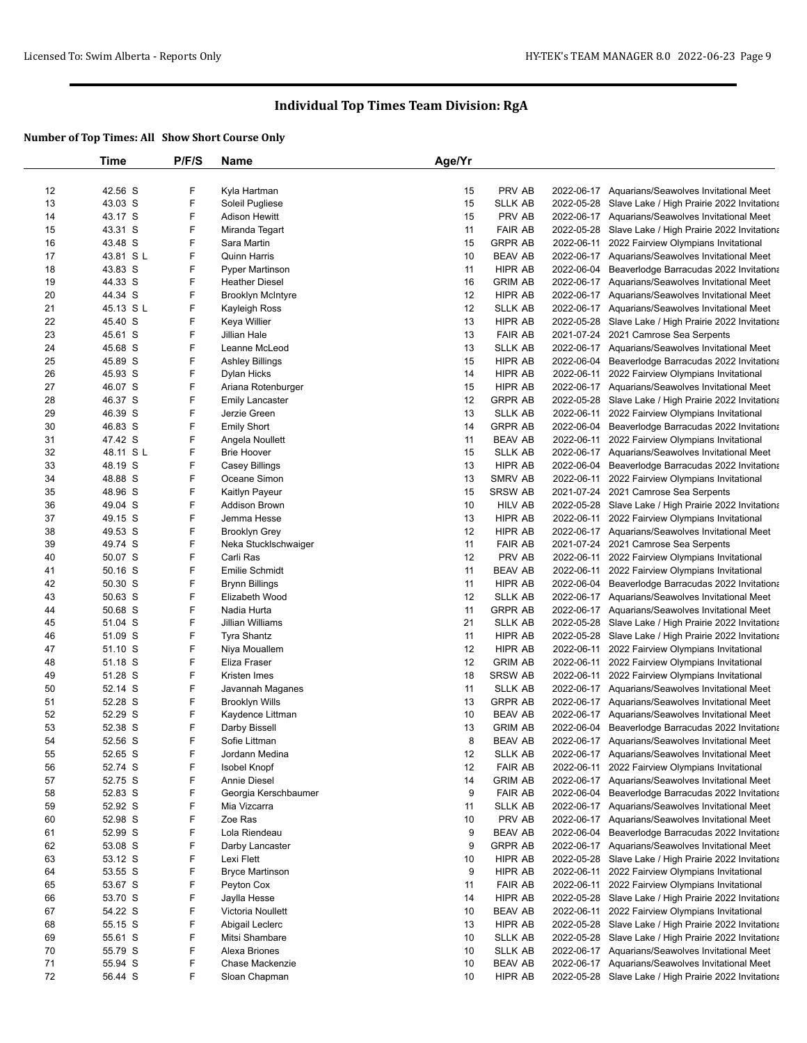## Individual Top Times Team Division: RgA

**Number of Top Times: All Show Short Course Only**

| | Time | P/F/S | Name | Age/Yr | | | |
|---|---|---|---|---|---|---|---|
| 12 | 42.56 S | F | Kyla Hartman | 15 | PRV AB | 2022-06-17 | Aquarians/Seawolves Invitational Meet |
| 13 | 43.03 S | F | Soleil Pugliese | 15 | SLLK AB | 2022-05-28 | Slave Lake / High Prairie 2022 Invitationa |
| 14 | 43.17 S | F | Adison Hewitt | 15 | PRV AB | 2022-06-17 | Aquarians/Seawolves Invitational Meet |
| 15 | 43.31 S | F | Miranda Tegart | 11 | FAIR AB | 2022-05-28 | Slave Lake / High Prairie 2022 Invitationa |
| 16 | 43.48 S | F | Sara Martin | 15 | GRPR AB | 2022-06-11 | 2022 Fairview Olympians Invitational |
| 17 | 43.81 S L | F | Quinn Harris | 10 | BEAV AB | 2022-06-17 | Aquarians/Seawolves Invitational Meet |
| 18 | 43.83 S | F | Pyper Martinson | 11 | HIPR AB | 2022-06-04 | Beaverlodge Barracudas 2022 Invitationa |
| 19 | 44.33 S | F | Heather Diesel | 16 | GRIM AB | 2022-06-17 | Aquarians/Seawolves Invitational Meet |
| 20 | 44.34 S | F | Brooklyn McIntyre | 12 | HIPR AB | 2022-06-17 | Aquarians/Seawolves Invitational Meet |
| 21 | 45.13 S L | F | Kayleigh Ross | 12 | SLLK AB | 2022-06-17 | Aquarians/Seawolves Invitational Meet |
| 22 | 45.40 S | F | Keya Willier | 13 | HIPR AB | 2022-05-28 | Slave Lake / High Prairie 2022 Invitationa |
| 23 | 45.61 S | F | Jillian Hale | 13 | FAIR AB | 2021-07-24 | 2021 Camrose Sea Serpents |
| 24 | 45.68 S | F | Leanne McLeod | 13 | SLLK AB | 2022-06-17 | Aquarians/Seawolves Invitational Meet |
| 25 | 45.89 S | F | Ashley Billings | 15 | HIPR AB | 2022-06-04 | Beaverlodge Barracudas 2022 Invitationa |
| 26 | 45.93 S | F | Dylan Hicks | 14 | HIPR AB | 2022-06-11 | 2022 Fairview Olympians Invitational |
| 27 | 46.07 S | F | Ariana Rotenburger | 15 | HIPR AB | 2022-06-17 | Aquarians/Seawolves Invitational Meet |
| 28 | 46.37 S | F | Emily Lancaster | 12 | GRPR AB | 2022-05-28 | Slave Lake / High Prairie 2022 Invitationa |
| 29 | 46.39 S | F | Jerzie Green | 13 | SLLK AB | 2022-06-11 | 2022 Fairview Olympians Invitational |
| 30 | 46.83 S | F | Emily Short | 14 | GRPR AB | 2022-06-04 | Beaverlodge Barracudas 2022 Invitationa |
| 31 | 47.42 S | F | Angela Noullett | 11 | BEAV AB | 2022-06-11 | 2022 Fairview Olympians Invitational |
| 32 | 48.11 S L | F | Brie Hoover | 15 | SLLK AB | 2022-06-17 | Aquarians/Seawolves Invitational Meet |
| 33 | 48.19 S | F | Casey Billings | 13 | HIPR AB | 2022-06-04 | Beaverlodge Barracudas 2022 Invitationa |
| 34 | 48.88 S | F | Oceane Simon | 13 | SMRV AB | 2022-06-11 | 2022 Fairview Olympians Invitational |
| 35 | 48.96 S | F | Kaitlyn Payeur | 15 | SRSW AB | 2021-07-24 | 2021 Camrose Sea Serpents |
| 36 | 49.04 S | F | Addison Brown | 10 | HILV AB | 2022-05-28 | Slave Lake / High Prairie 2022 Invitationa |
| 37 | 49.15 S | F | Jemma Hesse | 13 | HIPR AB | 2022-06-11 | 2022 Fairview Olympians Invitational |
| 38 | 49.53 S | F | Brooklyn Grey | 12 | HIPR AB | 2022-06-17 | Aquarians/Seawolves Invitational Meet |
| 39 | 49.74 S | F | Neka Stucklschwaiger | 11 | FAIR AB | 2021-07-24 | 2021 Camrose Sea Serpents |
| 40 | 50.07 S | F | Carli Ras | 12 | PRV AB | 2022-06-11 | 2022 Fairview Olympians Invitational |
| 41 | 50.16 S | F | Emilie Schmidt | 11 | BEAV AB | 2022-06-11 | 2022 Fairview Olympians Invitational |
| 42 | 50.30 S | F | Brynn Billings | 11 | HIPR AB | 2022-06-04 | Beaverlodge Barracudas 2022 Invitationa |
| 43 | 50.63 S | F | Elizabeth Wood | 12 | SLLK AB | 2022-06-17 | Aquarians/Seawolves Invitational Meet |
| 44 | 50.68 S | F | Nadia Hurta | 11 | GRPR AB | 2022-06-17 | Aquarians/Seawolves Invitational Meet |
| 45 | 51.04 S | F | Jillian Williams | 21 | SLLK AB | 2022-05-28 | Slave Lake / High Prairie 2022 Invitationa |
| 46 | 51.09 S | F | Tyra Shantz | 11 | HIPR AB | 2022-05-28 | Slave Lake / High Prairie 2022 Invitationa |
| 47 | 51.10 S | F | Niya Mouallem | 12 | HIPR AB | 2022-06-11 | 2022 Fairview Olympians Invitational |
| 48 | 51.18 S | F | Eliza Fraser | 12 | GRIM AB | 2022-06-11 | 2022 Fairview Olympians Invitational |
| 49 | 51.28 S | F | Kristen Imes | 18 | SRSW AB | 2022-06-11 | 2022 Fairview Olympians Invitational |
| 50 | 52.14 S | F | Javannah Maganes | 11 | SLLK AB | 2022-06-17 | Aquarians/Seawolves Invitational Meet |
| 51 | 52.28 S | F | Brooklyn Wills | 13 | GRPR AB | 2022-06-17 | Aquarians/Seawolves Invitational Meet |
| 52 | 52.29 S | F | Kaydence Littman | 10 | BEAV AB | 2022-06-17 | Aquarians/Seawolves Invitational Meet |
| 53 | 52.38 S | F | Darby Bissell | 13 | GRIM AB | 2022-06-04 | Beaverlodge Barracudas 2022 Invitationa |
| 54 | 52.56 S | F | Sofie Littman | 8 | BEAV AB | 2022-06-17 | Aquarians/Seawolves Invitational Meet |
| 55 | 52.65 S | F | Jordann Medina | 12 | SLLK AB | 2022-06-17 | Aquarians/Seawolves Invitational Meet |
| 56 | 52.74 S | F | Isobel Knopf | 12 | FAIR AB | 2022-06-11 | 2022 Fairview Olympians Invitational |
| 57 | 52.75 S | F | Annie Diesel | 14 | GRIM AB | 2022-06-17 | Aquarians/Seawolves Invitational Meet |
| 58 | 52.83 S | F | Georgia Kerschbaumer | 9 | FAIR AB | 2022-06-04 | Beaverlodge Barracudas 2022 Invitationa |
| 59 | 52.92 S | F | Mia Vizcarra | 11 | SLLK AB | 2022-06-17 | Aquarians/Seawolves Invitational Meet |
| 60 | 52.98 S | F | Zoe Ras | 10 | PRV AB | 2022-06-17 | Aquarians/Seawolves Invitational Meet |
| 61 | 52.99 S | F | Lola Riendeau | 9 | BEAV AB | 2022-06-04 | Beaverlodge Barracudas 2022 Invitationa |
| 62 | 53.08 S | F | Darby Lancaster | 9 | GRPR AB | 2022-06-17 | Aquarians/Seawolves Invitational Meet |
| 63 | 53.12 S | F | Lexi Flett | 10 | HIPR AB | 2022-05-28 | Slave Lake / High Prairie 2022 Invitationa |
| 64 | 53.55 S | F | Bryce Martinson | 9 | HIPR AB | 2022-06-11 | 2022 Fairview Olympians Invitational |
| 65 | 53.67 S | F | Peyton Cox | 11 | FAIR AB | 2022-06-11 | 2022 Fairview Olympians Invitational |
| 66 | 53.70 S | F | Jaylla Hesse | 14 | HIPR AB | 2022-05-28 | Slave Lake / High Prairie 2022 Invitationa |
| 67 | 54.22 S | F | Victoria Noullett | 10 | BEAV AB | 2022-06-11 | 2022 Fairview Olympians Invitational |
| 68 | 55.15 S | F | Abigail Leclerc | 13 | HIPR AB | 2022-05-28 | Slave Lake / High Prairie 2022 Invitationa |
| 69 | 55.61 S | F | Mitsi Shambare | 10 | SLLK AB | 2022-05-28 | Slave Lake / High Prairie 2022 Invitationa |
| 70 | 55.79 S | F | Alexa Briones | 10 | SLLK AB | 2022-06-17 | Aquarians/Seawolves Invitational Meet |
| 71 | 55.94 S | F | Chase Mackenzie | 10 | BEAV AB | 2022-06-17 | Aquarians/Seawolves Invitational Meet |
| 72 | 56.44 S | F | Sloan Chapman | 10 | HIPR AB | 2022-05-28 | Slave Lake / High Prairie 2022 Invitationa |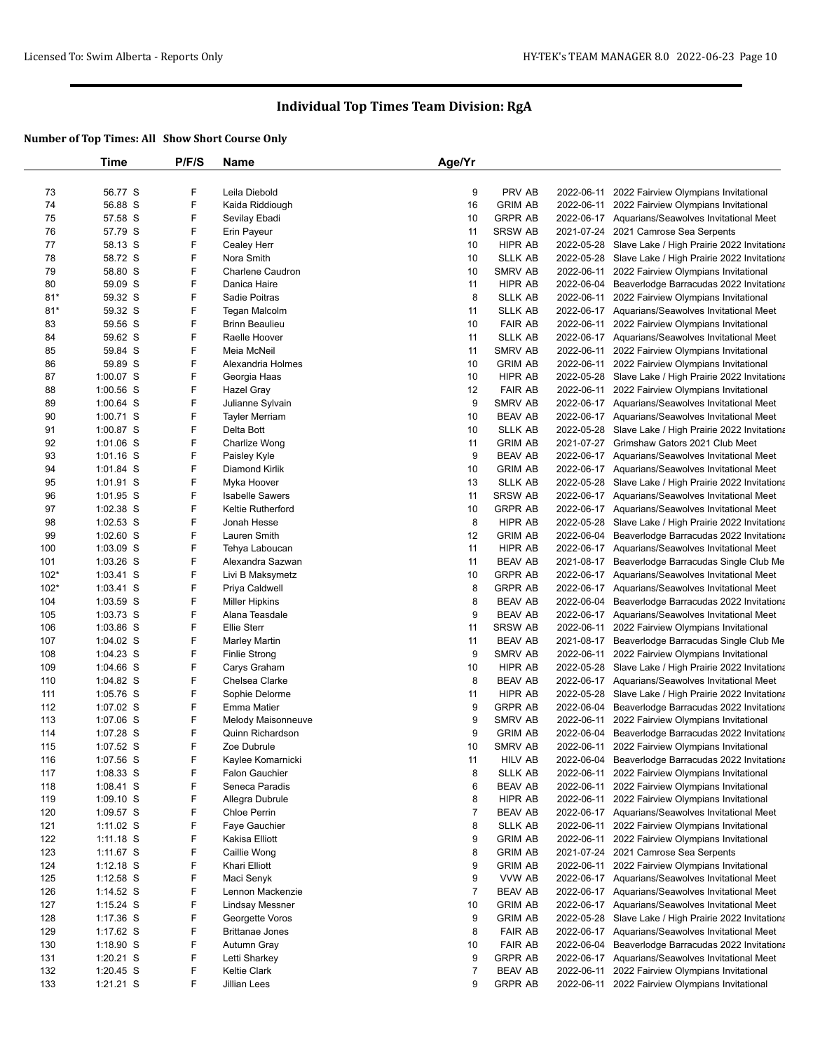## Individual Top Times Team Division: RgA

**Number of Top Times: All Show Short Course Only**

| | Time | P/F/S | Name | Age/Yr | | | |
|---|---|---|---|---|---|---|---|
| 73 | 56.77 S | F | Leila Diebold | 9 | PRV AB | 2022-06-11 | 2022 Fairview Olympians Invitational |
| 74 | 56.88 S | F | Kaida Riddiough | 16 | GRIM AB | 2022-06-11 | 2022 Fairview Olympians Invitational |
| 75 | 57.58 S | F | Sevilay Ebadi | 10 | GRPR AB | 2022-06-17 | Aquarians/Seawolves Invitational Meet |
| 76 | 57.79 S | F | Erin Payeur | 11 | SRSW AB | 2021-07-24 | 2021 Camrose Sea Serpents |
| 77 | 58.13 S | F | Cealey Herr | 10 | HIPR AB | 2022-05-28 | Slave Lake / High Prairie 2022 Invitationa |
| 78 | 58.72 S | F | Nora Smith | 10 | SLLK AB | 2022-05-28 | Slave Lake / High Prairie 2022 Invitationa |
| 79 | 58.80 S | F | Charlene Caudron | 10 | SMRV AB | 2022-06-11 | 2022 Fairview Olympians Invitational |
| 80 | 59.09 S | F | Danica Haire | 11 | HIPR AB | 2022-06-04 | Beaverlodge Barracudas 2022 Invitationa |
| 81* | 59.32 S | F | Sadie Poitras | 8 | SLLK AB | 2022-06-11 | 2022 Fairview Olympians Invitational |
| 81* | 59.32 S | F | Tegan Malcolm | 11 | SLLK AB | 2022-06-17 | Aquarians/Seawolves Invitational Meet |
| 83 | 59.56 S | F | Brinn Beaulieu | 10 | FAIR AB | 2022-06-11 | 2022 Fairview Olympians Invitational |
| 84 | 59.62 S | F | Raelle Hoover | 11 | SLLK AB | 2022-06-17 | Aquarians/Seawolves Invitational Meet |
| 85 | 59.84 S | F | Meia McNeil | 11 | SMRV AB | 2022-06-11 | 2022 Fairview Olympians Invitational |
| 86 | 59.89 S | F | Alexandria Holmes | 10 | GRIM AB | 2022-06-11 | 2022 Fairview Olympians Invitational |
| 87 | 1:00.07 S | F | Georgia Haas | 10 | HIPR AB | 2022-05-28 | Slave Lake / High Prairie 2022 Invitationa |
| 88 | 1:00.56 S | F | Hazel Gray | 12 | FAIR AB | 2022-06-11 | 2022 Fairview Olympians Invitational |
| 89 | 1:00.64 S | F | Julianne Sylvain | 9 | SMRV AB | 2022-06-17 | Aquarians/Seawolves Invitational Meet |
| 90 | 1:00.71 S | F | Tayler Merriam | 10 | BEAV AB | 2022-06-17 | Aquarians/Seawolves Invitational Meet |
| 91 | 1:00.87 S | F | Delta Bott | 10 | SLLK AB | 2022-05-28 | Slave Lake / High Prairie 2022 Invitationa |
| 92 | 1:01.06 S | F | Charlize Wong | 11 | GRIM AB | 2021-07-27 | Grimshaw Gators 2021 Club Meet |
| 93 | 1:01.16 S | F | Paisley Kyle | 9 | BEAV AB | 2022-06-17 | Aquarians/Seawolves Invitational Meet |
| 94 | 1:01.84 S | F | Diamond Kirlik | 10 | GRIM AB | 2022-06-17 | Aquarians/Seawolves Invitational Meet |
| 95 | 1:01.91 S | F | Myka Hoover | 13 | SLLK AB | 2022-05-28 | Slave Lake / High Prairie 2022 Invitationa |
| 96 | 1:01.95 S | F | Isabelle Sawers | 11 | SRSW AB | 2022-06-17 | Aquarians/Seawolves Invitational Meet |
| 97 | 1:02.38 S | F | Keltie Rutherford | 10 | GRPR AB | 2022-06-17 | Aquarians/Seawolves Invitational Meet |
| 98 | 1:02.53 S | F | Jonah Hesse | 8 | HIPR AB | 2022-05-28 | Slave Lake / High Prairie 2022 Invitationa |
| 99 | 1:02.60 S | F | Lauren Smith | 12 | GRIM AB | 2022-06-04 | Beaverlodge Barracudas 2022 Invitationa |
| 100 | 1:03.09 S | F | Tehya Laboucan | 11 | HIPR AB | 2022-06-17 | Aquarians/Seawolves Invitational Meet |
| 101 | 1:03.26 S | F | Alexandra Sazwan | 11 | BEAV AB | 2021-08-17 | Beaverlodge Barracudas Single Club Me |
| 102* | 1:03.41 S | F | Livi B Maksymetz | 10 | GRPR AB | 2022-06-17 | Aquarians/Seawolves Invitational Meet |
| 102* | 1:03.41 S | F | Priya Caldwell | 8 | GRPR AB | 2022-06-17 | Aquarians/Seawolves Invitational Meet |
| 104 | 1:03.59 S | F | Miller Hipkins | 8 | BEAV AB | 2022-06-04 | Beaverlodge Barracudas 2022 Invitationa |
| 105 | 1:03.73 S | F | Alana Teasdale | 9 | BEAV AB | 2022-06-17 | Aquarians/Seawolves Invitational Meet |
| 106 | 1:03.86 S | F | Ellie Sterr | 11 | SRSW AB | 2022-06-11 | 2022 Fairview Olympians Invitational |
| 107 | 1:04.02 S | F | Marley Martin | 11 | BEAV AB | 2021-08-17 | Beaverlodge Barracudas Single Club Me |
| 108 | 1:04.23 S | F | Finlie Strong | 9 | SMRV AB | 2022-06-11 | 2022 Fairview Olympians Invitational |
| 109 | 1:04.66 S | F | Carys Graham | 10 | HIPR AB | 2022-05-28 | Slave Lake / High Prairie 2022 Invitationa |
| 110 | 1:04.82 S | F | Chelsea Clarke | 8 | BEAV AB | 2022-06-17 | Aquarians/Seawolves Invitational Meet |
| 111 | 1:05.76 S | F | Sophie Delorme | 11 | HIPR AB | 2022-05-28 | Slave Lake / High Prairie 2022 Invitationa |
| 112 | 1:07.02 S | F | Emma Matier | 9 | GRPR AB | 2022-06-04 | Beaverlodge Barracudas 2022 Invitationa |
| 113 | 1:07.06 S | F | Melody Maisonneuve | 9 | SMRV AB | 2022-06-11 | 2022 Fairview Olympians Invitational |
| 114 | 1:07.28 S | F | Quinn Richardson | 9 | GRIM AB | 2022-06-04 | Beaverlodge Barracudas 2022 Invitationa |
| 115 | 1:07.52 S | F | Zoe Dubrule | 10 | SMRV AB | 2022-06-11 | 2022 Fairview Olympians Invitational |
| 116 | 1:07.56 S | F | Kaylee Komarnicki | 11 | HILV AB | 2022-06-04 | Beaverlodge Barracudas 2022 Invitationa |
| 117 | 1:08.33 S | F | Falon Gauchier | 8 | SLLK AB | 2022-06-11 | 2022 Fairview Olympians Invitational |
| 118 | 1:08.41 S | F | Seneca Paradis | 6 | BEAV AB | 2022-06-11 | 2022 Fairview Olympians Invitational |
| 119 | 1:09.10 S | F | Allegra Dubrule | 8 | HIPR AB | 2022-06-11 | 2022 Fairview Olympians Invitational |
| 120 | 1:09.57 S | F | Chloe Perrin | 7 | BEAV AB | 2022-06-17 | Aquarians/Seawolves Invitational Meet |
| 121 | 1:11.02 S | F | Faye Gauchier | 8 | SLLK AB | 2022-06-11 | 2022 Fairview Olympians Invitational |
| 122 | 1:11.18 S | F | Kakisa Elliott | 9 | GRIM AB | 2022-06-11 | 2022 Fairview Olympians Invitational |
| 123 | 1:11.67 S | F | Caillie Wong | 8 | GRIM AB | 2021-07-24 | 2021 Camrose Sea Serpents |
| 124 | 1:12.18 S | F | Khari Elliott | 9 | GRIM AB | 2022-06-11 | 2022 Fairview Olympians Invitational |
| 125 | 1:12.58 S | F | Maci Senyk | 9 | VVW AB | 2022-06-17 | Aquarians/Seawolves Invitational Meet |
| 126 | 1:14.52 S | F | Lennon Mackenzie | 7 | BEAV AB | 2022-06-17 | Aquarians/Seawolves Invitational Meet |
| 127 | 1:15.24 S | F | Lindsay Messner | 10 | GRIM AB | 2022-06-17 | Aquarians/Seawolves Invitational Meet |
| 128 | 1:17.36 S | F | Georgette Voros | 9 | GRIM AB | 2022-05-28 | Slave Lake / High Prairie 2022 Invitationa |
| 129 | 1:17.62 S | F | Brittanae Jones | 8 | FAIR AB | 2022-06-17 | Aquarians/Seawolves Invitational Meet |
| 130 | 1:18.90 S | F | Autumn Gray | 10 | FAIR AB | 2022-06-04 | Beaverlodge Barracudas 2022 Invitationa |
| 131 | 1:20.21 S | F | Letti Sharkey | 9 | GRPR AB | 2022-06-17 | Aquarians/Seawolves Invitational Meet |
| 132 | 1:20.45 S | F | Keltie Clark | 7 | BEAV AB | 2022-06-11 | 2022 Fairview Olympians Invitational |
| 133 | 1:21.21 S | F | Jillian Lees | 9 | GRPR AB | 2022-06-11 | 2022 Fairview Olympians Invitational |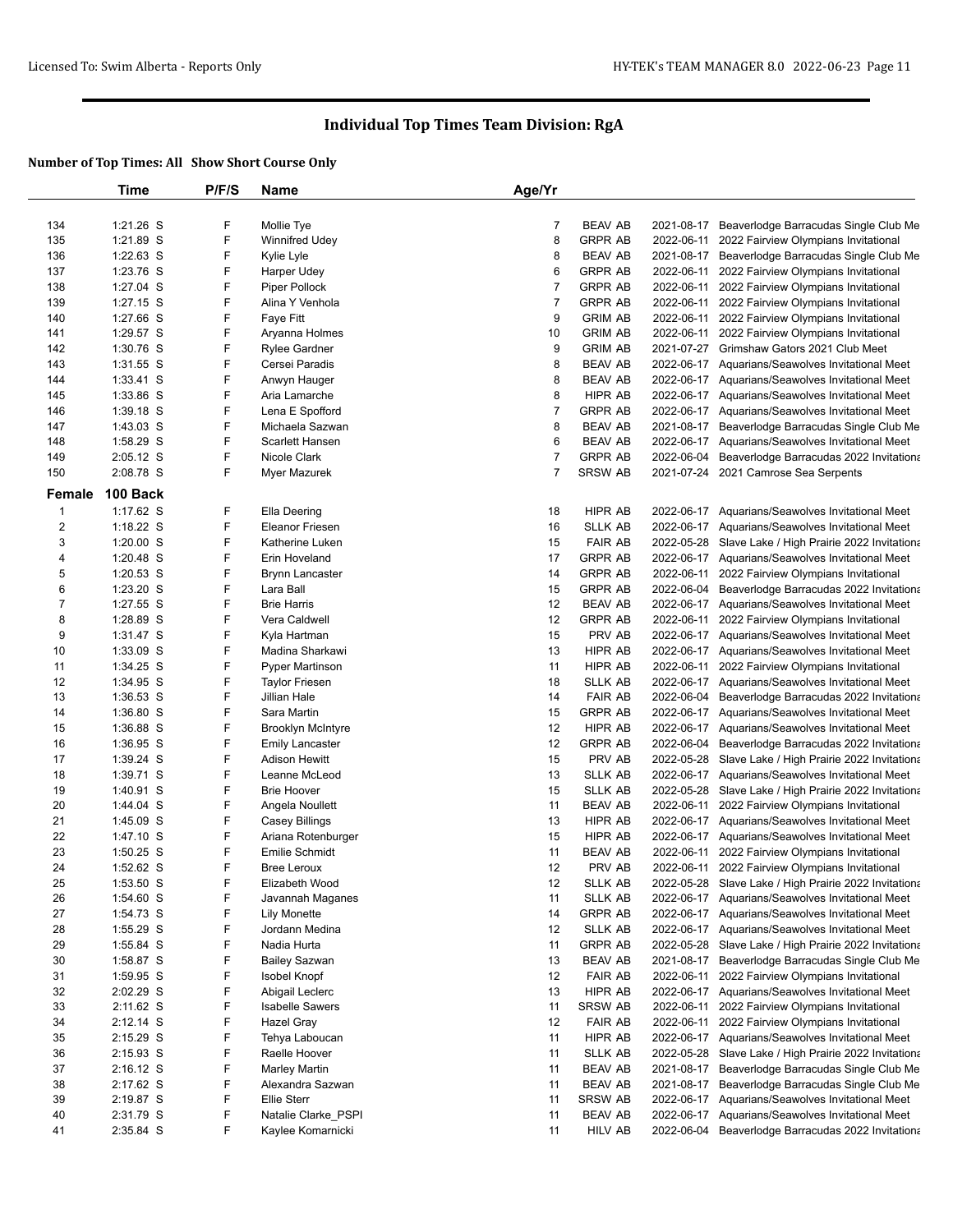# Individual Top Times Team Division: RgA

## Number of Top Times: All  Show Short Course Only

| | Time | P/F/S | Name | Age/Yr | | | |
|---|---|---|---|---|---|---|---|
| 134 | 1:21.26 S | F | Mollie Tye | 7 | BEAV AB | 2021-08-17 | Beaverlodge Barracudas Single Club Me |
| 135 | 1:21.89 S | F | Winnifred Udey | 8 | GRPR AB | 2022-06-11 | 2022 Fairview Olympians Invitational |
| 136 | 1:22.63 S | F | Kylie Lyle | 8 | BEAV AB | 2021-08-17 | Beaverlodge Barracudas Single Club Me |
| 137 | 1:23.76 S | F | Harper Udey | 6 | GRPR AB | 2022-06-11 | 2022 Fairview Olympians Invitational |
| 138 | 1:27.04 S | F | Piper Pollock | 7 | GRPR AB | 2022-06-11 | 2022 Fairview Olympians Invitational |
| 139 | 1:27.15 S | F | Alina Y Venhola | 7 | GRPR AB | 2022-06-11 | 2022 Fairview Olympians Invitational |
| 140 | 1:27.66 S | F | Faye Fitt | 9 | GRIM AB | 2022-06-11 | 2022 Fairview Olympians Invitational |
| 141 | 1:29.57 S | F | Aryanna Holmes | 10 | GRIM AB | 2022-06-11 | 2022 Fairview Olympians Invitational |
| 142 | 1:30.76 S | F | Rylee Gardner | 9 | GRIM AB | 2021-07-27 | Grimshaw Gators 2021 Club Meet |
| 143 | 1:31.55 S | F | Cersei Paradis | 8 | BEAV AB | 2022-06-17 | Aquarians/Seawolves Invitational Meet |
| 144 | 1:33.41 S | F | Anwyn Hauger | 8 | BEAV AB | 2022-06-17 | Aquarians/Seawolves Invitational Meet |
| 145 | 1:33.86 S | F | Aria Lamarche | 8 | HIPR AB | 2022-06-17 | Aquarians/Seawolves Invitational Meet |
| 146 | 1:39.18 S | F | Lena E Spofford | 7 | GRPR AB | 2022-06-17 | Aquarians/Seawolves Invitational Meet |
| 147 | 1:43.03 S | F | Michaela Sazwan | 8 | BEAV AB | 2021-08-17 | Beaverlodge Barracudas Single Club Me |
| 148 | 1:58.29 S | F | Scarlett Hansen | 6 | BEAV AB | 2022-06-17 | Aquarians/Seawolves Invitational Meet |
| 149 | 2:05.12 S | F | Nicole Clark | 7 | GRPR AB | 2022-06-04 | Beaverlodge Barracudas 2022 Invitationa |
| 150 | 2:08.78 S | F | Myer Mazurek | 7 | SRSW AB | 2021-07-24 | 2021 Camrose Sea Serpents |
| **Female** | **100 Back** | | | | | | |
| 1 | 1:17.62 S | F | Ella Deering | 18 | HIPR AB | 2022-06-17 | Aquarians/Seawolves Invitational Meet |
| 2 | 1:18.22 S | F | Eleanor Friesen | 16 | SLLK AB | 2022-06-17 | Aquarians/Seawolves Invitational Meet |
| 3 | 1:20.00 S | F | Katherine Luken | 15 | FAIR AB | 2022-05-28 | Slave Lake / High Prairie 2022 Invitationa |
| 4 | 1:20.48 S | F | Erin Hoveland | 17 | GRPR AB | 2022-06-17 | Aquarians/Seawolves Invitational Meet |
| 5 | 1:20.53 S | F | Brynn Lancaster | 14 | GRPR AB | 2022-06-11 | 2022 Fairview Olympians Invitational |
| 6 | 1:23.20 S | F | Lara Ball | 15 | GRPR AB | 2022-06-04 | Beaverlodge Barracudas 2022 Invitationa |
| 7 | 1:27.55 S | F | Brie Harris | 12 | BEAV AB | 2022-06-17 | Aquarians/Seawolves Invitational Meet |
| 8 | 1:28.89 S | F | Vera Caldwell | 12 | GRPR AB | 2022-06-11 | 2022 Fairview Olympians Invitational |
| 9 | 1:31.47 S | F | Kyla Hartman | 15 | PRV AB | 2022-06-17 | Aquarians/Seawolves Invitational Meet |
| 10 | 1:33.09 S | F | Madina Sharkawi | 13 | HIPR AB | 2022-06-17 | Aquarians/Seawolves Invitational Meet |
| 11 | 1:34.25 S | F | Pyper Martinson | 11 | HIPR AB | 2022-06-11 | 2022 Fairview Olympians Invitational |
| 12 | 1:34.95 S | F | Taylor Friesen | 18 | SLLK AB | 2022-06-17 | Aquarians/Seawolves Invitational Meet |
| 13 | 1:36.53 S | F | Jillian Hale | 14 | FAIR AB | 2022-06-04 | Beaverlodge Barracudas 2022 Invitationa |
| 14 | 1:36.80 S | F | Sara Martin | 15 | GRPR AB | 2022-06-17 | Aquarians/Seawolves Invitational Meet |
| 15 | 1:36.88 S | F | Brooklyn McIntyre | 12 | HIPR AB | 2022-06-17 | Aquarians/Seawolves Invitational Meet |
| 16 | 1:36.95 S | F | Emily Lancaster | 12 | GRPR AB | 2022-06-04 | Beaverlodge Barracudas 2022 Invitationa |
| 17 | 1:39.24 S | F | Adison Hewitt | 15 | PRV AB | 2022-05-28 | Slave Lake / High Prairie 2022 Invitationa |
| 18 | 1:39.71 S | F | Leanne McLeod | 13 | SLLK AB | 2022-06-17 | Aquarians/Seawolves Invitational Meet |
| 19 | 1:40.91 S | F | Brie Hoover | 15 | SLLK AB | 2022-05-28 | Slave Lake / High Prairie 2022 Invitationa |
| 20 | 1:44.04 S | F | Angela Noullett | 11 | BEAV AB | 2022-06-11 | 2022 Fairview Olympians Invitational |
| 21 | 1:45.09 S | F | Casey Billings | 13 | HIPR AB | 2022-06-17 | Aquarians/Seawolves Invitational Meet |
| 22 | 1:47.10 S | F | Ariana Rotenburger | 15 | HIPR AB | 2022-06-17 | Aquarians/Seawolves Invitational Meet |
| 23 | 1:50.25 S | F | Emilie Schmidt | 11 | BEAV AB | 2022-06-11 | 2022 Fairview Olympians Invitational |
| 24 | 1:52.62 S | F | Bree Leroux | 12 | PRV AB | 2022-06-11 | 2022 Fairview Olympians Invitational |
| 25 | 1:53.50 S | F | Elizabeth Wood | 12 | SLLK AB | 2022-05-28 | Slave Lake / High Prairie 2022 Invitationa |
| 26 | 1:54.60 S | F | Javannah Maganes | 11 | SLLK AB | 2022-06-17 | Aquarians/Seawolves Invitational Meet |
| 27 | 1:54.73 S | F | Lily Monette | 14 | GRPR AB | 2022-06-17 | Aquarians/Seawolves Invitational Meet |
| 28 | 1:55.29 S | F | Jordann Medina | 12 | SLLK AB | 2022-06-17 | Aquarians/Seawolves Invitational Meet |
| 29 | 1:55.84 S | F | Nadia Hurta | 11 | GRPR AB | 2022-05-28 | Slave Lake / High Prairie 2022 Invitationa |
| 30 | 1:58.87 S | F | Bailey Sazwan | 13 | BEAV AB | 2021-08-17 | Beaverlodge Barracudas Single Club Me |
| 31 | 1:59.95 S | F | Isobel Knopf | 12 | FAIR AB | 2022-06-11 | 2022 Fairview Olympians Invitational |
| 32 | 2:02.29 S | F | Abigail Leclerc | 13 | HIPR AB | 2022-06-17 | Aquarians/Seawolves Invitational Meet |
| 33 | 2:11.62 S | F | Isabelle Sawers | 11 | SRSW AB | 2022-06-11 | 2022 Fairview Olympians Invitational |
| 34 | 2:12.14 S | F | Hazel Gray | 12 | FAIR AB | 2022-06-11 | 2022 Fairview Olympians Invitational |
| 35 | 2:15.29 S | F | Tehya Laboucan | 11 | HIPR AB | 2022-06-17 | Aquarians/Seawolves Invitational Meet |
| 36 | 2:15.93 S | F | Raelle Hoover | 11 | SLLK AB | 2022-05-28 | Slave Lake / High Prairie 2022 Invitationa |
| 37 | 2:16.12 S | F | Marley Martin | 11 | BEAV AB | 2021-08-17 | Beaverlodge Barracudas Single Club Me |
| 38 | 2:17.62 S | F | Alexandra Sazwan | 11 | BEAV AB | 2021-08-17 | Beaverlodge Barracudas Single Club Me |
| 39 | 2:19.87 S | F | Ellie Sterr | 11 | SRSW AB | 2022-06-17 | Aquarians/Seawolves Invitational Meet |
| 40 | 2:31.79 S | F | Natalie Clarke_PSPI | 11 | BEAV AB | 2022-06-17 | Aquarians/Seawolves Invitational Meet |
| 41 | 2:35.84 S | F | Kaylee Komarnicki | 11 | HILV AB | 2022-06-04 | Beaverlodge Barracudas 2022 Invitationa |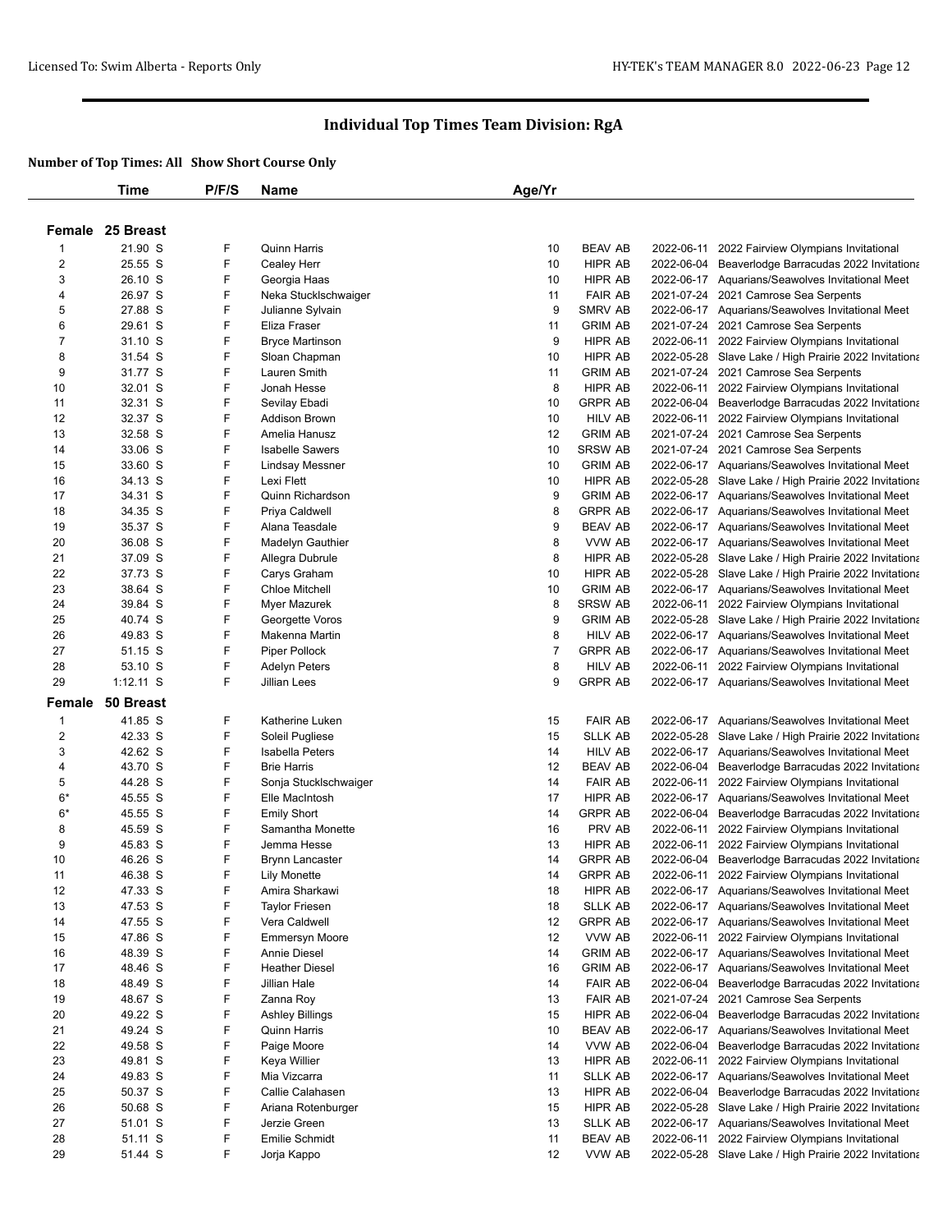# Individual Top Times Team Division: RgA

**Number of Top Times: All Show Short Course Only**

| | Time | P/F/S | Name | Age/Yr | | | |
|---|---|---|---|---|---|---|---|
| **Female** | **25 Breast** | | | | | | |
| 1 | 21.90 S | F | Quinn Harris | 10 | BEAV AB | 2022-06-11 | 2022 Fairview Olympians Invitational |
| 2 | 25.55 S | F | Cealey Herr | 10 | HIPR AB | 2022-06-04 | Beaverlodge Barracudas 2022 Invitationa |
| 3 | 26.10 S | F | Georgia Haas | 10 | HIPR AB | 2022-06-17 | Aquarians/Seawolves Invitational Meet |
| 4 | 26.97 S | F | Neka Stucklschwaiger | 11 | FAIR AB | 2021-07-24 | 2021 Camrose Sea Serpents |
| 5 | 27.88 S | F | Julianne Sylvain | 9 | SMRV AB | 2022-06-17 | Aquarians/Seawolves Invitational Meet |
| 6 | 29.61 S | F | Eliza Fraser | 11 | GRIM AB | 2021-07-24 | 2021 Camrose Sea Serpents |
| 7 | 31.10 S | F | Bryce Martinson | 9 | HIPR AB | 2022-06-11 | 2022 Fairview Olympians Invitational |
| 8 | 31.54 S | F | Sloan Chapman | 10 | HIPR AB | 2022-05-28 | Slave Lake / High Prairie 2022 Invitationa |
| 9 | 31.77 S | F | Lauren Smith | 11 | GRIM AB | 2021-07-24 | 2021 Camrose Sea Serpents |
| 10 | 32.01 S | F | Jonah Hesse | 8 | HIPR AB | 2022-06-11 | 2022 Fairview Olympians Invitational |
| 11 | 32.31 S | F | Sevilay Ebadi | 10 | GRPR AB | 2022-06-04 | Beaverlodge Barracudas 2022 Invitationa |
| 12 | 32.37 S | F | Addison Brown | 10 | HILV AB | 2022-06-11 | 2022 Fairview Olympians Invitational |
| 13 | 32.58 S | F | Amelia Hanusz | 12 | GRIM AB | 2021-07-24 | 2021 Camrose Sea Serpents |
| 14 | 33.06 S | F | Isabelle Sawers | 10 | SRSW AB | 2021-07-24 | 2021 Camrose Sea Serpents |
| 15 | 33.60 S | F | Lindsay Messner | 10 | GRIM AB | 2022-06-17 | Aquarians/Seawolves Invitational Meet |
| 16 | 34.13 S | F | Lexi Flett | 10 | HIPR AB | 2022-05-28 | Slave Lake / High Prairie 2022 Invitationa |
| 17 | 34.31 S | F | Quinn Richardson | 9 | GRIM AB | 2022-06-17 | Aquarians/Seawolves Invitational Meet |
| 18 | 34.35 S | F | Priya Caldwell | 8 | GRPR AB | 2022-06-17 | Aquarians/Seawolves Invitational Meet |
| 19 | 35.37 S | F | Alana Teasdale | 9 | BEAV AB | 2022-06-17 | Aquarians/Seawolves Invitational Meet |
| 20 | 36.08 S | F | Madelyn Gauthier | 8 | VVW AB | 2022-06-17 | Aquarians/Seawolves Invitational Meet |
| 21 | 37.09 S | F | Allegra Dubrule | 8 | HIPR AB | 2022-05-28 | Slave Lake / High Prairie 2022 Invitationa |
| 22 | 37.73 S | F | Carys Graham | 10 | HIPR AB | 2022-05-28 | Slave Lake / High Prairie 2022 Invitationa |
| 23 | 38.64 S | F | Chloe Mitchell | 10 | GRIM AB | 2022-06-17 | Aquarians/Seawolves Invitational Meet |
| 24 | 39.84 S | F | Myer Mazurek | 8 | SRSW AB | 2022-06-11 | 2022 Fairview Olympians Invitational |
| 25 | 40.74 S | F | Georgette Voros | 9 | GRIM AB | 2022-05-28 | Slave Lake / High Prairie 2022 Invitationa |
| 26 | 49.83 S | F | Makenna Martin | 8 | HILV AB | 2022-06-17 | Aquarians/Seawolves Invitational Meet |
| 27 | 51.15 S | F | Piper Pollock | 7 | GRPR AB | 2022-06-17 | Aquarians/Seawolves Invitational Meet |
| 28 | 53.10 S | F | Adelyn Peters | 8 | HILV AB | 2022-06-11 | 2022 Fairview Olympians Invitational |
| 29 | 1:12.11 S | F | Jillian Lees | 9 | GRPR AB | 2022-06-17 | Aquarians/Seawolves Invitational Meet |
| **Female** | **50 Breast** | | | | | | |
| 1 | 41.85 S | F | Katherine Luken | 15 | FAIR AB | 2022-06-17 | Aquarians/Seawolves Invitational Meet |
| 2 | 42.33 S | F | Soleil Pugliese | 15 | SLLK AB | 2022-05-28 | Slave Lake / High Prairie 2022 Invitationa |
| 3 | 42.62 S | F | Isabella Peters | 14 | HILV AB | 2022-06-17 | Aquarians/Seawolves Invitational Meet |
| 4 | 43.70 S | F | Brie Harris | 12 | BEAV AB | 2022-06-04 | Beaverlodge Barracudas 2022 Invitationa |
| 5 | 44.28 S | F | Sonja Stucklschwaiger | 14 | FAIR AB | 2022-06-11 | 2022 Fairview Olympians Invitational |
| 6* | 45.55 S | F | Elle MacIntosh | 17 | HIPR AB | 2022-06-17 | Aquarians/Seawolves Invitational Meet |
| 6* | 45.55 S | F | Emily Short | 14 | GRPR AB | 2022-06-04 | Beaverlodge Barracudas 2022 Invitationa |
| 8 | 45.59 S | F | Samantha Monette | 16 | PRV AB | 2022-06-11 | 2022 Fairview Olympians Invitational |
| 9 | 45.83 S | F | Jemma Hesse | 13 | HIPR AB | 2022-06-11 | 2022 Fairview Olympians Invitational |
| 10 | 46.26 S | F | Brynn Lancaster | 14 | GRPR AB | 2022-06-04 | Beaverlodge Barracudas 2022 Invitationa |
| 11 | 46.38 S | F | Lily Monette | 14 | GRPR AB | 2022-06-11 | 2022 Fairview Olympians Invitational |
| 12 | 47.33 S | F | Amira Sharkawi | 18 | HIPR AB | 2022-06-17 | Aquarians/Seawolves Invitational Meet |
| 13 | 47.53 S | F | Taylor Friesen | 18 | SLLK AB | 2022-06-17 | Aquarians/Seawolves Invitational Meet |
| 14 | 47.55 S | F | Vera Caldwell | 12 | GRPR AB | 2022-06-17 | Aquarians/Seawolves Invitational Meet |
| 15 | 47.86 S | F | Emmersyn Moore | 12 | VVW AB | 2022-06-11 | 2022 Fairview Olympians Invitational |
| 16 | 48.39 S | F | Annie Diesel | 14 | GRIM AB | 2022-06-17 | Aquarians/Seawolves Invitational Meet |
| 17 | 48.46 S | F | Heather Diesel | 16 | GRIM AB | 2022-06-17 | Aquarians/Seawolves Invitational Meet |
| 18 | 48.49 S | F | Jillian Hale | 14 | FAIR AB | 2022-06-04 | Beaverlodge Barracudas 2022 Invitationa |
| 19 | 48.67 S | F | Zanna Roy | 13 | FAIR AB | 2021-07-24 | 2021 Camrose Sea Serpents |
| 20 | 49.22 S | F | Ashley Billings | 15 | HIPR AB | 2022-06-04 | Beaverlodge Barracudas 2022 Invitationa |
| 21 | 49.24 S | F | Quinn Harris | 10 | BEAV AB | 2022-06-17 | Aquarians/Seawolves Invitational Meet |
| 22 | 49.58 S | F | Paige Moore | 14 | VVW AB | 2022-06-04 | Beaverlodge Barracudas 2022 Invitationa |
| 23 | 49.81 S | F | Keya Willier | 13 | HIPR AB | 2022-06-11 | 2022 Fairview Olympians Invitational |
| 24 | 49.83 S | F | Mia Vizcarra | 11 | SLLK AB | 2022-06-17 | Aquarians/Seawolves Invitational Meet |
| 25 | 50.37 S | F | Callie Calahasen | 13 | HIPR AB | 2022-06-04 | Beaverlodge Barracudas 2022 Invitationa |
| 26 | 50.68 S | F | Ariana Rotenburger | 15 | HIPR AB | 2022-05-28 | Slave Lake / High Prairie 2022 Invitationa |
| 27 | 51.01 S | F | Jerzie Green | 13 | SLLK AB | 2022-06-17 | Aquarians/Seawolves Invitational Meet |
| 28 | 51.11 S | F | Emilie Schmidt | 11 | BEAV AB | 2022-06-11 | 2022 Fairview Olympians Invitational |
| 29 | 51.44 S | F | Jorja Kappo | 12 | VVW AB | 2022-05-28 | Slave Lake / High Prairie 2022 Invitationa |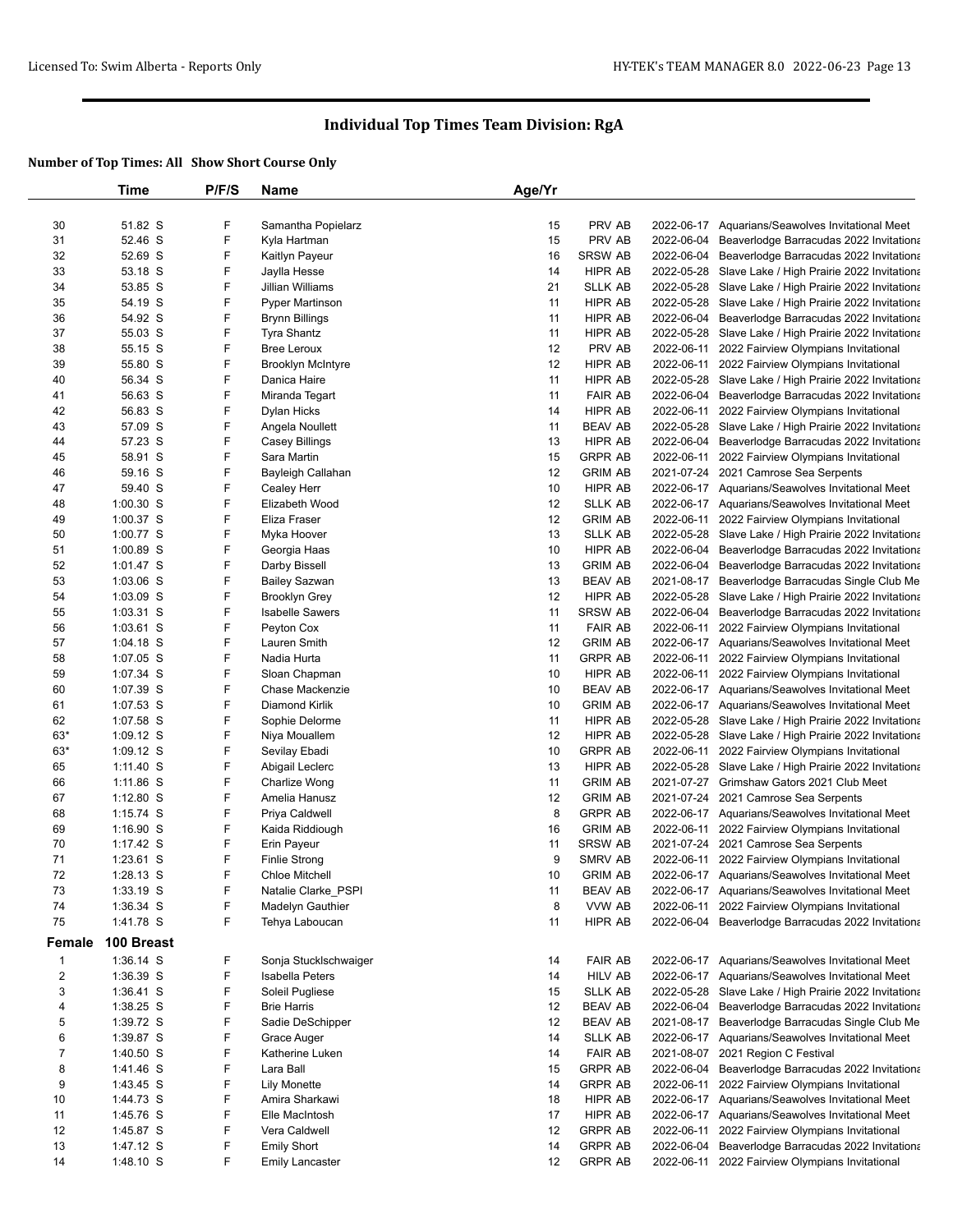# Individual Top Times Team Division: RgA

### Number of Top Times: All Show Short Course Only

| | Time | P/F/S | Name | Age/Yr | | | |
|---|---|---|---|---|---|---|---|
| 30 | 51.82 S | F | Samantha Popielarz | 15 | PRV AB | 2022-06-17 | Aquarians/Seawolves Invitational Meet |
| 31 | 52.46 S | F | Kyla Hartman | 15 | PRV AB | 2022-06-04 | Beaverlodge Barracudas 2022 Invitationa |
| 32 | 52.69 S | F | Kaitlyn Payeur | 16 | SRSW AB | 2022-06-04 | Beaverlodge Barracudas 2022 Invitationa |
| 33 | 53.18 S | F | Jaylla Hesse | 14 | HIPR AB | 2022-05-28 | Slave Lake / High Prairie 2022 Invitationa |
| 34 | 53.85 S | F | Jillian Williams | 21 | SLLK AB | 2022-05-28 | Slave Lake / High Prairie 2022 Invitationa |
| 35 | 54.19 S | F | Pyper Martinson | 11 | HIPR AB | 2022-05-28 | Slave Lake / High Prairie 2022 Invitationa |
| 36 | 54.92 S | F | Brynn Billings | 11 | HIPR AB | 2022-06-04 | Beaverlodge Barracudas 2022 Invitationa |
| 37 | 55.03 S | F | Tyra Shantz | 11 | HIPR AB | 2022-05-28 | Slave Lake / High Prairie 2022 Invitationa |
| 38 | 55.15 S | F | Bree Leroux | 12 | PRV AB | 2022-06-11 | 2022 Fairview Olympians Invitational |
| 39 | 55.80 S | F | Brooklyn McIntyre | 12 | HIPR AB | 2022-06-11 | 2022 Fairview Olympians Invitational |
| 40 | 56.34 S | F | Danica Haire | 11 | HIPR AB | 2022-05-28 | Slave Lake / High Prairie 2022 Invitationa |
| 41 | 56.63 S | F | Miranda Tegart | 11 | FAIR AB | 2022-06-04 | Beaverlodge Barracudas 2022 Invitationa |
| 42 | 56.83 S | F | Dylan Hicks | 14 | HIPR AB | 2022-06-11 | 2022 Fairview Olympians Invitational |
| 43 | 57.09 S | F | Angela Noullett | 11 | BEAV AB | 2022-05-28 | Slave Lake / High Prairie 2022 Invitationa |
| 44 | 57.23 S | F | Casey Billings | 13 | HIPR AB | 2022-06-04 | Beaverlodge Barracudas 2022 Invitationa |
| 45 | 58.91 S | F | Sara Martin | 15 | GRPR AB | 2022-06-11 | 2022 Fairview Olympians Invitational |
| 46 | 59.16 S | F | Bayleigh Callahan | 12 | GRIM AB | 2021-07-24 | 2021 Camrose Sea Serpents |
| 47 | 59.40 S | F | Cealey Herr | 10 | HIPR AB | 2022-06-17 | Aquarians/Seawolves Invitational Meet |
| 48 | 1:00.30 S | F | Elizabeth Wood | 12 | SLLK AB | 2022-06-17 | Aquarians/Seawolves Invitational Meet |
| 49 | 1:00.37 S | F | Eliza Fraser | 12 | GRIM AB | 2022-06-11 | 2022 Fairview Olympians Invitational |
| 50 | 1:00.77 S | F | Myka Hoover | 13 | SLLK AB | 2022-05-28 | Slave Lake / High Prairie 2022 Invitationa |
| 51 | 1:00.89 S | F | Georgia Haas | 10 | HIPR AB | 2022-06-04 | Beaverlodge Barracudas 2022 Invitationa |
| 52 | 1:01.47 S | F | Darby Bissell | 13 | GRIM AB | 2022-06-04 | Beaverlodge Barracudas 2022 Invitationa |
| 53 | 1:03.06 S | F | Bailey Sazwan | 13 | BEAV AB | 2021-08-17 | Beaverlodge Barracudas Single Club Me |
| 54 | 1:03.09 S | F | Brooklyn Grey | 12 | HIPR AB | 2022-05-28 | Slave Lake / High Prairie 2022 Invitationa |
| 55 | 1:03.31 S | F | Isabelle Sawers | 11 | SRSW AB | 2022-06-04 | Beaverlodge Barracudas 2022 Invitationa |
| 56 | 1:03.61 S | F | Peyton Cox | 11 | FAIR AB | 2022-06-11 | 2022 Fairview Olympians Invitational |
| 57 | 1:04.18 S | F | Lauren Smith | 12 | GRIM AB | 2022-06-17 | Aquarians/Seawolves Invitational Meet |
| 58 | 1:07.05 S | F | Nadia Hurta | 11 | GRPR AB | 2022-06-11 | 2022 Fairview Olympians Invitational |
| 59 | 1:07.34 S | F | Sloan Chapman | 10 | HIPR AB | 2022-06-11 | 2022 Fairview Olympians Invitational |
| 60 | 1:07.39 S | F | Chase Mackenzie | 10 | BEAV AB | 2022-06-17 | Aquarians/Seawolves Invitational Meet |
| 61 | 1:07.53 S | F | Diamond Kirlik | 10 | GRIM AB | 2022-06-17 | Aquarians/Seawolves Invitational Meet |
| 62 | 1:07.58 S | F | Sophie Delorme | 11 | HIPR AB | 2022-05-28 | Slave Lake / High Prairie 2022 Invitationa |
| 63* | 1:09.12 S | F | Niya Mouallem | 12 | HIPR AB | 2022-05-28 | Slave Lake / High Prairie 2022 Invitationa |
| 63* | 1:09.12 S | F | Sevilay Ebadi | 10 | GRPR AB | 2022-06-11 | 2022 Fairview Olympians Invitational |
| 65 | 1:11.40 S | F | Abigail Leclerc | 13 | HIPR AB | 2022-05-28 | Slave Lake / High Prairie 2022 Invitationa |
| 66 | 1:11.86 S | F | Charlize Wong | 11 | GRIM AB | 2021-07-27 | Grimshaw Gators 2021 Club Meet |
| 67 | 1:12.80 S | F | Amelia Hanusz | 12 | GRIM AB | 2021-07-24 | 2021 Camrose Sea Serpents |
| 68 | 1:15.74 S | F | Priya Caldwell | 8 | GRPR AB | 2022-06-17 | Aquarians/Seawolves Invitational Meet |
| 69 | 1:16.90 S | F | Kaida Riddiough | 16 | GRIM AB | 2022-06-11 | 2022 Fairview Olympians Invitational |
| 70 | 1:17.42 S | F | Erin Payeur | 11 | SRSW AB | 2021-07-24 | 2021 Camrose Sea Serpents |
| 71 | 1:23.61 S | F | Finlie Strong | 9 | SMRV AB | 2022-06-11 | 2022 Fairview Olympians Invitational |
| 72 | 1:28.13 S | F | Chloe Mitchell | 10 | GRIM AB | 2022-06-17 | Aquarians/Seawolves Invitational Meet |
| 73 | 1:33.19 S | F | Natalie Clarke_PSPI | 11 | BEAV AB | 2022-06-17 | Aquarians/Seawolves Invitational Meet |
| 74 | 1:36.34 S | F | Madelyn Gauthier | 8 | VVW AB | 2022-06-11 | 2022 Fairview Olympians Invitational |
| 75 | 1:41.78 S | F | Tehya Laboucan | 11 | HIPR AB | 2022-06-04 | Beaverlodge Barracudas 2022 Invitationa |
| **Female** | **100 Breast** | | | | | | |
| 1 | 1:36.14 S | F | Sonja Stucklschwaiger | 14 | FAIR AB | 2022-06-17 | Aquarians/Seawolves Invitational Meet |
| 2 | 1:36.39 S | F | Isabella Peters | 14 | HILV AB | 2022-06-17 | Aquarians/Seawolves Invitational Meet |
| 3 | 1:36.41 S | F | Soleil Pugliese | 15 | SLLK AB | 2022-05-28 | Slave Lake / High Prairie 2022 Invitationa |
| 4 | 1:38.25 S | F | Brie Harris | 12 | BEAV AB | 2022-06-04 | Beaverlodge Barracudas 2022 Invitationa |
| 5 | 1:39.72 S | F | Sadie DeSchipper | 12 | BEAV AB | 2021-08-17 | Beaverlodge Barracudas Single Club Me |
| 6 | 1:39.87 S | F | Grace Auger | 14 | SLLK AB | 2022-06-17 | Aquarians/Seawolves Invitational Meet |
| 7 | 1:40.50 S | F | Katherine Luken | 14 | FAIR AB | 2021-08-07 | 2021 Region C Festival |
| 8 | 1:41.46 S | F | Lara Ball | 15 | GRPR AB | 2022-06-04 | Beaverlodge Barracudas 2022 Invitationa |
| 9 | 1:43.45 S | F | Lily Monette | 14 | GRPR AB | 2022-06-11 | 2022 Fairview Olympians Invitational |
| 10 | 1:44.73 S | F | Amira Sharkawi | 18 | HIPR AB | 2022-06-17 | Aquarians/Seawolves Invitational Meet |
| 11 | 1:45.76 S | F | Elle MacIntosh | 17 | HIPR AB | 2022-06-17 | Aquarians/Seawolves Invitational Meet |
| 12 | 1:45.87 S | F | Vera Caldwell | 12 | GRPR AB | 2022-06-11 | 2022 Fairview Olympians Invitational |
| 13 | 1:47.12 S | F | Emily Short | 14 | GRPR AB | 2022-06-04 | Beaverlodge Barracudas 2022 Invitationa |
| 14 | 1:48.10 S | F | Emily Lancaster | 12 | GRPR AB | 2022-06-11 | 2022 Fairview Olympians Invitational |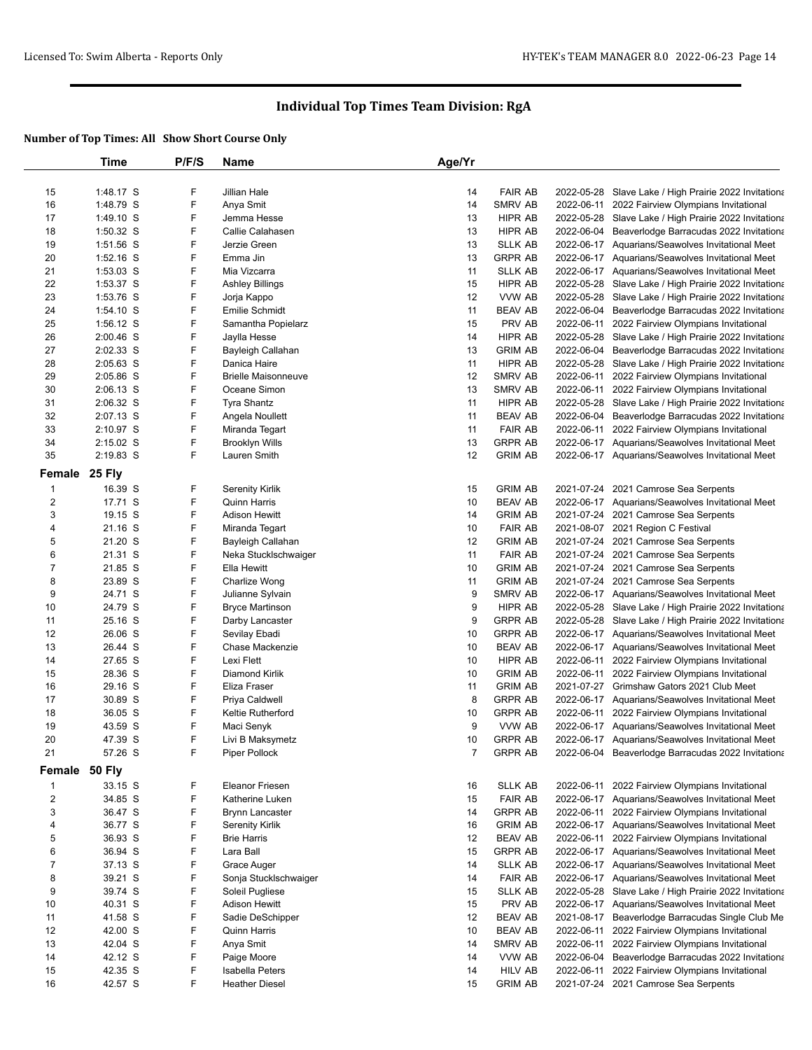# Individual Top Times Team Division: RgA

**Number of Top Times: All Show Short Course Only**

| | Time | P/F/S | Name | Age/Yr | | | |
|---|---|---|---|---|---|---|---|
| 15 | 1:48.17 S | F | Jillian Hale | 14 | FAIR AB | 2022-05-28 | Slave Lake / High Prairie 2022 Invitationa |
| 16 | 1:48.79 S | F | Anya Smit | 14 | SMRV AB | 2022-06-11 | 2022 Fairview Olympians Invitational |
| 17 | 1:49.10 S | F | Jemma Hesse | 13 | HIPR AB | 2022-05-28 | Slave Lake / High Prairie 2022 Invitationa |
| 18 | 1:50.32 S | F | Callie Calahasen | 13 | HIPR AB | 2022-06-04 | Beaverlodge Barracudas 2022 Invitationa |
| 19 | 1:51.56 S | F | Jerzie Green | 13 | SLLK AB | 2022-06-17 | Aquarians/Seawolves Invitational Meet |
| 20 | 1:52.16 S | F | Emma Jin | 13 | GRPR AB | 2022-06-17 | Aquarians/Seawolves Invitational Meet |
| 21 | 1:53.03 S | F | Mia Vizcarra | 11 | SLLK AB | 2022-06-17 | Aquarians/Seawolves Invitational Meet |
| 22 | 1:53.37 S | F | Ashley Billings | 15 | HIPR AB | 2022-05-28 | Slave Lake / High Prairie 2022 Invitationa |
| 23 | 1:53.76 S | F | Jorja Kappo | 12 | VVW AB | 2022-05-28 | Slave Lake / High Prairie 2022 Invitationa |
| 24 | 1:54.10 S | F | Emilie Schmidt | 11 | BEAV AB | 2022-06-04 | Beaverlodge Barracudas 2022 Invitationa |
| 25 | 1:56.12 S | F | Samantha Popielarz | 15 | PRV AB | 2022-06-11 | 2022 Fairview Olympians Invitational |
| 26 | 2:00.46 S | F | Jaylla Hesse | 14 | HIPR AB | 2022-05-28 | Slave Lake / High Prairie 2022 Invitationa |
| 27 | 2:02.33 S | F | Bayleigh Callahan | 13 | GRIM AB | 2022-06-04 | Beaverlodge Barracudas 2022 Invitationa |
| 28 | 2:05.63 S | F | Danica Haire | 11 | HIPR AB | 2022-05-28 | Slave Lake / High Prairie 2022 Invitationa |
| 29 | 2:05.86 S | F | Brielle Maisonneuve | 12 | SMRV AB | 2022-06-11 | 2022 Fairview Olympians Invitational |
| 30 | 2:06.13 S | F | Oceane Simon | 13 | SMRV AB | 2022-06-11 | 2022 Fairview Olympians Invitational |
| 31 | 2:06.32 S | F | Tyra Shantz | 11 | HIPR AB | 2022-05-28 | Slave Lake / High Prairie 2022 Invitationa |
| 32 | 2:07.13 S | F | Angela Noullett | 11 | BEAV AB | 2022-06-04 | Beaverlodge Barracudas 2022 Invitationa |
| 33 | 2:10.97 S | F | Miranda Tegart | 11 | FAIR AB | 2022-06-11 | 2022 Fairview Olympians Invitational |
| 34 | 2:15.02 S | F | Brooklyn Wills | 13 | GRPR AB | 2022-06-17 | Aquarians/Seawolves Invitational Meet |
| 35 | 2:19.83 S | F | Lauren Smith | 12 | GRIM AB | 2022-06-17 | Aquarians/Seawolves Invitational Meet |

**Female 25 Fly**

| | Time | P/F/S | Name | Age/Yr | | | |
|---|---|---|---|---|---|---|---|
| 1 | 16.39 S | F | Serenity Kirlik | 15 | GRIM AB | 2021-07-24 | 2021 Camrose Sea Serpents |
| 2 | 17.71 S | F | Quinn Harris | 10 | BEAV AB | 2022-06-17 | Aquarians/Seawolves Invitational Meet |
| 3 | 19.15 S | F | Adison Hewitt | 14 | GRIM AB | 2021-07-24 | 2021 Camrose Sea Serpents |
| 4 | 21.16 S | F | Miranda Tegart | 10 | FAIR AB | 2021-08-07 | 2021 Region C Festival |
| 5 | 21.20 S | F | Bayleigh Callahan | 12 | GRIM AB | 2021-07-24 | 2021 Camrose Sea Serpents |
| 6 | 21.31 S | F | Neka Stucklschwaiger | 11 | FAIR AB | 2021-07-24 | 2021 Camrose Sea Serpents |
| 7 | 21.85 S | F | Ella Hewitt | 10 | GRIM AB | 2021-07-24 | 2021 Camrose Sea Serpents |
| 8 | 23.89 S | F | Charlize Wong | 11 | GRIM AB | 2021-07-24 | 2021 Camrose Sea Serpents |
| 9 | 24.71 S | F | Julianne Sylvain | 9 | SMRV AB | 2022-06-17 | Aquarians/Seawolves Invitational Meet |
| 10 | 24.79 S | F | Bryce Martinson | 9 | HIPR AB | 2022-05-28 | Slave Lake / High Prairie 2022 Invitationa |
| 11 | 25.16 S | F | Darby Lancaster | 9 | GRPR AB | 2022-05-28 | Slave Lake / High Prairie 2022 Invitationa |
| 12 | 26.06 S | F | Sevilay Ebadi | 10 | GRPR AB | 2022-06-17 | Aquarians/Seawolves Invitational Meet |
| 13 | 26.44 S | F | Chase Mackenzie | 10 | BEAV AB | 2022-06-17 | Aquarians/Seawolves Invitational Meet |
| 14 | 27.65 S | F | Lexi Flett | 10 | HIPR AB | 2022-06-11 | 2022 Fairview Olympians Invitational |
| 15 | 28.36 S | F | Diamond Kirlik | 10 | GRIM AB | 2022-06-11 | 2022 Fairview Olympians Invitational |
| 16 | 29.16 S | F | Eliza Fraser | 11 | GRIM AB | 2021-07-27 | Grimshaw Gators 2021 Club Meet |
| 17 | 30.89 S | F | Priya Caldwell | 8 | GRPR AB | 2022-06-17 | Aquarians/Seawolves Invitational Meet |
| 18 | 36.05 S | F | Keltie Rutherford | 10 | GRPR AB | 2022-06-11 | 2022 Fairview Olympians Invitational |
| 19 | 43.59 S | F | Maci Senyk | 9 | VVW AB | 2022-06-17 | Aquarians/Seawolves Invitational Meet |
| 20 | 47.39 S | F | Livi B Maksymetz | 10 | GRPR AB | 2022-06-17 | Aquarians/Seawolves Invitational Meet |
| 21 | 57.26 S | F | Piper Pollock | 7 | GRPR AB | 2022-06-04 | Beaverlodge Barracudas 2022 Invitationa |

**Female 50 Fly**

| | Time | P/F/S | Name | Age/Yr | | | |
|---|---|---|---|---|---|---|---|
| 1 | 33.15 S | F | Eleanor Friesen | 16 | SLLK AB | 2022-06-11 | 2022 Fairview Olympians Invitational |
| 2 | 34.85 S | F | Katherine Luken | 15 | FAIR AB | 2022-06-17 | Aquarians/Seawolves Invitational Meet |
| 3 | 36.47 S | F | Brynn Lancaster | 14 | GRPR AB | 2022-06-11 | 2022 Fairview Olympians Invitational |
| 4 | 36.77 S | F | Serenity Kirlik | 16 | GRIM AB | 2022-06-17 | Aquarians/Seawolves Invitational Meet |
| 5 | 36.93 S | F | Brie Harris | 12 | BEAV AB | 2022-06-11 | 2022 Fairview Olympians Invitational |
| 6 | 36.94 S | F | Lara Ball | 15 | GRPR AB | 2022-06-17 | Aquarians/Seawolves Invitational Meet |
| 7 | 37.13 S | F | Grace Auger | 14 | SLLK AB | 2022-06-17 | Aquarians/Seawolves Invitational Meet |
| 8 | 39.21 S | F | Sonja Stucklschwaiger | 14 | FAIR AB | 2022-06-17 | Aquarians/Seawolves Invitational Meet |
| 9 | 39.74 S | F | Soleil Pugliese | 15 | SLLK AB | 2022-05-28 | Slave Lake / High Prairie 2022 Invitationa |
| 10 | 40.31 S | F | Adison Hewitt | 15 | PRV AB | 2022-06-17 | Aquarians/Seawolves Invitational Meet |
| 11 | 41.58 S | F | Sadie DeSchipper | 12 | BEAV AB | 2021-08-17 | Beaverlodge Barracudas Single Club Me |
| 12 | 42.00 S | F | Quinn Harris | 10 | BEAV AB | 2022-06-11 | 2022 Fairview Olympians Invitational |
| 13 | 42.04 S | F | Anya Smit | 14 | SMRV AB | 2022-06-11 | 2022 Fairview Olympians Invitational |
| 14 | 42.12 S | F | Paige Moore | 14 | VVW AB | 2022-06-04 | Beaverlodge Barracudas 2022 Invitationa |
| 15 | 42.35 S | F | Isabella Peters | 14 | HILV AB | 2022-06-11 | 2022 Fairview Olympians Invitational |
| 16 | 42.57 S | F | Heather Diesel | 15 | GRIM AB | 2021-07-24 | 2021 Camrose Sea Serpents |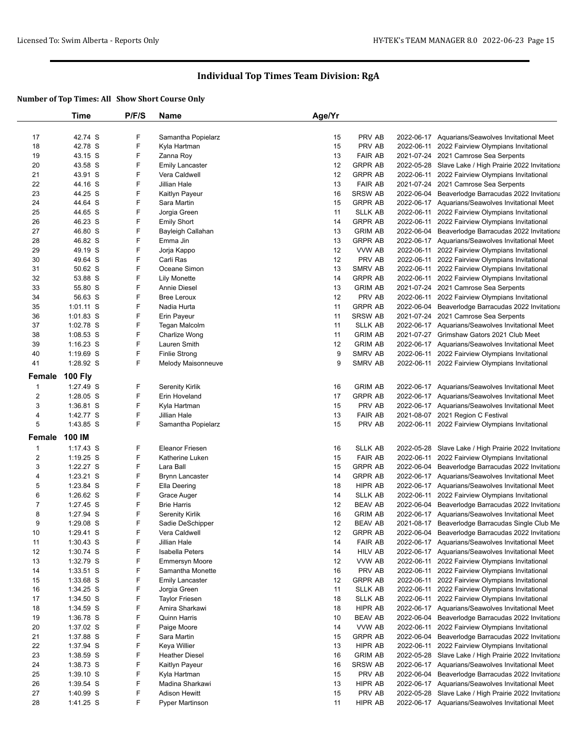## Individual Top Times Team Division: RgA

### Number of Top Times: All Show Short Course Only

| | Time | P/F/S | Name | Age/Yr | | | |
|---|---|---|---|---|---|---|---|
| 17 | 42.74 S | F | Samantha Popielarz | 15 | PRV AB | 2022-06-17 | Aquarians/Seawolves Invitational Meet |
| 18 | 42.78 S | F | Kyla Hartman | 15 | PRV AB | 2022-06-11 | 2022 Fairview Olympians Invitational |
| 19 | 43.15 S | F | Zanna Roy | 13 | FAIR AB | 2021-07-24 | 2021 Camrose Sea Serpents |
| 20 | 43.58 S | F | Emily Lancaster | 12 | GRPR AB | 2022-05-28 | Slave Lake / High Prairie 2022 Invitationa |
| 21 | 43.91 S | F | Vera Caldwell | 12 | GRPR AB | 2022-06-11 | 2022 Fairview Olympians Invitational |
| 22 | 44.16 S | F | Jillian Hale | 13 | FAIR AB | 2021-07-24 | 2021 Camrose Sea Serpents |
| 23 | 44.25 S | F | Kaitlyn Payeur | 16 | SRSW AB | 2022-06-04 | Beaverlodge Barracudas 2022 Invitationa |
| 24 | 44.64 S | F | Sara Martin | 15 | GRPR AB | 2022-06-17 | Aquarians/Seawolves Invitational Meet |
| 25 | 44.65 S | F | Jorgia Green | 11 | SLLK AB | 2022-06-11 | 2022 Fairview Olympians Invitational |
| 26 | 46.23 S | F | Emily Short | 14 | GRPR AB | 2022-06-11 | 2022 Fairview Olympians Invitational |
| 27 | 46.80 S | F | Bayleigh Callahan | 13 | GRIM AB | 2022-06-04 | Beaverlodge Barracudas 2022 Invitationa |
| 28 | 46.82 S | F | Emma Jin | 13 | GRPR AB | 2022-06-17 | Aquarians/Seawolves Invitational Meet |
| 29 | 49.19 S | F | Jorja Kappo | 12 | VVW AB | 2022-06-11 | 2022 Fairview Olympians Invitational |
| 30 | 49.64 S | F | Carli Ras | 12 | PRV AB | 2022-06-11 | 2022 Fairview Olympians Invitational |
| 31 | 50.62 S | F | Oceane Simon | 13 | SMRV AB | 2022-06-11 | 2022 Fairview Olympians Invitational |
| 32 | 53.88 S | F | Lily Monette | 14 | GRPR AB | 2022-06-11 | 2022 Fairview Olympians Invitational |
| 33 | 55.80 S | F | Annie Diesel | 13 | GRIM AB | 2021-07-24 | 2021 Camrose Sea Serpents |
| 34 | 56.63 S | F | Bree Leroux | 12 | PRV AB | 2022-06-11 | 2022 Fairview Olympians Invitational |
| 35 | 1:01.11 S | F | Nadia Hurta | 11 | GRPR AB | 2022-06-04 | Beaverlodge Barracudas 2022 Invitationa |
| 36 | 1:01.83 S | F | Erin Payeur | 11 | SRSW AB | 2021-07-24 | 2021 Camrose Sea Serpents |
| 37 | 1:02.78 S | F | Tegan Malcolm | 11 | SLLK AB | 2022-06-17 | Aquarians/Seawolves Invitational Meet |
| 38 | 1:08.53 S | F | Charlize Wong | 11 | GRIM AB | 2021-07-27 | Grimshaw Gators 2021 Club Meet |
| 39 | 1:16.23 S | F | Lauren Smith | 12 | GRIM AB | 2022-06-17 | Aquarians/Seawolves Invitational Meet |
| 40 | 1:19.69 S | F | Finlie Strong | 9 | SMRV AB | 2022-06-11 | 2022 Fairview Olympians Invitational |
| 41 | 1:28.92 S | F | Melody Maisonneuve | 9 | SMRV AB | 2022-06-11 | 2022 Fairview Olympians Invitational |
| **Female** | **100 Fly** | | | | | | |
| 1 | 1:27.49 S | F | Serenity Kirlik | 16 | GRIM AB | 2022-06-17 | Aquarians/Seawolves Invitational Meet |
| 2 | 1:28.05 S | F | Erin Hoveland | 17 | GRPR AB | 2022-06-17 | Aquarians/Seawolves Invitational Meet |
| 3 | 1:36.81 S | F | Kyla Hartman | 15 | PRV AB | 2022-06-17 | Aquarians/Seawolves Invitational Meet |
| 4 | 1:42.77 S | F | Jillian Hale | 13 | FAIR AB | 2021-08-07 | 2021 Region C Festival |
| 5 | 1:43.85 S | F | Samantha Popielarz | 15 | PRV AB | 2022-06-11 | 2022 Fairview Olympians Invitational |
| **Female** | **100 IM** | | | | | | |
| 1 | 1:17.43 S | F | Eleanor Friesen | 16 | SLLK AB | 2022-05-28 | Slave Lake / High Prairie 2022 Invitationa |
| 2 | 1:19.25 S | F | Katherine Luken | 15 | FAIR AB | 2022-06-11 | 2022 Fairview Olympians Invitational |
| 3 | 1:22.27 S | F | Lara Ball | 15 | GRPR AB | 2022-06-04 | Beaverlodge Barracudas 2022 Invitationa |
| 4 | 1:23.21 S | F | Brynn Lancaster | 14 | GRPR AB | 2022-06-17 | Aquarians/Seawolves Invitational Meet |
| 5 | 1:23.84 S | F | Ella Deering | 18 | HIPR AB | 2022-06-17 | Aquarians/Seawolves Invitational Meet |
| 6 | 1:26.62 S | F | Grace Auger | 14 | SLLK AB | 2022-06-11 | 2022 Fairview Olympians Invitational |
| 7 | 1:27.45 S | F | Brie Harris | 12 | BEAV AB | 2022-06-04 | Beaverlodge Barracudas 2022 Invitationa |
| 8 | 1:27.94 S | F | Serenity Kirlik | 16 | GRIM AB | 2022-06-17 | Aquarians/Seawolves Invitational Meet |
| 9 | 1:29.08 S | F | Sadie DeSchipper | 12 | BEAV AB | 2021-08-17 | Beaverlodge Barracudas Single Club Me |
| 10 | 1:29.41 S | F | Vera Caldwell | 12 | GRPR AB | 2022-06-04 | Beaverlodge Barracudas 2022 Invitationa |
| 11 | 1:30.43 S | F | Jillian Hale | 14 | FAIR AB | 2022-06-17 | Aquarians/Seawolves Invitational Meet |
| 12 | 1:30.74 S | F | Isabella Peters | 14 | HILV AB | 2022-06-17 | Aquarians/Seawolves Invitational Meet |
| 13 | 1:32.79 S | F | Emmersyn Moore | 12 | VVW AB | 2022-06-11 | 2022 Fairview Olympians Invitational |
| 14 | 1:33.51 S | F | Samantha Monette | 16 | PRV AB | 2022-06-11 | 2022 Fairview Olympians Invitational |
| 15 | 1:33.68 S | F | Emily Lancaster | 12 | GRPR AB | 2022-06-11 | 2022 Fairview Olympians Invitational |
| 16 | 1:34.25 S | F | Jorgia Green | 11 | SLLK AB | 2022-06-11 | 2022 Fairview Olympians Invitational |
| 17 | 1:34.50 S | F | Taylor Friesen | 18 | SLLK AB | 2022-06-11 | 2022 Fairview Olympians Invitational |
| 18 | 1:34.59 S | F | Amira Sharkawi | 18 | HIPR AB | 2022-06-17 | Aquarians/Seawolves Invitational Meet |
| 19 | 1:36.78 S | F | Quinn Harris | 10 | BEAV AB | 2022-06-04 | Beaverlodge Barracudas 2022 Invitationa |
| 20 | 1:37.02 S | F | Paige Moore | 14 | VVW AB | 2022-06-11 | 2022 Fairview Olympians Invitational |
| 21 | 1:37.88 S | F | Sara Martin | 15 | GRPR AB | 2022-06-04 | Beaverlodge Barracudas 2022 Invitationa |
| 22 | 1:37.94 S | F | Keya Willier | 13 | HIPR AB | 2022-06-11 | 2022 Fairview Olympians Invitational |
| 23 | 1:38.59 S | F | Heather Diesel | 16 | GRIM AB | 2022-05-28 | Slave Lake / High Prairie 2022 Invitationa |
| 24 | 1:38.73 S | F | Kaitlyn Payeur | 16 | SRSW AB | 2022-06-17 | Aquarians/Seawolves Invitational Meet |
| 25 | 1:39.10 S | F | Kyla Hartman | 15 | PRV AB | 2022-06-04 | Beaverlodge Barracudas 2022 Invitationa |
| 26 | 1:39.54 S | F | Madina Sharkawi | 13 | HIPR AB | 2022-06-17 | Aquarians/Seawolves Invitational Meet |
| 27 | 1:40.99 S | F | Adison Hewitt | 15 | PRV AB | 2022-05-28 | Slave Lake / High Prairie 2022 Invitationa |
| 28 | 1:41.25 S | F | Pyper Martinson | 11 | HIPR AB | 2022-06-17 | Aquarians/Seawolves Invitational Meet |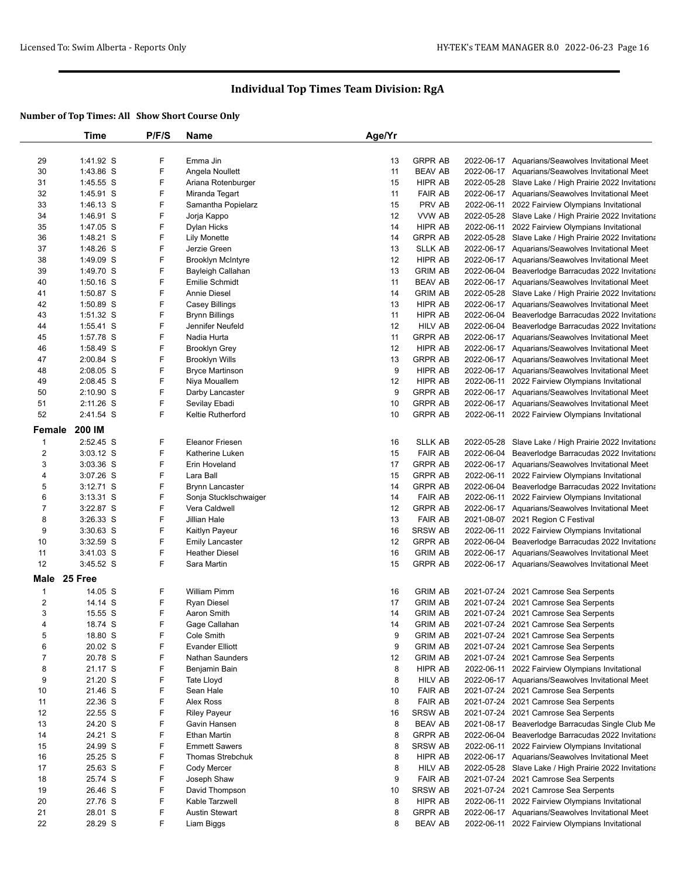## Individual Top Times Team Division: RgA

### Number of Top Times: All Show Short Course Only

| | Time | P/F/S | Name | Age/Yr | | | |
|---|---|---|---|---|---|---|---|
| 29 | 1:41.92 S | F | Emma Jin | 13 | GRPR AB | 2022-06-17 | Aquarians/Seawolves Invitational Meet |
| 30 | 1:43.86 S | F | Angela Noullett | 11 | BEAV AB | 2022-06-17 | Aquarians/Seawolves Invitational Meet |
| 31 | 1:45.55 S | F | Ariana Rotenburger | 15 | HIPR AB | 2022-05-28 | Slave Lake / High Prairie 2022 Invitationa |
| 32 | 1:45.91 S | F | Miranda Tegart | 11 | FAIR AB | 2022-06-17 | Aquarians/Seawolves Invitational Meet |
| 33 | 1:46.13 S | F | Samantha Popielarz | 15 | PRV AB | 2022-06-11 | 2022 Fairview Olympians Invitational |
| 34 | 1:46.91 S | F | Jorja Kappo | 12 | VVW AB | 2022-05-28 | Slave Lake / High Prairie 2022 Invitationa |
| 35 | 1:47.05 S | F | Dylan Hicks | 14 | HIPR AB | 2022-06-11 | 2022 Fairview Olympians Invitational |
| 36 | 1:48.21 S | F | Lily Monette | 14 | GRPR AB | 2022-05-28 | Slave Lake / High Prairie 2022 Invitationa |
| 37 | 1:48.26 S | F | Jerzie Green | 13 | SLLK AB | 2022-06-17 | Aquarians/Seawolves Invitational Meet |
| 38 | 1:49.09 S | F | Brooklyn McIntyre | 12 | HIPR AB | 2022-06-17 | Aquarians/Seawolves Invitational Meet |
| 39 | 1:49.70 S | F | Bayleigh Callahan | 13 | GRIM AB | 2022-06-04 | Beaverlodge Barracudas 2022 Invitationa |
| 40 | 1:50.16 S | F | Emilie Schmidt | 11 | BEAV AB | 2022-06-17 | Aquarians/Seawolves Invitational Meet |
| 41 | 1:50.87 S | F | Annie Diesel | 14 | GRIM AB | 2022-05-28 | Slave Lake / High Prairie 2022 Invitationa |
| 42 | 1:50.89 S | F | Casey Billings | 13 | HIPR AB | 2022-06-17 | Aquarians/Seawolves Invitational Meet |
| 43 | 1:51.32 S | F | Brynn Billings | 11 | HIPR AB | 2022-06-04 | Beaverlodge Barracudas 2022 Invitationa |
| 44 | 1:55.41 S | F | Jennifer Neufeld | 12 | HILV AB | 2022-06-04 | Beaverlodge Barracudas 2022 Invitationa |
| 45 | 1:57.78 S | F | Nadia Hurta | 11 | GRPR AB | 2022-06-17 | Aquarians/Seawolves Invitational Meet |
| 46 | 1:58.49 S | F | Brooklyn Grey | 12 | HIPR AB | 2022-06-17 | Aquarians/Seawolves Invitational Meet |
| 47 | 2:00.84 S | F | Brooklyn Wills | 13 | GRPR AB | 2022-06-17 | Aquarians/Seawolves Invitational Meet |
| 48 | 2:08.05 S | F | Bryce Martinson | 9 | HIPR AB | 2022-06-17 | Aquarians/Seawolves Invitational Meet |
| 49 | 2:08.45 S | F | Niya Mouallem | 12 | HIPR AB | 2022-06-11 | 2022 Fairview Olympians Invitational |
| 50 | 2:10.90 S | F | Darby Lancaster | 9 | GRPR AB | 2022-06-17 | Aquarians/Seawolves Invitational Meet |
| 51 | 2:11.26 S | F | Sevilay Ebadi | 10 | GRPR AB | 2022-06-17 | Aquarians/Seawolves Invitational Meet |
| 52 | 2:41.54 S | F | Keltie Rutherford | 10 | GRPR AB | 2022-06-11 | 2022 Fairview Olympians Invitational |
| **Female** | **200 IM** | | | | | | |
| 1 | 2:52.45 S | F | Eleanor Friesen | 16 | SLLK AB | 2022-05-28 | Slave Lake / High Prairie 2022 Invitationa |
| 2 | 3:03.12 S | F | Katherine Luken | 15 | FAIR AB | 2022-06-04 | Beaverlodge Barracudas 2022 Invitationa |
| 3 | 3:03.36 S | F | Erin Hoveland | 17 | GRPR AB | 2022-06-17 | Aquarians/Seawolves Invitational Meet |
| 4 | 3:07.26 S | F | Lara Ball | 15 | GRPR AB | 2022-06-11 | 2022 Fairview Olympians Invitational |
| 5 | 3:12.71 S | F | Brynn Lancaster | 14 | GRPR AB | 2022-06-04 | Beaverlodge Barracudas 2022 Invitationa |
| 6 | 3:13.31 S | F | Sonja Stucklschwaiger | 14 | FAIR AB | 2022-06-11 | 2022 Fairview Olympians Invitational |
| 7 | 3:22.87 S | F | Vera Caldwell | 12 | GRPR AB | 2022-06-17 | Aquarians/Seawolves Invitational Meet |
| 8 | 3:26.33 S | F | Jillian Hale | 13 | FAIR AB | 2021-08-07 | 2021 Region C Festival |
| 9 | 3:30.63 S | F | Kaitlyn Payeur | 16 | SRSW AB | 2022-06-11 | 2022 Fairview Olympians Invitational |
| 10 | 3:32.59 S | F | Emily Lancaster | 12 | GRPR AB | 2022-06-04 | Beaverlodge Barracudas 2022 Invitationa |
| 11 | 3:41.03 S | F | Heather Diesel | 16 | GRIM AB | 2022-06-17 | Aquarians/Seawolves Invitational Meet |
| 12 | 3:45.52 S | F | Sara Martin | 15 | GRPR AB | 2022-06-17 | Aquarians/Seawolves Invitational Meet |
| **Male** | **25 Free** | | | | | | |
| 1 | 14.05 S | F | William Pimm | 16 | GRIM AB | 2021-07-24 | 2021 Camrose Sea Serpents |
| 2 | 14.14 S | F | Ryan Diesel | 17 | GRIM AB | 2021-07-24 | 2021 Camrose Sea Serpents |
| 3 | 15.55 S | F | Aaron Smith | 14 | GRIM AB | 2021-07-24 | 2021 Camrose Sea Serpents |
| 4 | 18.74 S | F | Gage Callahan | 14 | GRIM AB | 2021-07-24 | 2021 Camrose Sea Serpents |
| 5 | 18.80 S | F | Cole Smith | 9 | GRIM AB | 2021-07-24 | 2021 Camrose Sea Serpents |
| 6 | 20.02 S | F | Evander Elliott | 9 | GRIM AB | 2021-07-24 | 2021 Camrose Sea Serpents |
| 7 | 20.78 S | F | Nathan Saunders | 12 | GRIM AB | 2021-07-24 | 2021 Camrose Sea Serpents |
| 8 | 21.17 S | F | Benjamin Bain | 8 | HIPR AB | 2022-06-11 | 2022 Fairview Olympians Invitational |
| 9 | 21.20 S | F | Tate Lloyd | 8 | HILV AB | 2022-06-17 | Aquarians/Seawolves Invitational Meet |
| 10 | 21.46 S | F | Sean Hale | 10 | FAIR AB | 2021-07-24 | 2021 Camrose Sea Serpents |
| 11 | 22.36 S | F | Alex Ross | 8 | FAIR AB | 2021-07-24 | 2021 Camrose Sea Serpents |
| 12 | 22.55 S | F | Riley Payeur | 16 | SRSW AB | 2021-07-24 | 2021 Camrose Sea Serpents |
| 13 | 24.20 S | F | Gavin Hansen | 8 | BEAV AB | 2021-08-17 | Beaverlodge Barracudas Single Club Me |
| 14 | 24.21 S | F | Ethan Martin | 8 | GRPR AB | 2022-06-04 | Beaverlodge Barracudas 2022 Invitationa |
| 15 | 24.99 S | F | Emmett Sawers | 8 | SRSW AB | 2022-06-11 | 2022 Fairview Olympians Invitational |
| 16 | 25.25 S | F | Thomas Strebchuk | 8 | HIPR AB | 2022-06-17 | Aquarians/Seawolves Invitational Meet |
| 17 | 25.63 S | F | Cody Mercer | 8 | HILV AB | 2022-05-28 | Slave Lake / High Prairie 2022 Invitationa |
| 18 | 25.74 S | F | Joseph Shaw | 9 | FAIR AB | 2021-07-24 | 2021 Camrose Sea Serpents |
| 19 | 26.46 S | F | David Thompson | 10 | SRSW AB | 2021-07-24 | 2021 Camrose Sea Serpents |
| 20 | 27.76 S | F | Kable Tarzwell | 8 | HIPR AB | 2022-06-11 | 2022 Fairview Olympians Invitational |
| 21 | 28.01 S | F | Austin Stewart | 8 | GRPR AB | 2022-06-17 | Aquarians/Seawolves Invitational Meet |
| 22 | 28.29 S | F | Liam Biggs | 8 | BEAV AB | 2022-06-11 | 2022 Fairview Olympians Invitational |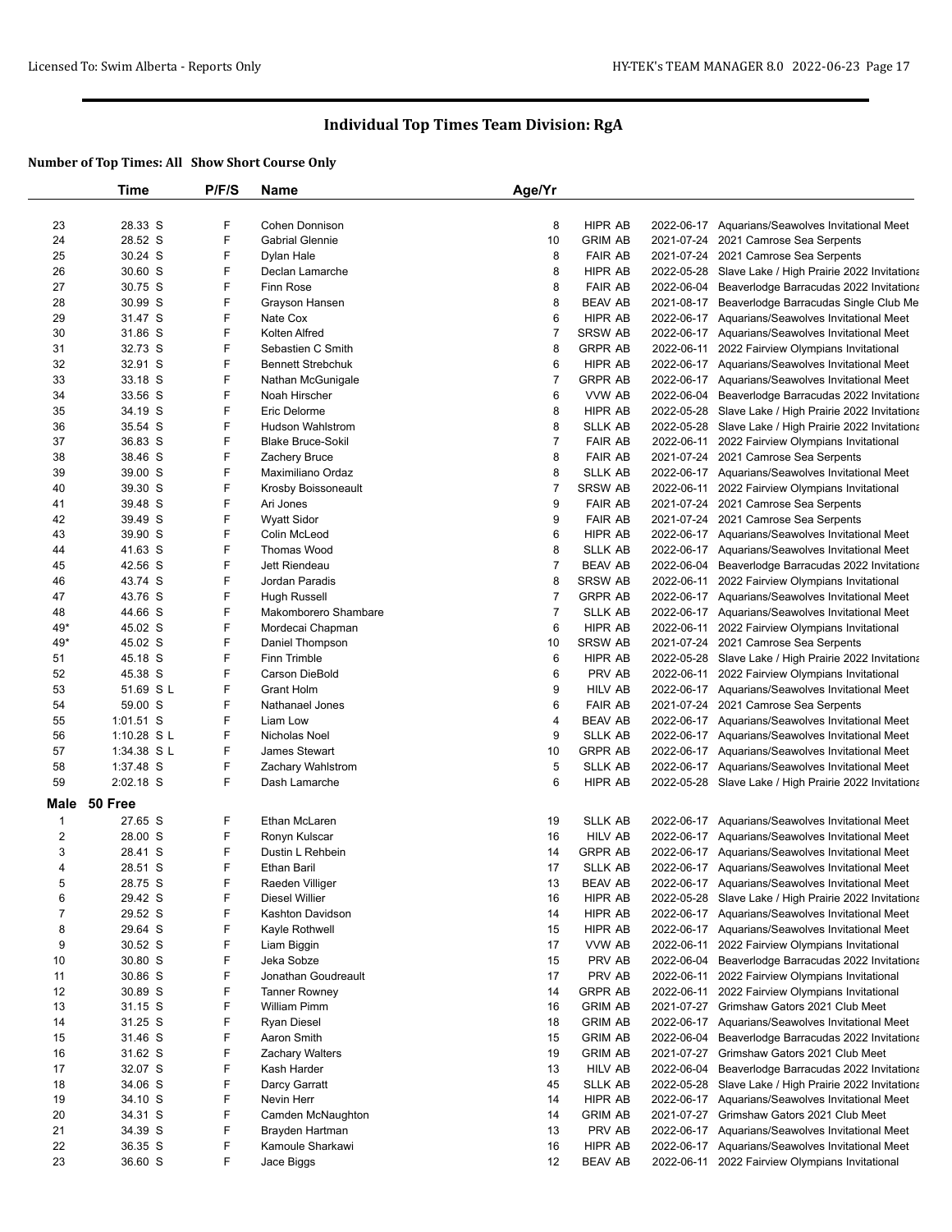## Individual Top Times Team Division: RgA

### Number of Top Times: All Show Short Course Only

| | Time | P/F/S | Name | Age/Yr | | | |
|---|---|---|---|---|---|---|---|
| 23 | 28.33 S | F | Cohen Donnison | 8 | HIPR AB | 2022-06-17 | Aquarians/Seawolves Invitational Meet |
| 24 | 28.52 S | F | Gabrial Glennie | 10 | GRIM AB | 2021-07-24 | 2021 Camrose Sea Serpents |
| 25 | 30.24 S | F | Dylan Hale | 8 | FAIR AB | 2021-07-24 | 2021 Camrose Sea Serpents |
| 26 | 30.60 S | F | Declan Lamarche | 8 | HIPR AB | 2022-05-28 | Slave Lake / High Prairie 2022 Invitationa |
| 27 | 30.75 S | F | Finn Rose | 8 | FAIR AB | 2022-06-04 | Beaverlodge Barracudas 2022 Invitationa |
| 28 | 30.99 S | F | Grayson Hansen | 8 | BEAV AB | 2021-08-17 | Beaverlodge Barracudas Single Club Me |
| 29 | 31.47 S | F | Nate Cox | 6 | HIPR AB | 2022-06-17 | Aquarians/Seawolves Invitational Meet |
| 30 | 31.86 S | F | Kolten Alfred | 7 | SRSW AB | 2022-06-17 | Aquarians/Seawolves Invitational Meet |
| 31 | 32.73 S | F | Sebastien C Smith | 8 | GRPR AB | 2022-06-11 | 2022 Fairview Olympians Invitational |
| 32 | 32.91 S | F | Bennett Strebchuk | 6 | HIPR AB | 2022-06-17 | Aquarians/Seawolves Invitational Meet |
| 33 | 33.18 S | F | Nathan McGunigale | 7 | GRPR AB | 2022-06-17 | Aquarians/Seawolves Invitational Meet |
| 34 | 33.56 S | F | Noah Hirscher | 6 | VVW AB | 2022-06-04 | Beaverlodge Barracudas 2022 Invitationa |
| 35 | 34.19 S | F | Eric Delorme | 8 | HIPR AB | 2022-05-28 | Slave Lake / High Prairie 2022 Invitationa |
| 36 | 35.54 S | F | Hudson Wahlstrom | 8 | SLLK AB | 2022-05-28 | Slave Lake / High Prairie 2022 Invitationa |
| 37 | 36.83 S | F | Blake Bruce-Sokil | 7 | FAIR AB | 2022-06-11 | 2022 Fairview Olympians Invitational |
| 38 | 38.46 S | F | Zachery Bruce | 8 | FAIR AB | 2021-07-24 | 2021 Camrose Sea Serpents |
| 39 | 39.00 S | F | Maximiliano Ordaz | 8 | SLLK AB | 2022-06-17 | Aquarians/Seawolves Invitational Meet |
| 40 | 39.30 S | F | Krosby Boissoneault | 7 | SRSW AB | 2022-06-11 | 2022 Fairview Olympians Invitational |
| 41 | 39.48 S | F | Ari Jones | 9 | FAIR AB | 2021-07-24 | 2021 Camrose Sea Serpents |
| 42 | 39.49 S | F | Wyatt Sidor | 9 | FAIR AB | 2021-07-24 | 2021 Camrose Sea Serpents |
| 43 | 39.90 S | F | Colin McLeod | 6 | HIPR AB | 2022-06-17 | Aquarians/Seawolves Invitational Meet |
| 44 | 41.63 S | F | Thomas Wood | 8 | SLLK AB | 2022-06-17 | Aquarians/Seawolves Invitational Meet |
| 45 | 42.56 S | F | Jett Riendeau | 7 | BEAV AB | 2022-06-04 | Beaverlodge Barracudas 2022 Invitationa |
| 46 | 43.74 S | F | Jordan Paradis | 8 | SRSW AB | 2022-06-11 | 2022 Fairview Olympians Invitational |
| 47 | 43.76 S | F | Hugh Russell | 7 | GRPR AB | 2022-06-17 | Aquarians/Seawolves Invitational Meet |
| 48 | 44.66 S | F | Makomborero Shambare | 7 | SLLK AB | 2022-06-17 | Aquarians/Seawolves Invitational Meet |
| 49* | 45.02 S | F | Mordecai Chapman | 6 | HIPR AB | 2022-06-11 | 2022 Fairview Olympians Invitational |
| 49* | 45.02 S | F | Daniel Thompson | 10 | SRSW AB | 2021-07-24 | 2021 Camrose Sea Serpents |
| 51 | 45.18 S | F | Finn Trimble | 6 | HIPR AB | 2022-05-28 | Slave Lake / High Prairie 2022 Invitationa |
| 52 | 45.38 S | F | Carson DieBold | 6 | PRV AB | 2022-06-11 | 2022 Fairview Olympians Invitational |
| 53 | 51.69 S L | F | Grant Holm | 9 | HILV AB | 2022-06-17 | Aquarians/Seawolves Invitational Meet |
| 54 | 59.00 S | F | Nathanael Jones | 6 | FAIR AB | 2021-07-24 | 2021 Camrose Sea Serpents |
| 55 | 1:01.51 S | F | Liam Low | 4 | BEAV AB | 2022-06-17 | Aquarians/Seawolves Invitational Meet |
| 56 | 1:10.28 S L | F | Nicholas Noel | 9 | SLLK AB | 2022-06-17 | Aquarians/Seawolves Invitational Meet |
| 57 | 1:34.38 S L | F | James Stewart | 10 | GRPR AB | 2022-06-17 | Aquarians/Seawolves Invitational Meet |
| 58 | 1:37.48 S | F | Zachary Wahlstrom | 5 | SLLK AB | 2022-06-17 | Aquarians/Seawolves Invitational Meet |
| 59 | 2:02.18 S | F | Dash Lamarche | 6 | HIPR AB | 2022-05-28 | Slave Lake / High Prairie 2022 Invitationa |

### Male 50 Free

| | Time | P/F/S | Name | Age/Yr | | | |
|---|---|---|---|---|---|---|---|
| 1 | 27.65 S | F | Ethan McLaren | 19 | SLLK AB | 2022-06-17 | Aquarians/Seawolves Invitational Meet |
| 2 | 28.00 S | F | Ronyn Kulscar | 16 | HILV AB | 2022-06-17 | Aquarians/Seawolves Invitational Meet |
| 3 | 28.41 S | F | Dustin L Rehbein | 14 | GRPR AB | 2022-06-17 | Aquarians/Seawolves Invitational Meet |
| 4 | 28.51 S | F | Ethan Baril | 17 | SLLK AB | 2022-06-17 | Aquarians/Seawolves Invitational Meet |
| 5 | 28.75 S | F | Raeden Villiger | 13 | BEAV AB | 2022-06-17 | Aquarians/Seawolves Invitational Meet |
| 6 | 29.42 S | F | Diesel Willier | 16 | HIPR AB | 2022-05-28 | Slave Lake / High Prairie 2022 Invitationa |
| 7 | 29.52 S | F | Kashton Davidson | 14 | HIPR AB | 2022-06-17 | Aquarians/Seawolves Invitational Meet |
| 8 | 29.64 S | F | Kayle Rothwell | 15 | HIPR AB | 2022-06-17 | Aquarians/Seawolves Invitational Meet |
| 9 | 30.52 S | F | Liam Biggin | 17 | VVW AB | 2022-06-11 | 2022 Fairview Olympians Invitational |
| 10 | 30.80 S | F | Jeka Sobze | 15 | PRV AB | 2022-06-04 | Beaverlodge Barracudas 2022 Invitationa |
| 11 | 30.86 S | F | Jonathan Goudreault | 17 | PRV AB | 2022-06-11 | 2022 Fairview Olympians Invitational |
| 12 | 30.89 S | F | Tanner Rowney | 14 | GRPR AB | 2022-06-11 | 2022 Fairview Olympians Invitational |
| 13 | 31.15 S | F | William Pimm | 16 | GRIM AB | 2021-07-27 | Grimshaw Gators 2021 Club Meet |
| 14 | 31.25 S | F | Ryan Diesel | 18 | GRIM AB | 2022-06-17 | Aquarians/Seawolves Invitational Meet |
| 15 | 31.46 S | F | Aaron Smith | 15 | GRIM AB | 2022-06-04 | Beaverlodge Barracudas 2022 Invitationa |
| 16 | 31.62 S | F | Zachary Walters | 19 | GRIM AB | 2021-07-27 | Grimshaw Gators 2021 Club Meet |
| 17 | 32.07 S | F | Kash Harder | 13 | HILV AB | 2022-06-04 | Beaverlodge Barracudas 2022 Invitationa |
| 18 | 34.06 S | F | Darcy Garratt | 45 | SLLK AB | 2022-05-28 | Slave Lake / High Prairie 2022 Invitationa |
| 19 | 34.10 S | F | Nevin Herr | 14 | HIPR AB | 2022-06-17 | Aquarians/Seawolves Invitational Meet |
| 20 | 34.31 S | F | Camden McNaughton | 14 | GRIM AB | 2021-07-27 | Grimshaw Gators 2021 Club Meet |
| 21 | 34.39 S | F | Brayden Hartman | 13 | PRV AB | 2022-06-17 | Aquarians/Seawolves Invitational Meet |
| 22 | 36.35 S | F | Kamoule Sharkawi | 16 | HIPR AB | 2022-06-17 | Aquarians/Seawolves Invitational Meet |
| 23 | 36.60 S | F | Jace Biggs | 12 | BEAV AB | 2022-06-11 | 2022 Fairview Olympians Invitational |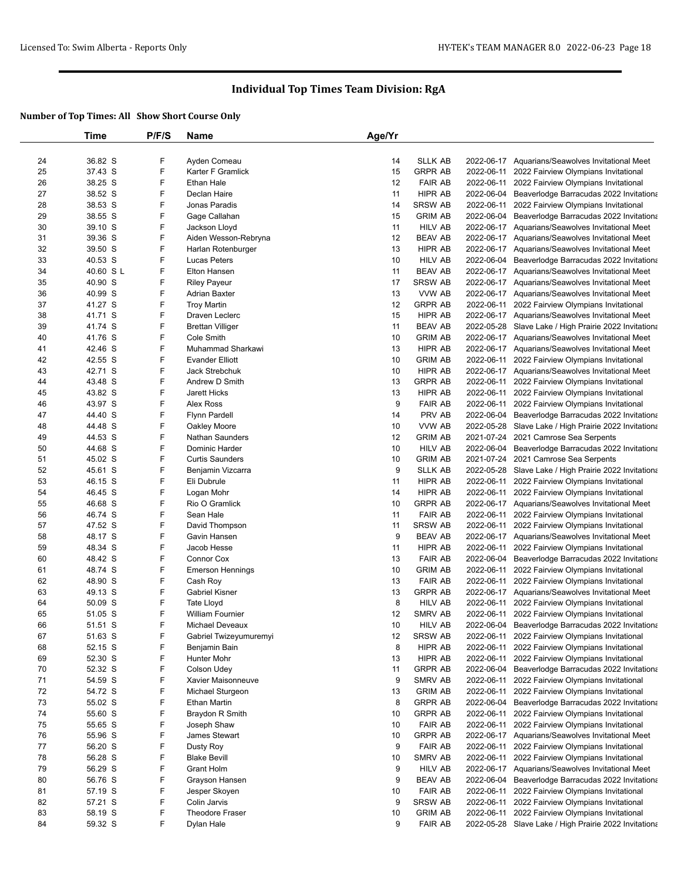# Individual Top Times Team Division: RgA

### Number of Top Times: All Show Short Course Only

| | Time | P/F/S | Name | Age/Yr | | | |
|---|---|---|---|---|---|---|---|
| 24 | 36.82 S | F | Ayden Comeau | 14 | SLLK AB | 2022-06-17 | Aquarians/Seawolves Invitational Meet |
| 25 | 37.43 S | F | Karter F Gramlick | 15 | GRPR AB | 2022-06-11 | 2022 Fairview Olympians Invitational |
| 26 | 38.25 S | F | Ethan Hale | 12 | FAIR AB | 2022-06-11 | 2022 Fairview Olympians Invitational |
| 27 | 38.52 S | F | Declan Haire | 11 | HIPR AB | 2022-06-04 | Beaverlodge Barracudas 2022 Invitationa |
| 28 | 38.53 S | F | Jonas Paradis | 14 | SRSW AB | 2022-06-11 | 2022 Fairview Olympians Invitational |
| 29 | 38.55 S | F | Gage Callahan | 15 | GRIM AB | 2022-06-04 | Beaverlodge Barracudas 2022 Invitationa |
| 30 | 39.10 S | F | Jackson Lloyd | 11 | HILV AB | 2022-06-17 | Aquarians/Seawolves Invitational Meet |
| 31 | 39.36 S | F | Aiden Wesson-Rebryna | 12 | BEAV AB | 2022-06-17 | Aquarians/Seawolves Invitational Meet |
| 32 | 39.50 S | F | Harlan Rotenburger | 13 | HIPR AB | 2022-06-17 | Aquarians/Seawolves Invitational Meet |
| 33 | 40.53 S | F | Lucas Peters | 10 | HILV AB | 2022-06-04 | Beaverlodge Barracudas 2022 Invitationa |
| 34 | 40.60 S L | F | Elton Hansen | 11 | BEAV AB | 2022-06-17 | Aquarians/Seawolves Invitational Meet |
| 35 | 40.90 S | F | Riley Payeur | 17 | SRSW AB | 2022-06-17 | Aquarians/Seawolves Invitational Meet |
| 36 | 40.99 S | F | Adrian Baxter | 13 | VVW AB | 2022-06-17 | Aquarians/Seawolves Invitational Meet |
| 37 | 41.27 S | F | Troy Martin | 12 | GRPR AB | 2022-06-11 | 2022 Fairview Olympians Invitational |
| 38 | 41.71 S | F | Draven Leclerc | 15 | HIPR AB | 2022-06-17 | Aquarians/Seawolves Invitational Meet |
| 39 | 41.74 S | F | Brettan Villiger | 11 | BEAV AB | 2022-05-28 | Slave Lake / High Prairie 2022 Invitationa |
| 40 | 41.76 S | F | Cole Smith | 10 | GRIM AB | 2022-06-17 | Aquarians/Seawolves Invitational Meet |
| 41 | 42.46 S | F | Muhammad Sharkawi | 13 | HIPR AB | 2022-06-17 | Aquarians/Seawolves Invitational Meet |
| 42 | 42.55 S | F | Evander Elliott | 10 | GRIM AB | 2022-06-11 | 2022 Fairview Olympians Invitational |
| 43 | 42.71 S | F | Jack Strebchuk | 10 | HIPR AB | 2022-06-17 | Aquarians/Seawolves Invitational Meet |
| 44 | 43.48 S | F | Andrew D Smith | 13 | GRPR AB | 2022-06-11 | 2022 Fairview Olympians Invitational |
| 45 | 43.82 S | F | Jarett Hicks | 13 | HIPR AB | 2022-06-11 | 2022 Fairview Olympians Invitational |
| 46 | 43.97 S | F | Alex Ross | 9 | FAIR AB | 2022-06-11 | 2022 Fairview Olympians Invitational |
| 47 | 44.40 S | F | Flynn Pardell | 14 | PRV AB | 2022-06-04 | Beaverlodge Barracudas 2022 Invitationa |
| 48 | 44.48 S | F | Oakley Moore | 10 | VVW AB | 2022-05-28 | Slave Lake / High Prairie 2022 Invitationa |
| 49 | 44.53 S | F | Nathan Saunders | 12 | GRIM AB | 2021-07-24 | 2021 Camrose Sea Serpents |
| 50 | 44.68 S | F | Dominic Harder | 10 | HILV AB | 2022-06-04 | Beaverlodge Barracudas 2022 Invitationa |
| 51 | 45.02 S | F | Curtis Saunders | 10 | GRIM AB | 2021-07-24 | 2021 Camrose Sea Serpents |
| 52 | 45.61 S | F | Benjamin Vizcarra | 9 | SLLK AB | 2022-05-28 | Slave Lake / High Prairie 2022 Invitationa |
| 53 | 46.15 S | F | Eli Dubrule | 11 | HIPR AB | 2022-06-11 | 2022 Fairview Olympians Invitational |
| 54 | 46.45 S | F | Logan Mohr | 14 | HIPR AB | 2022-06-11 | 2022 Fairview Olympians Invitational |
| 55 | 46.68 S | F | Rio O Gramlick | 10 | GRPR AB | 2022-06-17 | Aquarians/Seawolves Invitational Meet |
| 56 | 46.74 S | F | Sean Hale | 11 | FAIR AB | 2022-06-11 | 2022 Fairview Olympians Invitational |
| 57 | 47.52 S | F | David Thompson | 11 | SRSW AB | 2022-06-11 | 2022 Fairview Olympians Invitational |
| 58 | 48.17 S | F | Gavin Hansen | 9 | BEAV AB | 2022-06-17 | Aquarians/Seawolves Invitational Meet |
| 59 | 48.34 S | F | Jacob Hesse | 11 | HIPR AB | 2022-06-11 | 2022 Fairview Olympians Invitational |
| 60 | 48.42 S | F | Connor Cox | 13 | FAIR AB | 2022-06-04 | Beaverlodge Barracudas 2022 Invitationa |
| 61 | 48.74 S | F | Emerson Hennings | 10 | GRIM AB | 2022-06-11 | 2022 Fairview Olympians Invitational |
| 62 | 48.90 S | F | Cash Roy | 13 | FAIR AB | 2022-06-11 | 2022 Fairview Olympians Invitational |
| 63 | 49.13 S | F | Gabriel Kisner | 13 | GRPR AB | 2022-06-17 | Aquarians/Seawolves Invitational Meet |
| 64 | 50.09 S | F | Tate Lloyd | 8 | HILV AB | 2022-06-11 | 2022 Fairview Olympians Invitational |
| 65 | 51.05 S | F | William Fournier | 12 | SMRV AB | 2022-06-11 | 2022 Fairview Olympians Invitational |
| 66 | 51.51 S | F | Michael Deveaux | 10 | HILV AB | 2022-06-04 | Beaverlodge Barracudas 2022 Invitationa |
| 67 | 51.63 S | F | Gabriel Twizeyumuremyi | 12 | SRSW AB | 2022-06-11 | 2022 Fairview Olympians Invitational |
| 68 | 52.15 S | F | Benjamin Bain | 8 | HIPR AB | 2022-06-11 | 2022 Fairview Olympians Invitational |
| 69 | 52.30 S | F | Hunter Mohr | 13 | HIPR AB | 2022-06-11 | 2022 Fairview Olympians Invitational |
| 70 | 52.32 S | F | Colson Udey | 11 | GRPR AB | 2022-06-04 | Beaverlodge Barracudas 2022 Invitationa |
| 71 | 54.59 S | F | Xavier Maisonneuve | 9 | SMRV AB | 2022-06-11 | 2022 Fairview Olympians Invitational |
| 72 | 54.72 S | F | Michael Sturgeon | 13 | GRIM AB | 2022-06-11 | 2022 Fairview Olympians Invitational |
| 73 | 55.02 S | F | Ethan Martin | 8 | GRPR AB | 2022-06-04 | Beaverlodge Barracudas 2022 Invitationa |
| 74 | 55.60 S | F | Braydon R Smith | 10 | GRPR AB | 2022-06-11 | 2022 Fairview Olympians Invitational |
| 75 | 55.65 S | F | Joseph Shaw | 10 | FAIR AB | 2022-06-11 | 2022 Fairview Olympians Invitational |
| 76 | 55.96 S | F | James Stewart | 10 | GRPR AB | 2022-06-17 | Aquarians/Seawolves Invitational Meet |
| 77 | 56.20 S | F | Dusty Roy | 9 | FAIR AB | 2022-06-11 | 2022 Fairview Olympians Invitational |
| 78 | 56.28 S | F | Blake Bevill | 10 | SMRV AB | 2022-06-11 | 2022 Fairview Olympians Invitational |
| 79 | 56.29 S | F | Grant Holm | 9 | HILV AB | 2022-06-17 | Aquarians/Seawolves Invitational Meet |
| 80 | 56.76 S | F | Grayson Hansen | 9 | BEAV AB | 2022-06-04 | Beaverlodge Barracudas 2022 Invitationa |
| 81 | 57.19 S | F | Jesper Skoyen | 10 | FAIR AB | 2022-06-11 | 2022 Fairview Olympians Invitational |
| 82 | 57.21 S | F | Colin Jarvis | 9 | SRSW AB | 2022-06-11 | 2022 Fairview Olympians Invitational |
| 83 | 58.19 S | F | Theodore Fraser | 10 | GRIM AB | 2022-06-11 | 2022 Fairview Olympians Invitational |
| 84 | 59.32 S | F | Dylan Hale | 9 | FAIR AB | 2022-05-28 | Slave Lake / High Prairie 2022 Invitationa |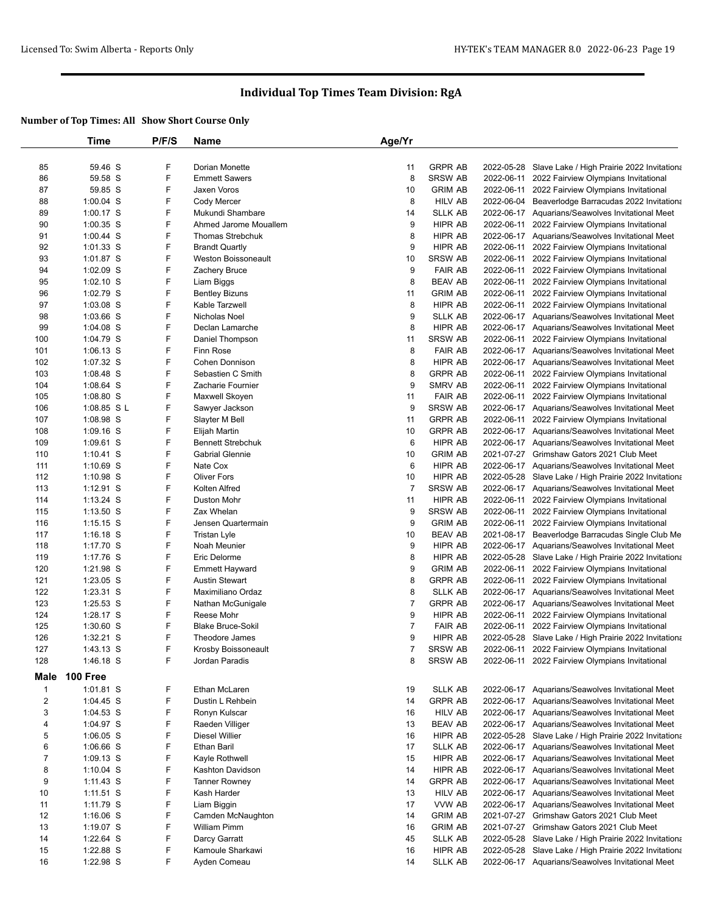# Individual Top Times Team Division: RgA

**Number of Top Times: All Show Short Course Only**

| | Time | P/F/S | Name | Age/Yr | | | |
|---|---|---|---|---|---|---|---|
| 85 | 59.46 S | F | Dorian Monette | 11 | GRPR AB | 2022-05-28 | Slave Lake / High Prairie 2022 Invitationa |
| 86 | 59.58 S | F | Emmett Sawers | 8 | SRSW AB | 2022-06-11 | 2022 Fairview Olympians Invitational |
| 87 | 59.85 S | F | Jaxen Voros | 10 | GRIM AB | 2022-06-11 | 2022 Fairview Olympians Invitational |
| 88 | 1:00.04 S | F | Cody Mercer | 8 | HILV AB | 2022-06-04 | Beaverlodge Barracudas 2022 Invitationa |
| 89 | 1:00.17 S | F | Mukundi Shambare | 14 | SLLK AB | 2022-06-17 | Aquarians/Seawolves Invitational Meet |
| 90 | 1:00.35 S | F | Ahmed Jarome Mouallem | 9 | HIPR AB | 2022-06-11 | 2022 Fairview Olympians Invitational |
| 91 | 1:00.44 S | F | Thomas Strebchuk | 8 | HIPR AB | 2022-06-17 | Aquarians/Seawolves Invitational Meet |
| 92 | 1:01.33 S | F | Brandt Quartly | 9 | HIPR AB | 2022-06-11 | 2022 Fairview Olympians Invitational |
| 93 | 1:01.87 S | F | Weston Boissoneault | 10 | SRSW AB | 2022-06-11 | 2022 Fairview Olympians Invitational |
| 94 | 1:02.09 S | F | Zachery Bruce | 9 | FAIR AB | 2022-06-11 | 2022 Fairview Olympians Invitational |
| 95 | 1:02.10 S | F | Liam Biggs | 8 | BEAV AB | 2022-06-11 | 2022 Fairview Olympians Invitational |
| 96 | 1:02.79 S | F | Bentley Bizuns | 11 | GRIM AB | 2022-06-11 | 2022 Fairview Olympians Invitational |
| 97 | 1:03.08 S | F | Kable Tarzwell | 8 | HIPR AB | 2022-06-11 | 2022 Fairview Olympians Invitational |
| 98 | 1:03.66 S | F | Nicholas Noel | 9 | SLLK AB | 2022-06-17 | Aquarians/Seawolves Invitational Meet |
| 99 | 1:04.08 S | F | Declan Lamarche | 8 | HIPR AB | 2022-06-17 | Aquarians/Seawolves Invitational Meet |
| 100 | 1:04.79 S | F | Daniel Thompson | 11 | SRSW AB | 2022-06-11 | 2022 Fairview Olympians Invitational |
| 101 | 1:06.13 S | F | Finn Rose | 8 | FAIR AB | 2022-06-17 | Aquarians/Seawolves Invitational Meet |
| 102 | 1:07.32 S | F | Cohen Donnison | 8 | HIPR AB | 2022-06-17 | Aquarians/Seawolves Invitational Meet |
| 103 | 1:08.48 S | F | Sebastien C Smith | 8 | GRPR AB | 2022-06-11 | 2022 Fairview Olympians Invitational |
| 104 | 1:08.64 S | F | Zacharie Fournier | 9 | SMRV AB | 2022-06-11 | 2022 Fairview Olympians Invitational |
| 105 | 1:08.80 S | F | Maxwell Skoyen | 11 | FAIR AB | 2022-06-11 | 2022 Fairview Olympians Invitational |
| 106 | 1:08.85 S L | F | Sawyer Jackson | 9 | SRSW AB | 2022-06-17 | Aquarians/Seawolves Invitational Meet |
| 107 | 1:08.98 S | F | Slayter M Bell | 11 | GRPR AB | 2022-06-11 | 2022 Fairview Olympians Invitational |
| 108 | 1:09.16 S | F | Elijah Martin | 10 | GRPR AB | 2022-06-17 | Aquarians/Seawolves Invitational Meet |
| 109 | 1:09.61 S | F | Bennett Strebchuk | 6 | HIPR AB | 2022-06-17 | Aquarians/Seawolves Invitational Meet |
| 110 | 1:10.41 S | F | Gabrial Glennie | 10 | GRIM AB | 2021-07-27 | Grimshaw Gators 2021 Club Meet |
| 111 | 1:10.69 S | F | Nate Cox | 6 | HIPR AB | 2022-06-17 | Aquarians/Seawolves Invitational Meet |
| 112 | 1:10.98 S | F | Oliver Fors | 10 | HIPR AB | 2022-05-28 | Slave Lake / High Prairie 2022 Invitationa |
| 113 | 1:12.91 S | F | Kolten Alfred | 7 | SRSW AB | 2022-06-17 | Aquarians/Seawolves Invitational Meet |
| 114 | 1:13.24 S | F | Duston Mohr | 11 | HIPR AB | 2022-06-11 | 2022 Fairview Olympians Invitational |
| 115 | 1:13.50 S | F | Zax Whelan | 9 | SRSW AB | 2022-06-11 | 2022 Fairview Olympians Invitational |
| 116 | 1:15.15 S | F | Jensen Quartermain | 9 | GRIM AB | 2022-06-11 | 2022 Fairview Olympians Invitational |
| 117 | 1:16.18 S | F | Tristan Lyle | 10 | BEAV AB | 2021-08-17 | Beaverlodge Barracudas Single Club Me |
| 118 | 1:17.70 S | F | Noah Meunier | 9 | HIPR AB | 2022-06-17 | Aquarians/Seawolves Invitational Meet |
| 119 | 1:17.76 S | F | Eric Delorme | 8 | HIPR AB | 2022-05-28 | Slave Lake / High Prairie 2022 Invitationa |
| 120 | 1:21.98 S | F | Emmett Hayward | 9 | GRIM AB | 2022-06-11 | 2022 Fairview Olympians Invitational |
| 121 | 1:23.05 S | F | Austin Stewart | 8 | GRPR AB | 2022-06-11 | 2022 Fairview Olympians Invitational |
| 122 | 1:23.31 S | F | Maximiliano Ordaz | 8 | SLLK AB | 2022-06-17 | Aquarians/Seawolves Invitational Meet |
| 123 | 1:25.53 S | F | Nathan McGunigale | 7 | GRPR AB | 2022-06-17 | Aquarians/Seawolves Invitational Meet |
| 124 | 1:28.17 S | F | Reese Mohr | 9 | HIPR AB | 2022-06-11 | 2022 Fairview Olympians Invitational |
| 125 | 1:30.60 S | F | Blake Bruce-Sokil | 7 | FAIR AB | 2022-06-11 | 2022 Fairview Olympians Invitational |
| 126 | 1:32.21 S | F | Theodore James | 9 | HIPR AB | 2022-05-28 | Slave Lake / High Prairie 2022 Invitationa |
| 127 | 1:43.13 S | F | Krosby Boissoneault | 7 | SRSW AB | 2022-06-11 | 2022 Fairview Olympians Invitational |
| 128 | 1:46.18 S | F | Jordan Paradis | 8 | SRSW AB | 2022-06-11 | 2022 Fairview Olympians Invitational |

**Male 100 Free**

| | Time | P/F/S | Name | Age/Yr | | | |
|---|---|---|---|---|---|---|---|
| 1 | 1:01.81 S | F | Ethan McLaren | 19 | SLLK AB | 2022-06-17 | Aquarians/Seawolves Invitational Meet |
| 2 | 1:04.45 S | F | Dustin L Rehbein | 14 | GRPR AB | 2022-06-17 | Aquarians/Seawolves Invitational Meet |
| 3 | 1:04.53 S | F | Ronyn Kulscar | 16 | HILV AB | 2022-06-17 | Aquarians/Seawolves Invitational Meet |
| 4 | 1:04.97 S | F | Raeden Villiger | 13 | BEAV AB | 2022-06-17 | Aquarians/Seawolves Invitational Meet |
| 5 | 1:06.05 S | F | Diesel Willier | 16 | HIPR AB | 2022-05-28 | Slave Lake / High Prairie 2022 Invitationa |
| 6 | 1:06.66 S | F | Ethan Baril | 17 | SLLK AB | 2022-06-17 | Aquarians/Seawolves Invitational Meet |
| 7 | 1:09.13 S | F | Kayle Rothwell | 15 | HIPR AB | 2022-06-17 | Aquarians/Seawolves Invitational Meet |
| 8 | 1:10.04 S | F | Kashton Davidson | 14 | HIPR AB | 2022-06-17 | Aquarians/Seawolves Invitational Meet |
| 9 | 1:11.43 S | F | Tanner Rowney | 14 | GRPR AB | 2022-06-17 | Aquarians/Seawolves Invitational Meet |
| 10 | 1:11.51 S | F | Kash Harder | 13 | HILV AB | 2022-06-17 | Aquarians/Seawolves Invitational Meet |
| 11 | 1:11.79 S | F | Liam Biggin | 17 | VVW AB | 2022-06-17 | Aquarians/Seawolves Invitational Meet |
| 12 | 1:16.06 S | F | Camden McNaughton | 14 | GRIM AB | 2021-07-27 | Grimshaw Gators 2021 Club Meet |
| 13 | 1:19.07 S | F | William Pimm | 16 | GRIM AB | 2021-07-27 | Grimshaw Gators 2021 Club Meet |
| 14 | 1:22.64 S | F | Darcy Garratt | 45 | SLLK AB | 2022-05-28 | Slave Lake / High Prairie 2022 Invitationa |
| 15 | 1:22.88 S | F | Kamoule Sharkawi | 16 | HIPR AB | 2022-05-28 | Slave Lake / High Prairie 2022 Invitationa |
| 16 | 1:22.98 S | F | Ayden Comeau | 14 | SLLK AB | 2022-06-17 | Aquarians/Seawolves Invitational Meet |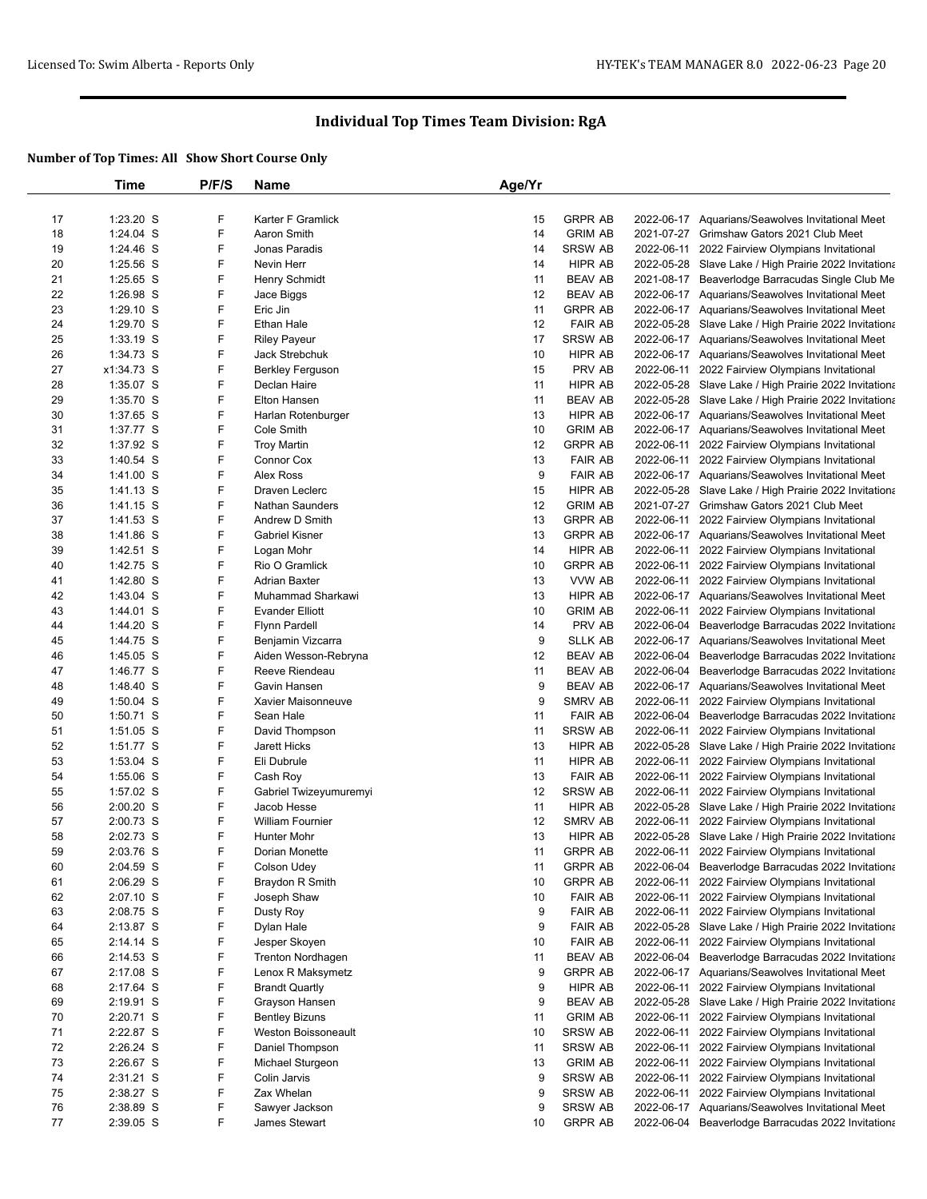# Individual Top Times Team Division: RgA

### Number of Top Times: All   Show Short Course Only

| | Time | P/F/S | Name | Age/Yr | | | |
|---|---|---|---|---|---|---|---|
| 17 | 1:23.20 S | F | Karter F Gramlick | 15 | GRPR AB | 2022-06-17 | Aquarians/Seawolves Invitational Meet |
| 18 | 1:24.04 S | F | Aaron Smith | 14 | GRIM AB | 2021-07-27 | Grimshaw Gators 2021 Club Meet |
| 19 | 1:24.46 S | F | Jonas Paradis | 14 | SRSW AB | 2022-06-11 | 2022 Fairview Olympians Invitational |
| 20 | 1:25.56 S | F | Nevin Herr | 14 | HIPR AB | 2022-05-28 | Slave Lake / High Prairie 2022 Invitationa |
| 21 | 1:25.65 S | F | Henry Schmidt | 11 | BEAV AB | 2021-08-17 | Beaverlodge Barracudas Single Club Me |
| 22 | 1:26.98 S | F | Jace Biggs | 12 | BEAV AB | 2022-06-17 | Aquarians/Seawolves Invitational Meet |
| 23 | 1:29.10 S | F | Eric Jin | 11 | GRPR AB | 2022-06-17 | Aquarians/Seawolves Invitational Meet |
| 24 | 1:29.70 S | F | Ethan Hale | 12 | FAIR AB | 2022-05-28 | Slave Lake / High Prairie 2022 Invitationa |
| 25 | 1:33.19 S | F | Riley Payeur | 17 | SRSW AB | 2022-06-17 | Aquarians/Seawolves Invitational Meet |
| 26 | 1:34.73 S | F | Jack Strebchuk | 10 | HIPR AB | 2022-06-17 | Aquarians/Seawolves Invitational Meet |
| 27 | x1:34.73 S | F | Berkley Ferguson | 15 | PRV AB | 2022-06-11 | 2022 Fairview Olympians Invitational |
| 28 | 1:35.07 S | F | Declan Haire | 11 | HIPR AB | 2022-05-28 | Slave Lake / High Prairie 2022 Invitationa |
| 29 | 1:35.70 S | F | Elton Hansen | 11 | BEAV AB | 2022-05-28 | Slave Lake / High Prairie 2022 Invitationa |
| 30 | 1:37.65 S | F | Harlan Rotenburger | 13 | HIPR AB | 2022-06-17 | Aquarians/Seawolves Invitational Meet |
| 31 | 1:37.77 S | F | Cole Smith | 10 | GRIM AB | 2022-06-17 | Aquarians/Seawolves Invitational Meet |
| 32 | 1:37.92 S | F | Troy Martin | 12 | GRPR AB | 2022-06-11 | 2022 Fairview Olympians Invitational |
| 33 | 1:40.54 S | F | Connor Cox | 13 | FAIR AB | 2022-06-11 | 2022 Fairview Olympians Invitational |
| 34 | 1:41.00 S | F | Alex Ross | 9 | FAIR AB | 2022-06-17 | Aquarians/Seawolves Invitational Meet |
| 35 | 1:41.13 S | F | Draven Leclerc | 15 | HIPR AB | 2022-05-28 | Slave Lake / High Prairie 2022 Invitationa |
| 36 | 1:41.15 S | F | Nathan Saunders | 12 | GRIM AB | 2021-07-27 | Grimshaw Gators 2021 Club Meet |
| 37 | 1:41.53 S | F | Andrew D Smith | 13 | GRPR AB | 2022-06-11 | 2022 Fairview Olympians Invitational |
| 38 | 1:41.86 S | F | Gabriel Kisner | 13 | GRPR AB | 2022-06-17 | Aquarians/Seawolves Invitational Meet |
| 39 | 1:42.51 S | F | Logan Mohr | 14 | HIPR AB | 2022-06-11 | 2022 Fairview Olympians Invitational |
| 40 | 1:42.75 S | F | Rio O Gramlick | 10 | GRPR AB | 2022-06-11 | 2022 Fairview Olympians Invitational |
| 41 | 1:42.80 S | F | Adrian Baxter | 13 | VVW AB | 2022-06-11 | 2022 Fairview Olympians Invitational |
| 42 | 1:43.04 S | F | Muhammad Sharkawi | 13 | HIPR AB | 2022-06-17 | Aquarians/Seawolves Invitational Meet |
| 43 | 1:44.01 S | F | Evander Elliott | 10 | GRIM AB | 2022-06-11 | 2022 Fairview Olympians Invitational |
| 44 | 1:44.20 S | F | Flynn Pardell | 14 | PRV AB | 2022-06-04 | Beaverlodge Barracudas 2022 Invitationa |
| 45 | 1:44.75 S | F | Benjamin Vizcarra | 9 | SLLK AB | 2022-06-17 | Aquarians/Seawolves Invitational Meet |
| 46 | 1:45.05 S | F | Aiden Wesson-Rebryna | 12 | BEAV AB | 2022-06-04 | Beaverlodge Barracudas 2022 Invitationa |
| 47 | 1:46.77 S | F | Reeve Riendeau | 11 | BEAV AB | 2022-06-04 | Beaverlodge Barracudas 2022 Invitationa |
| 48 | 1:48.40 S | F | Gavin Hansen | 9 | BEAV AB | 2022-06-17 | Aquarians/Seawolves Invitational Meet |
| 49 | 1:50.04 S | F | Xavier Maisonneuve | 9 | SMRV AB | 2022-06-11 | 2022 Fairview Olympians Invitational |
| 50 | 1:50.71 S | F | Sean Hale | 11 | FAIR AB | 2022-06-04 | Beaverlodge Barracudas 2022 Invitationa |
| 51 | 1:51.05 S | F | David Thompson | 11 | SRSW AB | 2022-06-11 | 2022 Fairview Olympians Invitational |
| 52 | 1:51.77 S | F | Jarett Hicks | 13 | HIPR AB | 2022-05-28 | Slave Lake / High Prairie 2022 Invitationa |
| 53 | 1:53.04 S | F | Eli Dubrule | 11 | HIPR AB | 2022-06-11 | 2022 Fairview Olympians Invitational |
| 54 | 1:55.06 S | F | Cash Roy | 13 | FAIR AB | 2022-06-11 | 2022 Fairview Olympians Invitational |
| 55 | 1:57.02 S | F | Gabriel Twizeyumuremyi | 12 | SRSW AB | 2022-06-11 | 2022 Fairview Olympians Invitational |
| 56 | 2:00.20 S | F | Jacob Hesse | 11 | HIPR AB | 2022-05-28 | Slave Lake / High Prairie 2022 Invitationa |
| 57 | 2:00.73 S | F | William Fournier | 12 | SMRV AB | 2022-06-11 | 2022 Fairview Olympians Invitational |
| 58 | 2:02.73 S | F | Hunter Mohr | 13 | HIPR AB | 2022-05-28 | Slave Lake / High Prairie 2022 Invitationa |
| 59 | 2:03.76 S | F | Dorian Monette | 11 | GRPR AB | 2022-06-11 | 2022 Fairview Olympians Invitational |
| 60 | 2:04.59 S | F | Colson Udey | 11 | GRPR AB | 2022-06-04 | Beaverlodge Barracudas 2022 Invitationa |
| 61 | 2:06.29 S | F | Braydon R Smith | 10 | GRPR AB | 2022-06-11 | 2022 Fairview Olympians Invitational |
| 62 | 2:07.10 S | F | Joseph Shaw | 10 | FAIR AB | 2022-06-11 | 2022 Fairview Olympians Invitational |
| 63 | 2:08.75 S | F | Dusty Roy | 9 | FAIR AB | 2022-06-11 | 2022 Fairview Olympians Invitational |
| 64 | 2:13.87 S | F | Dylan Hale | 9 | FAIR AB | 2022-05-28 | Slave Lake / High Prairie 2022 Invitationa |
| 65 | 2:14.14 S | F | Jesper Skoyen | 10 | FAIR AB | 2022-06-11 | 2022 Fairview Olympians Invitational |
| 66 | 2:14.53 S | F | Trenton Nordhagen | 11 | BEAV AB | 2022-06-04 | Beaverlodge Barracudas 2022 Invitationa |
| 67 | 2:17.08 S | F | Lenox R Maksymetz | 9 | GRPR AB | 2022-06-17 | Aquarians/Seawolves Invitational Meet |
| 68 | 2:17.64 S | F | Brandt Quartly | 9 | HIPR AB | 2022-06-11 | 2022 Fairview Olympians Invitational |
| 69 | 2:19.91 S | F | Grayson Hansen | 9 | BEAV AB | 2022-05-28 | Slave Lake / High Prairie 2022 Invitationa |
| 70 | 2:20.71 S | F | Bentley Bizuns | 11 | GRIM AB | 2022-06-11 | 2022 Fairview Olympians Invitational |
| 71 | 2:22.87 S | F | Weston Boissoneault | 10 | SRSW AB | 2022-06-11 | 2022 Fairview Olympians Invitational |
| 72 | 2:26.24 S | F | Daniel Thompson | 11 | SRSW AB | 2022-06-11 | 2022 Fairview Olympians Invitational |
| 73 | 2:26.67 S | F | Michael Sturgeon | 13 | GRIM AB | 2022-06-11 | 2022 Fairview Olympians Invitational |
| 74 | 2:31.21 S | F | Colin Jarvis | 9 | SRSW AB | 2022-06-11 | 2022 Fairview Olympians Invitational |
| 75 | 2:38.27 S | F | Zax Whelan | 9 | SRSW AB | 2022-06-11 | 2022 Fairview Olympians Invitational |
| 76 | 2:38.89 S | F | Sawyer Jackson | 9 | SRSW AB | 2022-06-17 | Aquarians/Seawolves Invitational Meet |
| 77 | 2:39.05 S | F | James Stewart | 10 | GRPR AB | 2022-06-04 | Beaverlodge Barracudas 2022 Invitationa |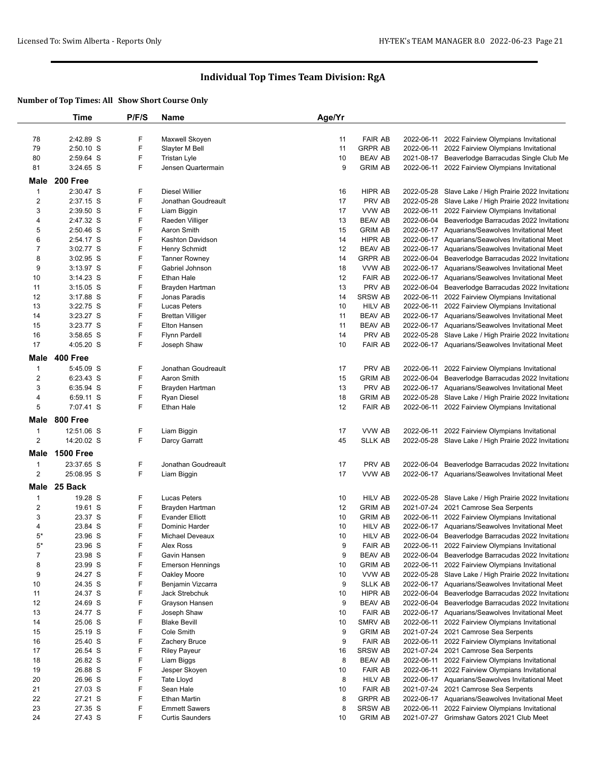# Individual Top Times Team Division: RgA

### Number of Top Times: All Show Short Course Only

| | Time | P/F/S | Name | Age/Yr | | | |
|---|---|---|---|---|---|---|---|
| 78 | 2:42.89 S | F | Maxwell Skoyen | 11 | FAIR AB | 2022-06-11 | 2022 Fairview Olympians Invitational |
| 79 | 2:50.10 S | F | Slayter M Bell | 11 | GRPR AB | 2022-06-11 | 2022 Fairview Olympians Invitational |
| 80 | 2:59.64 S | F | Tristan Lyle | 10 | BEAV AB | 2021-08-17 | Beaverlodge Barracudas Single Club Me |
| 81 | 3:24.65 S | F | Jensen Quartermain | 9 | GRIM AB | 2022-06-11 | 2022 Fairview Olympians Invitational |
| **Male** | **200 Free** | | | | | | |
| 1 | 2:30.47 S | F | Diesel Willier | 16 | HIPR AB | 2022-05-28 | Slave Lake / High Prairie 2022 Invitationa |
| 2 | 2:37.15 S | F | Jonathan Goudreault | 17 | PRV AB | 2022-05-28 | Slave Lake / High Prairie 2022 Invitationa |
| 3 | 2:39.50 S | F | Liam Biggin | 17 | VVW AB | 2022-06-11 | 2022 Fairview Olympians Invitational |
| 4 | 2:47.32 S | F | Raeden Villiger | 13 | BEAV AB | 2022-06-04 | Beaverlodge Barracudas 2022 Invitationa |
| 5 | 2:50.46 S | F | Aaron Smith | 15 | GRIM AB | 2022-06-17 | Aquarians/Seawolves Invitational Meet |
| 6 | 2:54.17 S | F | Kashton Davidson | 14 | HIPR AB | 2022-06-17 | Aquarians/Seawolves Invitational Meet |
| 7 | 3:02.77 S | F | Henry Schmidt | 12 | BEAV AB | 2022-06-17 | Aquarians/Seawolves Invitational Meet |
| 8 | 3:02.95 S | F | Tanner Rowney | 14 | GRPR AB | 2022-06-04 | Beaverlodge Barracudas 2022 Invitationa |
| 9 | 3:13.97 S | F | Gabriel Johnson | 18 | VVW AB | 2022-06-17 | Aquarians/Seawolves Invitational Meet |
| 10 | 3:14.23 S | F | Ethan Hale | 12 | FAIR AB | 2022-06-17 | Aquarians/Seawolves Invitational Meet |
| 11 | 3:15.05 S | F | Brayden Hartman | 13 | PRV AB | 2022-06-04 | Beaverlodge Barracudas 2022 Invitationa |
| 12 | 3:17.88 S | F | Jonas Paradis | 14 | SRSW AB | 2022-06-11 | 2022 Fairview Olympians Invitational |
| 13 | 3:22.75 S | F | Lucas Peters | 10 | HILV AB | 2022-06-11 | 2022 Fairview Olympians Invitational |
| 14 | 3:23.27 S | F | Brettan Villiger | 11 | BEAV AB | 2022-06-17 | Aquarians/Seawolves Invitational Meet |
| 15 | 3:23.77 S | F | Elton Hansen | 11 | BEAV AB | 2022-06-17 | Aquarians/Seawolves Invitational Meet |
| 16 | 3:58.65 S | F | Flynn Pardell | 14 | PRV AB | 2022-05-28 | Slave Lake / High Prairie 2022 Invitationa |
| 17 | 4:05.20 S | F | Joseph Shaw | 10 | FAIR AB | 2022-06-17 | Aquarians/Seawolves Invitational Meet |
| **Male** | **400 Free** | | | | | | |
| 1 | 5:45.09 S | F | Jonathan Goudreault | 17 | PRV AB | 2022-06-11 | 2022 Fairview Olympians Invitational |
| 2 | 6:23.43 S | F | Aaron Smith | 15 | GRIM AB | 2022-06-04 | Beaverlodge Barracudas 2022 Invitationa |
| 3 | 6:35.94 S | F | Brayden Hartman | 13 | PRV AB | 2022-06-17 | Aquarians/Seawolves Invitational Meet |
| 4 | 6:59.11 S | F | Ryan Diesel | 18 | GRIM AB | 2022-05-28 | Slave Lake / High Prairie 2022 Invitationa |
| 5 | 7:07.41 S | F | Ethan Hale | 12 | FAIR AB | 2022-06-11 | 2022 Fairview Olympians Invitational |
| **Male** | **800 Free** | | | | | | |
| 1 | 12:51.06 S | F | Liam Biggin | 17 | VVW AB | 2022-06-11 | 2022 Fairview Olympians Invitational |
| 2 | 14:20.02 S | F | Darcy Garratt | 45 | SLLK AB | 2022-05-28 | Slave Lake / High Prairie 2022 Invitationa |
| **Male** | **1500 Free** | | | | | | |
| 1 | 23:37.65 S | F | Jonathan Goudreault | 17 | PRV AB | 2022-06-04 | Beaverlodge Barracudas 2022 Invitationa |
| 2 | 25:08.95 S | F | Liam Biggin | 17 | VVW AB | 2022-06-17 | Aquarians/Seawolves Invitational Meet |
| **Male** | **25 Back** | | | | | | |
| 1 | 19.28 S | F | Lucas Peters | 10 | HILV AB | 2022-05-28 | Slave Lake / High Prairie 2022 Invitationa |
| 2 | 19.61 S | F | Brayden Hartman | 12 | GRIM AB | 2021-07-24 | 2021 Camrose Sea Serpents |
| 3 | 23.37 S | F | Evander Elliott | 10 | GRIM AB | 2022-06-11 | 2022 Fairview Olympians Invitational |
| 4 | 23.84 S | F | Dominic Harder | 10 | HILV AB | 2022-06-17 | Aquarians/Seawolves Invitational Meet |
| 5* | 23.96 S | F | Michael Deveaux | 10 | HILV AB | 2022-06-04 | Beaverlodge Barracudas 2022 Invitationa |
| 5* | 23.96 S | F | Alex Ross | 9 | FAIR AB | 2022-06-11 | 2022 Fairview Olympians Invitational |
| 7 | 23.98 S | F | Gavin Hansen | 9 | BEAV AB | 2022-06-04 | Beaverlodge Barracudas 2022 Invitationa |
| 8 | 23.99 S | F | Emerson Hennings | 10 | GRIM AB | 2022-06-11 | 2022 Fairview Olympians Invitational |
| 9 | 24.27 S | F | Oakley Moore | 10 | VVW AB | 2022-05-28 | Slave Lake / High Prairie 2022 Invitationa |
| 10 | 24.35 S | F | Benjamin Vizcarra | 9 | SLLK AB | 2022-06-17 | Aquarians/Seawolves Invitational Meet |
| 11 | 24.37 S | F | Jack Strebchuk | 10 | HIPR AB | 2022-06-04 | Beaverlodge Barracudas 2022 Invitationa |
| 12 | 24.69 S | F | Grayson Hansen | 9 | BEAV AB | 2022-06-04 | Beaverlodge Barracudas 2022 Invitationa |
| 13 | 24.77 S | F | Joseph Shaw | 10 | FAIR AB | 2022-06-17 | Aquarians/Seawolves Invitational Meet |
| 14 | 25.06 S | F | Blake Bevill | 10 | SMRV AB | 2022-06-11 | 2022 Fairview Olympians Invitational |
| 15 | 25.19 S | F | Cole Smith | 9 | GRIM AB | 2021-07-24 | 2021 Camrose Sea Serpents |
| 16 | 25.40 S | F | Zachery Bruce | 9 | FAIR AB | 2022-06-11 | 2022 Fairview Olympians Invitational |
| 17 | 26.54 S | F | Riley Payeur | 16 | SRSW AB | 2021-07-24 | 2021 Camrose Sea Serpents |
| 18 | 26.82 S | F | Liam Biggs | 8 | BEAV AB | 2022-06-11 | 2022 Fairview Olympians Invitational |
| 19 | 26.88 S | F | Jesper Skoyen | 10 | FAIR AB | 2022-06-11 | 2022 Fairview Olympians Invitational |
| 20 | 26.96 S | F | Tate Lloyd | 8 | HILV AB | 2022-06-17 | Aquarians/Seawolves Invitational Meet |
| 21 | 27.03 S | F | Sean Hale | 10 | FAIR AB | 2021-07-24 | 2021 Camrose Sea Serpents |
| 22 | 27.21 S | F | Ethan Martin | 8 | GRPR AB | 2022-06-17 | Aquarians/Seawolves Invitational Meet |
| 23 | 27.35 S | F | Emmett Sawers | 8 | SRSW AB | 2022-06-11 | 2022 Fairview Olympians Invitational |
| 24 | 27.43 S | F | Curtis Saunders | 10 | GRIM AB | 2021-07-27 | Grimshaw Gators 2021 Club Meet |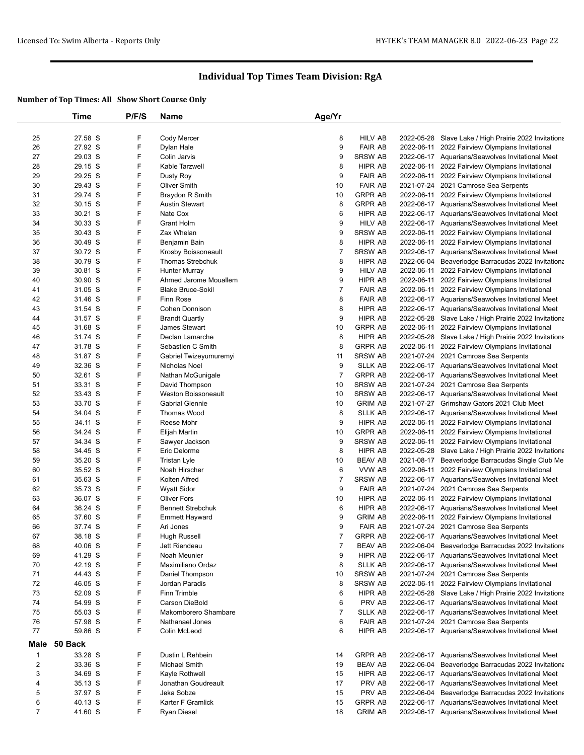## Individual Top Times Team Division: RgA

### Number of Top Times: All Show Short Course Only

| | Time | P/F/S | Name | Age/Yr | | | |
|---|---|---|---|---|---|---|---|
| 25 | 27.58 S | F | Cody Mercer | 8 | HILV AB | 2022-05-28 | Slave Lake / High Prairie 2022 Invitationa |
| 26 | 27.92 S | F | Dylan Hale | 9 | FAIR AB | 2022-06-11 | 2022 Fairview Olympians Invitational |
| 27 | 29.03 S | F | Colin Jarvis | 9 | SRSW AB | 2022-06-17 | Aquarians/Seawolves Invitational Meet |
| 28 | 29.15 S | F | Kable Tarzwell | 8 | HIPR AB | 2022-06-11 | 2022 Fairview Olympians Invitational |
| 29 | 29.25 S | F | Dusty Roy | 9 | FAIR AB | 2022-06-11 | 2022 Fairview Olympians Invitational |
| 30 | 29.43 S | F | Oliver Smith | 10 | FAIR AB | 2021-07-24 | 2021 Camrose Sea Serpents |
| 31 | 29.74 S | F | Braydon R Smith | 10 | GRPR AB | 2022-06-11 | 2022 Fairview Olympians Invitational |
| 32 | 30.15 S | F | Austin Stewart | 8 | GRPR AB | 2022-06-17 | Aquarians/Seawolves Invitational Meet |
| 33 | 30.21 S | F | Nate Cox | 6 | HIPR AB | 2022-06-17 | Aquarians/Seawolves Invitational Meet |
| 34 | 30.33 S | F | Grant Holm | 9 | HILV AB | 2022-06-17 | Aquarians/Seawolves Invitational Meet |
| 35 | 30.43 S | F | Zax Whelan | 9 | SRSW AB | 2022-06-11 | 2022 Fairview Olympians Invitational |
| 36 | 30.49 S | F | Benjamin Bain | 8 | HIPR AB | 2022-06-11 | 2022 Fairview Olympians Invitational |
| 37 | 30.72 S | F | Krosby Boissoneault | 7 | SRSW AB | 2022-06-17 | Aquarians/Seawolves Invitational Meet |
| 38 | 30.79 S | F | Thomas Strebchuk | 8 | HIPR AB | 2022-06-04 | Beaverlodge Barracudas 2022 Invitationa |
| 39 | 30.81 S | F | Hunter Murray | 9 | HILV AB | 2022-06-11 | 2022 Fairview Olympians Invitational |
| 40 | 30.90 S | F | Ahmed Jarome Mouallem | 9 | HIPR AB | 2022-06-11 | 2022 Fairview Olympians Invitational |
| 41 | 31.05 S | F | Blake Bruce-Sokil | 7 | FAIR AB | 2022-06-11 | 2022 Fairview Olympians Invitational |
| 42 | 31.46 S | F | Finn Rose | 8 | FAIR AB | 2022-06-17 | Aquarians/Seawolves Invitational Meet |
| 43 | 31.54 S | F | Cohen Donnison | 8 | HIPR AB | 2022-06-17 | Aquarians/Seawolves Invitational Meet |
| 44 | 31.57 S | F | Brandt Quartly | 9 | HIPR AB | 2022-05-28 | Slave Lake / High Prairie 2022 Invitationa |
| 45 | 31.68 S | F | James Stewart | 10 | GRPR AB | 2022-06-11 | 2022 Fairview Olympians Invitational |
| 46 | 31.74 S | F | Declan Lamarche | 8 | HIPR AB | 2022-05-28 | Slave Lake / High Prairie 2022 Invitationa |
| 47 | 31.78 S | F | Sebastien C Smith | 8 | GRPR AB | 2022-06-11 | 2022 Fairview Olympians Invitational |
| 48 | 31.87 S | F | Gabriel Twizeyumuremyi | 11 | SRSW AB | 2021-07-24 | 2021 Camrose Sea Serpents |
| 49 | 32.36 S | F | Nicholas Noel | 9 | SLLK AB | 2022-06-17 | Aquarians/Seawolves Invitational Meet |
| 50 | 32.61 S | F | Nathan McGunigale | 7 | GRPR AB | 2022-06-17 | Aquarians/Seawolves Invitational Meet |
| 51 | 33.31 S | F | David Thompson | 10 | SRSW AB | 2021-07-24 | 2021 Camrose Sea Serpents |
| 52 | 33.43 S | F | Weston Boissoneault | 10 | SRSW AB | 2022-06-17 | Aquarians/Seawolves Invitational Meet |
| 53 | 33.70 S | F | Gabrial Glennie | 10 | GRIM AB | 2021-07-27 | Grimshaw Gators 2021 Club Meet |
| 54 | 34.04 S | F | Thomas Wood | 8 | SLLK AB | 2022-06-17 | Aquarians/Seawolves Invitational Meet |
| 55 | 34.11 S | F | Reese Mohr | 9 | HIPR AB | 2022-06-11 | 2022 Fairview Olympians Invitational |
| 56 | 34.24 S | F | Elijah Martin | 10 | GRPR AB | 2022-06-11 | 2022 Fairview Olympians Invitational |
| 57 | 34.34 S | F | Sawyer Jackson | 9 | SRSW AB | 2022-06-11 | 2022 Fairview Olympians Invitational |
| 58 | 34.45 S | F | Eric Delorme | 8 | HIPR AB | 2022-05-28 | Slave Lake / High Prairie 2022 Invitationa |
| 59 | 35.20 S | F | Tristan Lyle | 10 | BEAV AB | 2021-08-17 | Beaverlodge Barracudas Single Club Me |
| 60 | 35.52 S | F | Noah Hirscher | 6 | VVW AB | 2022-06-11 | 2022 Fairview Olympians Invitational |
| 61 | 35.63 S | F | Kolten Alfred | 7 | SRSW AB | 2022-06-17 | Aquarians/Seawolves Invitational Meet |
| 62 | 35.73 S | F | Wyatt Sidor | 9 | FAIR AB | 2021-07-24 | 2021 Camrose Sea Serpents |
| 63 | 36.07 S | F | Oliver Fors | 10 | HIPR AB | 2022-06-11 | 2022 Fairview Olympians Invitational |
| 64 | 36.24 S | F | Bennett Strebchuk | 6 | HIPR AB | 2022-06-17 | Aquarians/Seawolves Invitational Meet |
| 65 | 37.60 S | F | Emmett Hayward | 9 | GRIM AB | 2022-06-11 | 2022 Fairview Olympians Invitational |
| 66 | 37.74 S | F | Ari Jones | 9 | FAIR AB | 2021-07-24 | 2021 Camrose Sea Serpents |
| 67 | 38.18 S | F | Hugh Russell | 7 | GRPR AB | 2022-06-17 | Aquarians/Seawolves Invitational Meet |
| 68 | 40.06 S | F | Jett Riendeau | 7 | BEAV AB | 2022-06-04 | Beaverlodge Barracudas 2022 Invitationa |
| 69 | 41.29 S | F | Noah Meunier | 9 | HIPR AB | 2022-06-17 | Aquarians/Seawolves Invitational Meet |
| 70 | 42.19 S | F | Maximiliano Ordaz | 8 | SLLK AB | 2022-06-17 | Aquarians/Seawolves Invitational Meet |
| 71 | 44.43 S | F | Daniel Thompson | 10 | SRSW AB | 2021-07-24 | 2021 Camrose Sea Serpents |
| 72 | 46.05 S | F | Jordan Paradis | 8 | SRSW AB | 2022-06-11 | 2022 Fairview Olympians Invitational |
| 73 | 52.09 S | F | Finn Trimble | 6 | HIPR AB | 2022-05-28 | Slave Lake / High Prairie 2022 Invitationa |
| 74 | 54.99 S | F | Carson DieBold | 6 | PRV AB | 2022-06-17 | Aquarians/Seawolves Invitational Meet |
| 75 | 55.03 S | F | Makomborero Shambare | 7 | SLLK AB | 2022-06-17 | Aquarians/Seawolves Invitational Meet |
| 76 | 57.98 S | F | Nathanael Jones | 6 | FAIR AB | 2021-07-24 | 2021 Camrose Sea Serpents |
| 77 | 59.86 S | F | Colin McLeod | 6 | HIPR AB | 2022-06-17 | Aquarians/Seawolves Invitational Meet |
| **Male** | **50 Back** | | | | | | |
| 1 | 33.28 S | F | Dustin L Rehbein | 14 | GRPR AB | 2022-06-17 | Aquarians/Seawolves Invitational Meet |
| 2 | 33.36 S | F | Michael Smith | 19 | BEAV AB | 2022-06-04 | Beaverlodge Barracudas 2022 Invitationa |
| 3 | 34.69 S | F | Kayle Rothwell | 15 | HIPR AB | 2022-06-17 | Aquarians/Seawolves Invitational Meet |
| 4 | 35.13 S | F | Jonathan Goudreault | 17 | PRV AB | 2022-06-17 | Aquarians/Seawolves Invitational Meet |
| 5 | 37.97 S | F | Jeka Sobze | 15 | PRV AB | 2022-06-04 | Beaverlodge Barracudas 2022 Invitationa |
| 6 | 40.13 S | F | Karter F Gramlick | 15 | GRPR AB | 2022-06-17 | Aquarians/Seawolves Invitational Meet |
| 7 | 41.60 S | F | Ryan Diesel | 18 | GRIM AB | 2022-06-17 | Aquarians/Seawolves Invitational Meet |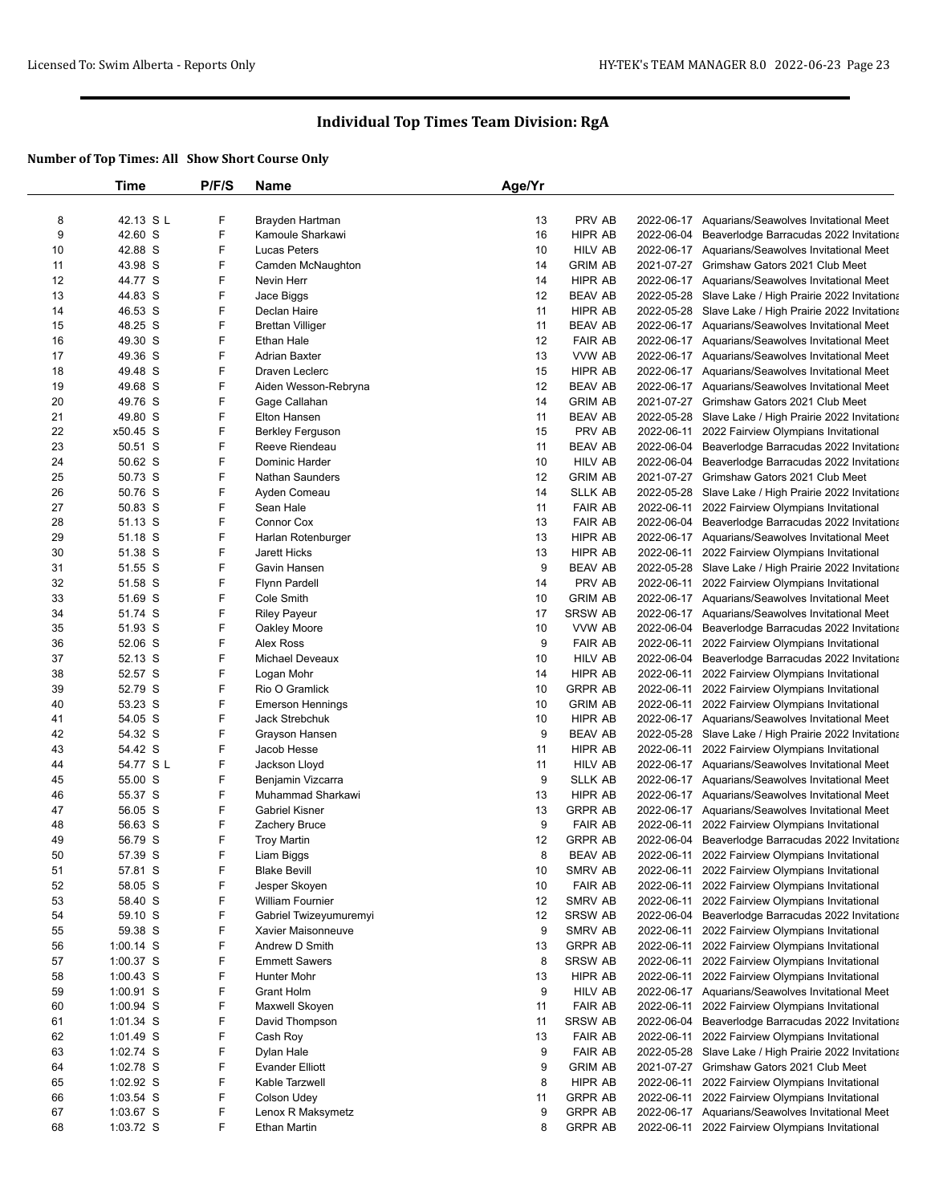## Individual Top Times Team Division: RgA

### Number of Top Times: All Show Short Course Only

| | Time | P/F/S | Name | Age/Yr | | | |
|---|---|---|---|---|---|---|---|
| 8 | 42.13 S L | F | Brayden Hartman | 13 | PRV AB | 2022-06-17 | Aquarians/Seawolves Invitational Meet |
| 9 | 42.60 S | F | Kamoule Sharkawi | 16 | HIPR AB | 2022-06-04 | Beaverlodge Barracudas 2022 Invitationa |
| 10 | 42.88 S | F | Lucas Peters | 10 | HILV AB | 2022-06-17 | Aquarians/Seawolves Invitational Meet |
| 11 | 43.98 S | F | Camden McNaughton | 14 | GRIM AB | 2021-07-27 | Grimshaw Gators 2021 Club Meet |
| 12 | 44.77 S | F | Nevin Herr | 14 | HIPR AB | 2022-06-17 | Aquarians/Seawolves Invitational Meet |
| 13 | 44.83 S | F | Jace Biggs | 12 | BEAV AB | 2022-05-28 | Slave Lake / High Prairie 2022 Invitationa |
| 14 | 46.53 S | F | Declan Haire | 11 | HIPR AB | 2022-05-28 | Slave Lake / High Prairie 2022 Invitationa |
| 15 | 48.25 S | F | Brettan Villiger | 11 | BEAV AB | 2022-06-17 | Aquarians/Seawolves Invitational Meet |
| 16 | 49.30 S | F | Ethan Hale | 12 | FAIR AB | 2022-06-17 | Aquarians/Seawolves Invitational Meet |
| 17 | 49.36 S | F | Adrian Baxter | 13 | VVW AB | 2022-06-17 | Aquarians/Seawolves Invitational Meet |
| 18 | 49.48 S | F | Draven Leclerc | 15 | HIPR AB | 2022-06-17 | Aquarians/Seawolves Invitational Meet |
| 19 | 49.68 S | F | Aiden Wesson-Rebryna | 12 | BEAV AB | 2022-06-17 | Aquarians/Seawolves Invitational Meet |
| 20 | 49.76 S | F | Gage Callahan | 14 | GRIM AB | 2021-07-27 | Grimshaw Gators 2021 Club Meet |
| 21 | 49.80 S | F | Elton Hansen | 11 | BEAV AB | 2022-05-28 | Slave Lake / High Prairie 2022 Invitationa |
| 22 | x50.45 S | F | Berkley Ferguson | 15 | PRV AB | 2022-06-11 | 2022 Fairview Olympians Invitational |
| 23 | 50.51 S | F | Reeve Riendeau | 11 | BEAV AB | 2022-06-04 | Beaverlodge Barracudas 2022 Invitationa |
| 24 | 50.62 S | F | Dominic Harder | 10 | HILV AB | 2022-06-04 | Beaverlodge Barracudas 2022 Invitationa |
| 25 | 50.73 S | F | Nathan Saunders | 12 | GRIM AB | 2021-07-27 | Grimshaw Gators 2021 Club Meet |
| 26 | 50.76 S | F | Ayden Comeau | 14 | SLLK AB | 2022-05-28 | Slave Lake / High Prairie 2022 Invitationa |
| 27 | 50.83 S | F | Sean Hale | 11 | FAIR AB | 2022-06-11 | 2022 Fairview Olympians Invitational |
| 28 | 51.13 S | F | Connor Cox | 13 | FAIR AB | 2022-06-04 | Beaverlodge Barracudas 2022 Invitationa |
| 29 | 51.18 S | F | Harlan Rotenburger | 13 | HIPR AB | 2022-06-17 | Aquarians/Seawolves Invitational Meet |
| 30 | 51.38 S | F | Jarett Hicks | 13 | HIPR AB | 2022-06-11 | 2022 Fairview Olympians Invitational |
| 31 | 51.55 S | F | Gavin Hansen | 9 | BEAV AB | 2022-05-28 | Slave Lake / High Prairie 2022 Invitationa |
| 32 | 51.58 S | F | Flynn Pardell | 14 | PRV AB | 2022-06-11 | 2022 Fairview Olympians Invitational |
| 33 | 51.69 S | F | Cole Smith | 10 | GRIM AB | 2022-06-17 | Aquarians/Seawolves Invitational Meet |
| 34 | 51.74 S | F | Riley Payeur | 17 | SRSW AB | 2022-06-17 | Aquarians/Seawolves Invitational Meet |
| 35 | 51.93 S | F | Oakley Moore | 10 | VVW AB | 2022-06-04 | Beaverlodge Barracudas 2022 Invitationa |
| 36 | 52.06 S | F | Alex Ross | 9 | FAIR AB | 2022-06-11 | 2022 Fairview Olympians Invitational |
| 37 | 52.13 S | F | Michael Deveaux | 10 | HILV AB | 2022-06-04 | Beaverlodge Barracudas 2022 Invitationa |
| 38 | 52.57 S | F | Logan Mohr | 14 | HIPR AB | 2022-06-11 | 2022 Fairview Olympians Invitational |
| 39 | 52.79 S | F | Rio O Gramlick | 10 | GRPR AB | 2022-06-11 | 2022 Fairview Olympians Invitational |
| 40 | 53.23 S | F | Emerson Hennings | 10 | GRIM AB | 2022-06-11 | 2022 Fairview Olympians Invitational |
| 41 | 54.05 S | F | Jack Strebchuk | 10 | HIPR AB | 2022-06-17 | Aquarians/Seawolves Invitational Meet |
| 42 | 54.32 S | F | Grayson Hansen | 9 | BEAV AB | 2022-05-28 | Slave Lake / High Prairie 2022 Invitationa |
| 43 | 54.42 S | F | Jacob Hesse | 11 | HIPR AB | 2022-06-11 | 2022 Fairview Olympians Invitational |
| 44 | 54.77 S L | F | Jackson Lloyd | 11 | HILV AB | 2022-06-17 | Aquarians/Seawolves Invitational Meet |
| 45 | 55.00 S | F | Benjamin Vizcarra | 9 | SLLK AB | 2022-06-17 | Aquarians/Seawolves Invitational Meet |
| 46 | 55.37 S | F | Muhammad Sharkawi | 13 | HIPR AB | 2022-06-17 | Aquarians/Seawolves Invitational Meet |
| 47 | 56.05 S | F | Gabriel Kisner | 13 | GRPR AB | 2022-06-17 | Aquarians/Seawolves Invitational Meet |
| 48 | 56.63 S | F | Zachery Bruce | 9 | FAIR AB | 2022-06-11 | 2022 Fairview Olympians Invitational |
| 49 | 56.79 S | F | Troy Martin | 12 | GRPR AB | 2022-06-04 | Beaverlodge Barracudas 2022 Invitationa |
| 50 | 57.39 S | F | Liam Biggs | 8 | BEAV AB | 2022-06-11 | 2022 Fairview Olympians Invitational |
| 51 | 57.81 S | F | Blake Bevill | 10 | SMRV AB | 2022-06-11 | 2022 Fairview Olympians Invitational |
| 52 | 58.05 S | F | Jesper Skoyen | 10 | FAIR AB | 2022-06-11 | 2022 Fairview Olympians Invitational |
| 53 | 58.40 S | F | William Fournier | 12 | SMRV AB | 2022-06-11 | 2022 Fairview Olympians Invitational |
| 54 | 59.10 S | F | Gabriel Twizeyumuremyi | 12 | SRSW AB | 2022-06-04 | Beaverlodge Barracudas 2022 Invitationa |
| 55 | 59.38 S | F | Xavier Maisonneuve | 9 | SMRV AB | 2022-06-11 | 2022 Fairview Olympians Invitational |
| 56 | 1:00.14 S | F | Andrew D Smith | 13 | GRPR AB | 2022-06-11 | 2022 Fairview Olympians Invitational |
| 57 | 1:00.37 S | F | Emmett Sawers | 8 | SRSW AB | 2022-06-11 | 2022 Fairview Olympians Invitational |
| 58 | 1:00.43 S | F | Hunter Mohr | 13 | HIPR AB | 2022-06-11 | 2022 Fairview Olympians Invitational |
| 59 | 1:00.91 S | F | Grant Holm | 9 | HILV AB | 2022-06-17 | Aquarians/Seawolves Invitational Meet |
| 60 | 1:00.94 S | F | Maxwell Skoyen | 11 | FAIR AB | 2022-06-11 | 2022 Fairview Olympians Invitational |
| 61 | 1:01.34 S | F | David Thompson | 11 | SRSW AB | 2022-06-04 | Beaverlodge Barracudas 2022 Invitationa |
| 62 | 1:01.49 S | F | Cash Roy | 13 | FAIR AB | 2022-06-11 | 2022 Fairview Olympians Invitational |
| 63 | 1:02.74 S | F | Dylan Hale | 9 | FAIR AB | 2022-05-28 | Slave Lake / High Prairie 2022 Invitationa |
| 64 | 1:02.78 S | F | Evander Elliott | 9 | GRIM AB | 2021-07-27 | Grimshaw Gators 2021 Club Meet |
| 65 | 1:02.92 S | F | Kable Tarzwell | 8 | HIPR AB | 2022-06-11 | 2022 Fairview Olympians Invitational |
| 66 | 1:03.54 S | F | Colson Udey | 11 | GRPR AB | 2022-06-11 | 2022 Fairview Olympians Invitational |
| 67 | 1:03.67 S | F | Lenox R Maksymetz | 9 | GRPR AB | 2022-06-17 | Aquarians/Seawolves Invitational Meet |
| 68 | 1:03.72 S | F | Ethan Martin | 8 | GRPR AB | 2022-06-11 | 2022 Fairview Olympians Invitational |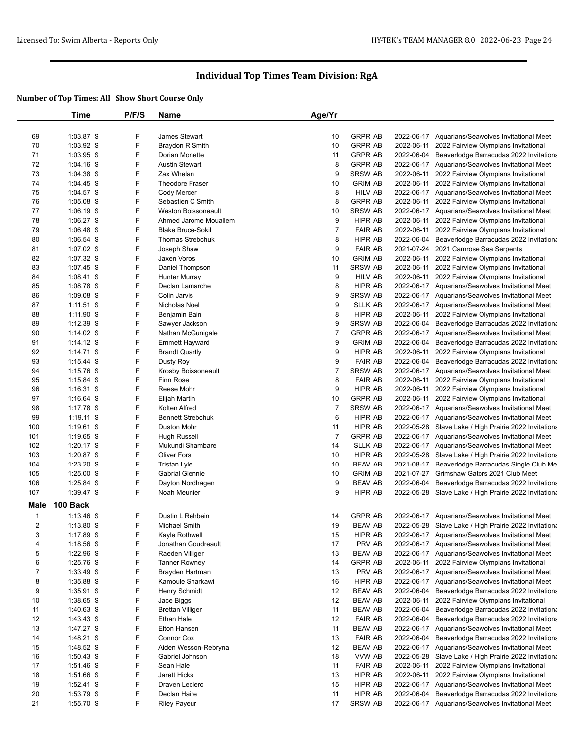## Individual Top Times Team Division: RgA

### Number of Top Times: All Show Short Course Only

| | Time | P/F/S | Name | Age/Yr | | | |
|---|---|---|---|---|---|---|---|
| 69 | 1:03.87 S | F | James Stewart | 10 | GRPR AB | 2022-06-17 | Aquarians/Seawolves Invitational Meet |
| 70 | 1:03.92 S | F | Braydon R Smith | 10 | GRPR AB | 2022-06-11 | 2022 Fairview Olympians Invitational |
| 71 | 1:03.95 S | F | Dorian Monette | 11 | GRPR AB | 2022-06-04 | Beaverlodge Barracudas 2022 Invitationa |
| 72 | 1:04.16 S | F | Austin Stewart | 8 | GRPR AB | 2022-06-17 | Aquarians/Seawolves Invitational Meet |
| 73 | 1:04.38 S | F | Zax Whelan | 9 | SRSW AB | 2022-06-11 | 2022 Fairview Olympians Invitational |
| 74 | 1:04.45 S | F | Theodore Fraser | 10 | GRIM AB | 2022-06-11 | 2022 Fairview Olympians Invitational |
| 75 | 1:04.57 S | F | Cody Mercer | 8 | HILV AB | 2022-06-17 | Aquarians/Seawolves Invitational Meet |
| 76 | 1:05.08 S | F | Sebastien C Smith | 8 | GRPR AB | 2022-06-11 | 2022 Fairview Olympians Invitational |
| 77 | 1:06.19 S | F | Weston Boissoneault | 10 | SRSW AB | 2022-06-17 | Aquarians/Seawolves Invitational Meet |
| 78 | 1:06.27 S | F | Ahmed Jarome Mouallem | 9 | HIPR AB | 2022-06-11 | 2022 Fairview Olympians Invitational |
| 79 | 1:06.48 S | F | Blake Bruce-Sokil | 7 | FAIR AB | 2022-06-11 | 2022 Fairview Olympians Invitational |
| 80 | 1:06.54 S | F | Thomas Strebchuk | 8 | HIPR AB | 2022-06-04 | Beaverlodge Barracudas 2022 Invitationa |
| 81 | 1:07.02 S | F | Joseph Shaw | 9 | FAIR AB | 2021-07-24 | 2021 Camrose Sea Serpents |
| 82 | 1:07.32 S | F | Jaxen Voros | 10 | GRIM AB | 2022-06-11 | 2022 Fairview Olympians Invitational |
| 83 | 1:07.45 S | F | Daniel Thompson | 11 | SRSW AB | 2022-06-11 | 2022 Fairview Olympians Invitational |
| 84 | 1:08.41 S | F | Hunter Murray | 9 | HILV AB | 2022-06-11 | 2022 Fairview Olympians Invitational |
| 85 | 1:08.78 S | F | Declan Lamarche | 8 | HIPR AB | 2022-06-17 | Aquarians/Seawolves Invitational Meet |
| 86 | 1:09.08 S | F | Colin Jarvis | 9 | SRSW AB | 2022-06-17 | Aquarians/Seawolves Invitational Meet |
| 87 | 1:11.51 S | F | Nicholas Noel | 9 | SLLK AB | 2022-06-17 | Aquarians/Seawolves Invitational Meet |
| 88 | 1:11.90 S | F | Benjamin Bain | 8 | HIPR AB | 2022-06-11 | 2022 Fairview Olympians Invitational |
| 89 | 1:12.39 S | F | Sawyer Jackson | 9 | SRSW AB | 2022-06-04 | Beaverlodge Barracudas 2022 Invitationa |
| 90 | 1:14.02 S | F | Nathan McGunigale | 7 | GRPR AB | 2022-06-17 | Aquarians/Seawolves Invitational Meet |
| 91 | 1:14.12 S | F | Emmett Hayward | 9 | GRIM AB | 2022-06-04 | Beaverlodge Barracudas 2022 Invitationa |
| 92 | 1:14.71 S | F | Brandt Quartly | 9 | HIPR AB | 2022-06-11 | 2022 Fairview Olympians Invitational |
| 93 | 1:15.44 S | F | Dusty Roy | 9 | FAIR AB | 2022-06-04 | Beaverlodge Barracudas 2022 Invitationa |
| 94 | 1:15.76 S | F | Krosby Boissoneault | 7 | SRSW AB | 2022-06-17 | Aquarians/Seawolves Invitational Meet |
| 95 | 1:15.84 S | F | Finn Rose | 8 | FAIR AB | 2022-06-11 | 2022 Fairview Olympians Invitational |
| 96 | 1:16.31 S | F | Reese Mohr | 9 | HIPR AB | 2022-06-11 | 2022 Fairview Olympians Invitational |
| 97 | 1:16.64 S | F | Elijah Martin | 10 | GRPR AB | 2022-06-11 | 2022 Fairview Olympians Invitational |
| 98 | 1:17.78 S | F | Kolten Alfred | 7 | SRSW AB | 2022-06-17 | Aquarians/Seawolves Invitational Meet |
| 99 | 1:19.11 S | F | Bennett Strebchuk | 6 | HIPR AB | 2022-06-17 | Aquarians/Seawolves Invitational Meet |
| 100 | 1:19.61 S | F | Duston Mohr | 11 | HIPR AB | 2022-05-28 | Slave Lake / High Prairie 2022 Invitationa |
| 101 | 1:19.65 S | F | Hugh Russell | 7 | GRPR AB | 2022-06-17 | Aquarians/Seawolves Invitational Meet |
| 102 | 1:20.17 S | F | Mukundi Shambare | 14 | SLLK AB | 2022-06-17 | Aquarians/Seawolves Invitational Meet |
| 103 | 1:20.87 S | F | Oliver Fors | 10 | HIPR AB | 2022-05-28 | Slave Lake / High Prairie 2022 Invitationa |
| 104 | 1:23.20 S | F | Tristan Lyle | 10 | BEAV AB | 2021-08-17 | Beaverlodge Barracudas Single Club Me |
| 105 | 1:25.00 S | F | Gabrial Glennie | 10 | GRIM AB | 2021-07-27 | Grimshaw Gators 2021 Club Meet |
| 106 | 1:25.84 S | F | Dayton Nordhagen | 9 | BEAV AB | 2022-06-04 | Beaverlodge Barracudas 2022 Invitationa |
| 107 | 1:39.47 S | F | Noah Meunier | 9 | HIPR AB | 2022-05-28 | Slave Lake / High Prairie 2022 Invitationa |

### Male 100 Back

| | Time | P/F/S | Name | Age/Yr | | | |
|---|---|---|---|---|---|---|---|
| 1 | 1:13.46 S | F | Dustin L Rehbein | 14 | GRPR AB | 2022-06-17 | Aquarians/Seawolves Invitational Meet |
| 2 | 1:13.80 S | F | Michael Smith | 19 | BEAV AB | 2022-05-28 | Slave Lake / High Prairie 2022 Invitationa |
| 3 | 1:17.89 S | F | Kayle Rothwell | 15 | HIPR AB | 2022-06-17 | Aquarians/Seawolves Invitational Meet |
| 4 | 1:18.56 S | F | Jonathan Goudreault | 17 | PRV AB | 2022-06-17 | Aquarians/Seawolves Invitational Meet |
| 5 | 1:22.96 S | F | Raeden Villiger | 13 | BEAV AB | 2022-06-17 | Aquarians/Seawolves Invitational Meet |
| 6 | 1:25.76 S | F | Tanner Rowney | 14 | GRPR AB | 2022-06-11 | 2022 Fairview Olympians Invitational |
| 7 | 1:33.49 S | F | Brayden Hartman | 13 | PRV AB | 2022-06-17 | Aquarians/Seawolves Invitational Meet |
| 8 | 1:35.88 S | F | Kamoule Sharkawi | 16 | HIPR AB | 2022-06-17 | Aquarians/Seawolves Invitational Meet |
| 9 | 1:35.91 S | F | Henry Schmidt | 12 | BEAV AB | 2022-06-04 | Beaverlodge Barracudas 2022 Invitationa |
| 10 | 1:38.65 S | F | Jace Biggs | 12 | BEAV AB | 2022-06-11 | 2022 Fairview Olympians Invitational |
| 11 | 1:40.63 S | F | Brettan Villiger | 11 | BEAV AB | 2022-06-04 | Beaverlodge Barracudas 2022 Invitationa |
| 12 | 1:43.43 S | F | Ethan Hale | 12 | FAIR AB | 2022-06-04 | Beaverlodge Barracudas 2022 Invitationa |
| 13 | 1:47.27 S | F | Elton Hansen | 11 | BEAV AB | 2022-06-17 | Aquarians/Seawolves Invitational Meet |
| 14 | 1:48.21 S | F | Connor Cox | 13 | FAIR AB | 2022-06-04 | Beaverlodge Barracudas 2022 Invitationa |
| 15 | 1:48.52 S | F | Aiden Wesson-Rebryna | 12 | BEAV AB | 2022-06-17 | Aquarians/Seawolves Invitational Meet |
| 16 | 1:50.43 S | F | Gabriel Johnson | 18 | VVW AB | 2022-05-28 | Slave Lake / High Prairie 2022 Invitationa |
| 17 | 1:51.46 S | F | Sean Hale | 11 | FAIR AB | 2022-06-11 | 2022 Fairview Olympians Invitational |
| 18 | 1:51.66 S | F | Jarett Hicks | 13 | HIPR AB | 2022-06-11 | 2022 Fairview Olympians Invitational |
| 19 | 1:52.41 S | F | Draven Leclerc | 15 | HIPR AB | 2022-06-17 | Aquarians/Seawolves Invitational Meet |
| 20 | 1:53.79 S | F | Declan Haire | 11 | HIPR AB | 2022-06-04 | Beaverlodge Barracudas 2022 Invitationa |
| 21 | 1:55.70 S | F | Riley Payeur | 17 | SRSW AB | 2022-06-17 | Aquarians/Seawolves Invitational Meet |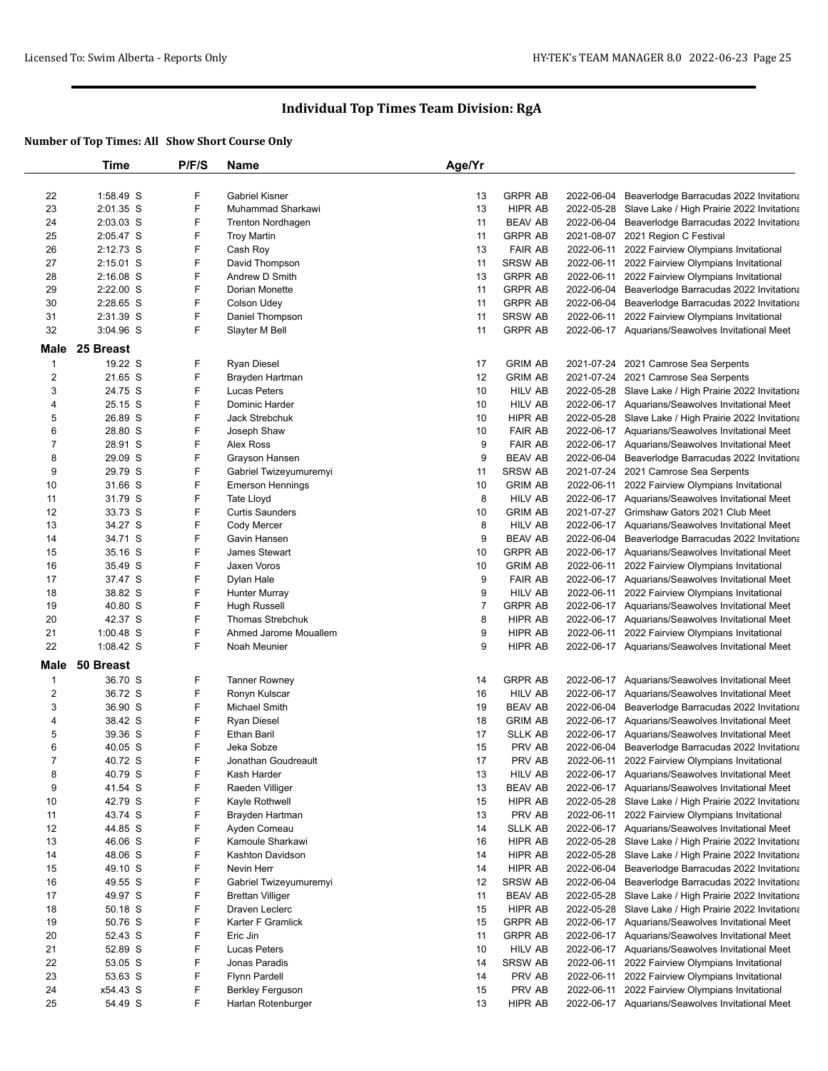# Individual Top Times Team Division: RgA

**Number of Top Times: All Show Short Course Only**

| | Time | P/F/S | Name | Age/Yr | | | |
|---|---|---|---|---|---|---|---|
| 22 | 1:58.49 S | F | Gabriel Kisner | 13 | GRPR AB | 2022-06-04 | Beaverlodge Barracudas 2022 Invitationa |
| 23 | 2:01.35 S | F | Muhammad Sharkawi | 13 | HIPR AB | 2022-05-28 | Slave Lake / High Prairie 2022 Invitationa |
| 24 | 2:03.03 S | F | Trenton Nordhagen | 11 | BEAV AB | 2022-06-04 | Beaverlodge Barracudas 2022 Invitationa |
| 25 | 2:05.47 S | F | Troy Martin | 11 | GRPR AB | 2021-08-07 | 2021 Region C Festival |
| 26 | 2:12.73 S | F | Cash Roy | 13 | FAIR AB | 2022-06-11 | 2022 Fairview Olympians Invitational |
| 27 | 2:15.01 S | F | David Thompson | 11 | SRSW AB | 2022-06-11 | 2022 Fairview Olympians Invitational |
| 28 | 2:16.08 S | F | Andrew D Smith | 13 | GRPR AB | 2022-06-11 | 2022 Fairview Olympians Invitational |
| 29 | 2:22.00 S | F | Dorian Monette | 11 | GRPR AB | 2022-06-04 | Beaverlodge Barracudas 2022 Invitationa |
| 30 | 2:28.65 S | F | Colson Udey | 11 | GRPR AB | 2022-06-04 | Beaverlodge Barracudas 2022 Invitationa |
| 31 | 2:31.39 S | F | Daniel Thompson | 11 | SRSW AB | 2022-06-11 | 2022 Fairview Olympians Invitational |
| 32 | 3:04.96 S | F | Slayter M Bell | 11 | GRPR AB | 2022-06-17 | Aquarians/Seawolves Invitational Meet |

## Male 25 Breast

| | Time | P/F/S | Name | Age/Yr | | | |
|---|---|---|---|---|---|---|---|
| 1 | 19.22 S | F | Ryan Diesel | 17 | GRIM AB | 2021-07-24 | 2021 Camrose Sea Serpents |
| 2 | 21.65 S | F | Brayden Hartman | 12 | GRIM AB | 2021-07-24 | 2021 Camrose Sea Serpents |
| 3 | 24.75 S | F | Lucas Peters | 10 | HILV AB | 2022-05-28 | Slave Lake / High Prairie 2022 Invitationa |
| 4 | 25.15 S | F | Dominic Harder | 10 | HILV AB | 2022-06-17 | Aquarians/Seawolves Invitational Meet |
| 5 | 26.89 S | F | Jack Strebchuk | 10 | HIPR AB | 2022-05-28 | Slave Lake / High Prairie 2022 Invitationa |
| 6 | 28.80 S | F | Joseph Shaw | 10 | FAIR AB | 2022-06-17 | Aquarians/Seawolves Invitational Meet |
| 7 | 28.91 S | F | Alex Ross | 9 | FAIR AB | 2022-06-17 | Aquarians/Seawolves Invitational Meet |
| 8 | 29.09 S | F | Grayson Hansen | 9 | BEAV AB | 2022-06-04 | Beaverlodge Barracudas 2022 Invitationa |
| 9 | 29.79 S | F | Gabriel Twizeyumuremyi | 11 | SRSW AB | 2021-07-24 | 2021 Camrose Sea Serpents |
| 10 | 31.66 S | F | Emerson Hennings | 10 | GRIM AB | 2022-06-11 | 2022 Fairview Olympians Invitational |
| 11 | 31.79 S | F | Tate Lloyd | 8 | HILV AB | 2022-06-17 | Aquarians/Seawolves Invitational Meet |
| 12 | 33.73 S | F | Curtis Saunders | 10 | GRIM AB | 2021-07-27 | Grimshaw Gators 2021 Club Meet |
| 13 | 34.27 S | F | Cody Mercer | 8 | HILV AB | 2022-06-17 | Aquarians/Seawolves Invitational Meet |
| 14 | 34.71 S | F | Gavin Hansen | 9 | BEAV AB | 2022-06-04 | Beaverlodge Barracudas 2022 Invitationa |
| 15 | 35.16 S | F | James Stewart | 10 | GRPR AB | 2022-06-17 | Aquarians/Seawolves Invitational Meet |
| 16 | 35.49 S | F | Jaxen Voros | 10 | GRIM AB | 2022-06-11 | 2022 Fairview Olympians Invitational |
| 17 | 37.47 S | F | Dylan Hale | 9 | FAIR AB | 2022-06-17 | Aquarians/Seawolves Invitational Meet |
| 18 | 38.82 S | F | Hunter Murray | 9 | HILV AB | 2022-06-11 | 2022 Fairview Olympians Invitational |
| 19 | 40.80 S | F | Hugh Russell | 7 | GRPR AB | 2022-06-17 | Aquarians/Seawolves Invitational Meet |
| 20 | 42.37 S | F | Thomas Strebchuk | 8 | HIPR AB | 2022-06-17 | Aquarians/Seawolves Invitational Meet |
| 21 | 1:00.48 S | F | Ahmed Jarome Mouallem | 9 | HIPR AB | 2022-06-11 | 2022 Fairview Olympians Invitational |
| 22 | 1:08.42 S | F | Noah Meunier | 9 | HIPR AB | 2022-06-17 | Aquarians/Seawolves Invitational Meet |

## Male 50 Breast

| | Time | P/F/S | Name | Age/Yr | | | |
|---|---|---|---|---|---|---|---|
| 1 | 36.70 S | F | Tanner Rowney | 14 | GRPR AB | 2022-06-17 | Aquarians/Seawolves Invitational Meet |
| 2 | 36.72 S | F | Ronyn Kulscar | 16 | HILV AB | 2022-06-17 | Aquarians/Seawolves Invitational Meet |
| 3 | 36.90 S | F | Michael Smith | 19 | BEAV AB | 2022-06-04 | Beaverlodge Barracudas 2022 Invitationa |
| 4 | 38.42 S | F | Ryan Diesel | 18 | GRIM AB | 2022-06-17 | Aquarians/Seawolves Invitational Meet |
| 5 | 39.36 S | F | Ethan Baril | 17 | SLLK AB | 2022-06-17 | Aquarians/Seawolves Invitational Meet |
| 6 | 40.05 S | F | Jeka Sobze | 15 | PRV AB | 2022-06-04 | Beaverlodge Barracudas 2022 Invitationa |
| 7 | 40.72 S | F | Jonathan Goudreault | 17 | PRV AB | 2022-06-11 | 2022 Fairview Olympians Invitational |
| 8 | 40.79 S | F | Kash Harder | 13 | HILV AB | 2022-06-17 | Aquarians/Seawolves Invitational Meet |
| 9 | 41.54 S | F | Raeden Villiger | 13 | BEAV AB | 2022-06-17 | Aquarians/Seawolves Invitational Meet |
| 10 | 42.79 S | F | Kayle Rothwell | 15 | HIPR AB | 2022-05-28 | Slave Lake / High Prairie 2022 Invitationa |
| 11 | 43.74 S | F | Brayden Hartman | 13 | PRV AB | 2022-06-11 | 2022 Fairview Olympians Invitational |
| 12 | 44.85 S | F | Ayden Comeau | 14 | SLLK AB | 2022-06-17 | Aquarians/Seawolves Invitational Meet |
| 13 | 46.06 S | F | Kamoule Sharkawi | 16 | HIPR AB | 2022-05-28 | Slave Lake / High Prairie 2022 Invitationa |
| 14 | 48.06 S | F | Kashton Davidson | 14 | HIPR AB | 2022-05-28 | Slave Lake / High Prairie 2022 Invitationa |
| 15 | 49.10 S | F | Nevin Herr | 14 | HIPR AB | 2022-06-04 | Beaverlodge Barracudas 2022 Invitationa |
| 16 | 49.55 S | F | Gabriel Twizeyumuremyi | 12 | SRSW AB | 2022-06-04 | Beaverlodge Barracudas 2022 Invitationa |
| 17 | 49.97 S | F | Brettan Villiger | 11 | BEAV AB | 2022-05-28 | Slave Lake / High Prairie 2022 Invitationa |
| 18 | 50.18 S | F | Draven Leclerc | 15 | HIPR AB | 2022-05-28 | Slave Lake / High Prairie 2022 Invitationa |
| 19 | 50.76 S | F | Karter F Gramlick | 15 | GRPR AB | 2022-06-17 | Aquarians/Seawolves Invitational Meet |
| 20 | 52.43 S | F | Eric Jin | 11 | GRPR AB | 2022-06-17 | Aquarians/Seawolves Invitational Meet |
| 21 | 52.89 S | F | Lucas Peters | 10 | HILV AB | 2022-06-17 | Aquarians/Seawolves Invitational Meet |
| 22 | 53.05 S | F | Jonas Paradis | 14 | SRSW AB | 2022-06-11 | 2022 Fairview Olympians Invitational |
| 23 | 53.63 S | F | Flynn Pardell | 14 | PRV AB | 2022-06-11 | 2022 Fairview Olympians Invitational |
| 24 | x54.43 S | F | Berkley Ferguson | 15 | PRV AB | 2022-06-11 | 2022 Fairview Olympians Invitational |
| 25 | 54.49 S | F | Harlan Rotenburger | 13 | HIPR AB | 2022-06-17 | Aquarians/Seawolves Invitational Meet |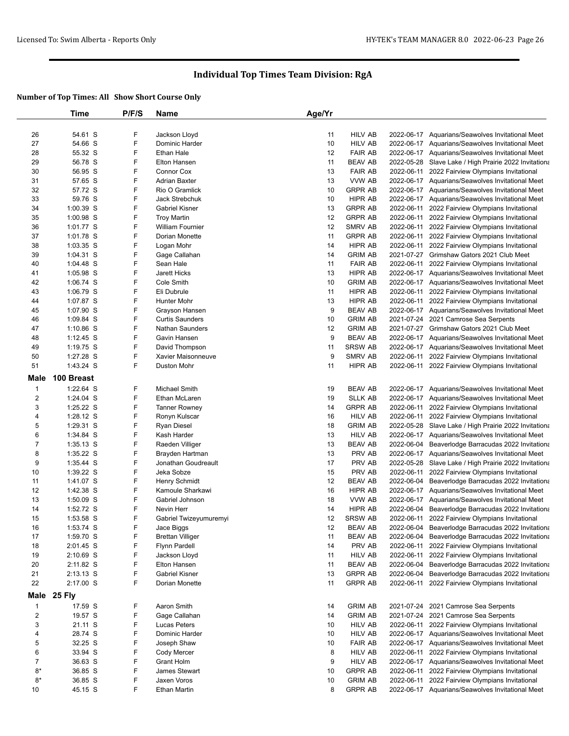# Individual Top Times Team Division: RgA

**Number of Top Times: All Show Short Course Only**

| | Time | P/F/S | Name | Age/Yr | | | |
|---|---|---|---|---|---|---|---|
| 26 | 54.61 S | F | Jackson Lloyd | 11 | HILV AB | 2022-06-17 | Aquarians/Seawolves Invitational Meet |
| 27 | 54.66 S | F | Dominic Harder | 10 | HILV AB | 2022-06-17 | Aquarians/Seawolves Invitational Meet |
| 28 | 55.32 S | F | Ethan Hale | 12 | FAIR AB | 2022-06-17 | Aquarians/Seawolves Invitational Meet |
| 29 | 56.78 S | F | Elton Hansen | 11 | BEAV AB | 2022-05-28 | Slave Lake / High Prairie 2022 Invitationa |
| 30 | 56.95 S | F | Connor Cox | 13 | FAIR AB | 2022-06-11 | 2022 Fairview Olympians Invitational |
| 31 | 57.65 S | F | Adrian Baxter | 13 | VVW AB | 2022-06-17 | Aquarians/Seawolves Invitational Meet |
| 32 | 57.72 S | F | Rio O Gramlick | 10 | GRPR AB | 2022-06-17 | Aquarians/Seawolves Invitational Meet |
| 33 | 59.76 S | F | Jack Strebchuk | 10 | HIPR AB | 2022-06-17 | Aquarians/Seawolves Invitational Meet |
| 34 | 1:00.39 S | F | Gabriel Kisner | 13 | GRPR AB | 2022-06-11 | 2022 Fairview Olympians Invitational |
| 35 | 1:00.98 S | F | Troy Martin | 12 | GRPR AB | 2022-06-11 | 2022 Fairview Olympians Invitational |
| 36 | 1:01.77 S | F | William Fournier | 12 | SMRV AB | 2022-06-11 | 2022 Fairview Olympians Invitational |
| 37 | 1:01.78 S | F | Dorian Monette | 11 | GRPR AB | 2022-06-11 | 2022 Fairview Olympians Invitational |
| 38 | 1:03.35 S | F | Logan Mohr | 14 | HIPR AB | 2022-06-11 | 2022 Fairview Olympians Invitational |
| 39 | 1:04.31 S | F | Gage Callahan | 14 | GRIM AB | 2021-07-27 | Grimshaw Gators 2021 Club Meet |
| 40 | 1:04.48 S | F | Sean Hale | 11 | FAIR AB | 2022-06-11 | 2022 Fairview Olympians Invitational |
| 41 | 1:05.98 S | F | Jarett Hicks | 13 | HIPR AB | 2022-06-17 | Aquarians/Seawolves Invitational Meet |
| 42 | 1:06.74 S | F | Cole Smith | 10 | GRIM AB | 2022-06-17 | Aquarians/Seawolves Invitational Meet |
| 43 | 1:06.79 S | F | Eli Dubrule | 11 | HIPR AB | 2022-06-11 | 2022 Fairview Olympians Invitational |
| 44 | 1:07.87 S | F | Hunter Mohr | 13 | HIPR AB | 2022-06-11 | 2022 Fairview Olympians Invitational |
| 45 | 1:07.90 S | F | Grayson Hansen | 9 | BEAV AB | 2022-06-17 | Aquarians/Seawolves Invitational Meet |
| 46 | 1:09.84 S | F | Curtis Saunders | 10 | GRIM AB | 2021-07-24 | 2021 Camrose Sea Serpents |
| 47 | 1:10.86 S | F | Nathan Saunders | 12 | GRIM AB | 2021-07-27 | Grimshaw Gators 2021 Club Meet |
| 48 | 1:12.45 S | F | Gavin Hansen | 9 | BEAV AB | 2022-06-17 | Aquarians/Seawolves Invitational Meet |
| 49 | 1:19.75 S | F | David Thompson | 11 | SRSW AB | 2022-06-17 | Aquarians/Seawolves Invitational Meet |
| 50 | 1:27.28 S | F | Xavier Maisonneuve | 9 | SMRV AB | 2022-06-11 | 2022 Fairview Olympians Invitational |
| 51 | 1:43.24 S | F | Duston Mohr | 11 | HIPR AB | 2022-06-11 | 2022 Fairview Olympians Invitational |

## Male 100 Breast

| | Time | P/F/S | Name | Age/Yr | | | |
|---|---|---|---|---|---|---|---|
| 1 | 1:22.64 S | F | Michael Smith | 19 | BEAV AB | 2022-06-17 | Aquarians/Seawolves Invitational Meet |
| 2 | 1:24.04 S | F | Ethan McLaren | 19 | SLLK AB | 2022-06-17 | Aquarians/Seawolves Invitational Meet |
| 3 | 1:25.22 S | F | Tanner Rowney | 14 | GRPR AB | 2022-06-11 | 2022 Fairview Olympians Invitational |
| 4 | 1:28.12 S | F | Ronyn Kulscar | 16 | HILV AB | 2022-06-11 | 2022 Fairview Olympians Invitational |
| 5 | 1:29.31 S | F | Ryan Diesel | 18 | GRIM AB | 2022-05-28 | Slave Lake / High Prairie 2022 Invitationa |
| 6 | 1:34.84 S | F | Kash Harder | 13 | HILV AB | 2022-06-17 | Aquarians/Seawolves Invitational Meet |
| 7 | 1:35.13 S | F | Raeden Villiger | 13 | BEAV AB | 2022-06-04 | Beaverlodge Barracudas 2022 Invitationa |
| 8 | 1:35.22 S | F | Brayden Hartman | 13 | PRV AB | 2022-06-17 | Aquarians/Seawolves Invitational Meet |
| 9 | 1:35.44 S | F | Jonathan Goudreault | 17 | PRV AB | 2022-05-28 | Slave Lake / High Prairie 2022 Invitationa |
| 10 | 1:39.22 S | F | Jeka Sobze | 15 | PRV AB | 2022-06-11 | 2022 Fairview Olympians Invitational |
| 11 | 1:41.07 S | F | Henry Schmidt | 12 | BEAV AB | 2022-06-04 | Beaverlodge Barracudas 2022 Invitationa |
| 12 | 1:42.38 S | F | Kamoule Sharkawi | 16 | HIPR AB | 2022-06-17 | Aquarians/Seawolves Invitational Meet |
| 13 | 1:50.09 S | F | Gabriel Johnson | 18 | VVW AB | 2022-06-17 | Aquarians/Seawolves Invitational Meet |
| 14 | 1:52.72 S | F | Nevin Herr | 14 | HIPR AB | 2022-06-04 | Beaverlodge Barracudas 2022 Invitationa |
| 15 | 1:53.58 S | F | Gabriel Twizeyumuremyi | 12 | SRSW AB | 2022-06-11 | 2022 Fairview Olympians Invitational |
| 16 | 1:53.74 S | F | Jace Biggs | 12 | BEAV AB | 2022-06-04 | Beaverlodge Barracudas 2022 Invitationa |
| 17 | 1:59.70 S | F | Brettan Villiger | 11 | BEAV AB | 2022-06-04 | Beaverlodge Barracudas 2022 Invitationa |
| 18 | 2:01.45 S | F | Flynn Pardell | 14 | PRV AB | 2022-06-11 | 2022 Fairview Olympians Invitational |
| 19 | 2:10.69 S | F | Jackson Lloyd | 11 | HILV AB | 2022-06-11 | 2022 Fairview Olympians Invitational |
| 20 | 2:11.82 S | F | Elton Hansen | 11 | BEAV AB | 2022-06-04 | Beaverlodge Barracudas 2022 Invitationa |
| 21 | 2:13.13 S | F | Gabriel Kisner | 13 | GRPR AB | 2022-06-04 | Beaverlodge Barracudas 2022 Invitationa |
| 22 | 2:17.00 S | F | Dorian Monette | 11 | GRPR AB | 2022-06-11 | 2022 Fairview Olympians Invitational |

## Male 25 Fly

| | Time | P/F/S | Name | Age/Yr | | | |
|---|---|---|---|---|---|---|---|
| 1 | 17.59 S | F | Aaron Smith | 14 | GRIM AB | 2021-07-24 | 2021 Camrose Sea Serpents |
| 2 | 19.57 S | F | Gage Callahan | 14 | GRIM AB | 2021-07-24 | 2021 Camrose Sea Serpents |
| 3 | 21.11 S | F | Lucas Peters | 10 | HILV AB | 2022-06-11 | 2022 Fairview Olympians Invitational |
| 4 | 28.74 S | F | Dominic Harder | 10 | HILV AB | 2022-06-17 | Aquarians/Seawolves Invitational Meet |
| 5 | 32.25 S | F | Joseph Shaw | 10 | FAIR AB | 2022-06-17 | Aquarians/Seawolves Invitational Meet |
| 6 | 33.94 S | F | Cody Mercer | 8 | HILV AB | 2022-06-11 | 2022 Fairview Olympians Invitational |
| 7 | 36.63 S | F | Grant Holm | 9 | HILV AB | 2022-06-17 | Aquarians/Seawolves Invitational Meet |
| 8* | 36.85 S | F | James Stewart | 10 | GRPR AB | 2022-06-11 | 2022 Fairview Olympians Invitational |
| 8* | 36.85 S | F | Jaxen Voros | 10 | GRIM AB | 2022-06-11 | 2022 Fairview Olympians Invitational |
| 10 | 45.15 S | F | Ethan Martin | 8 | GRPR AB | 2022-06-17 | Aquarians/Seawolves Invitational Meet |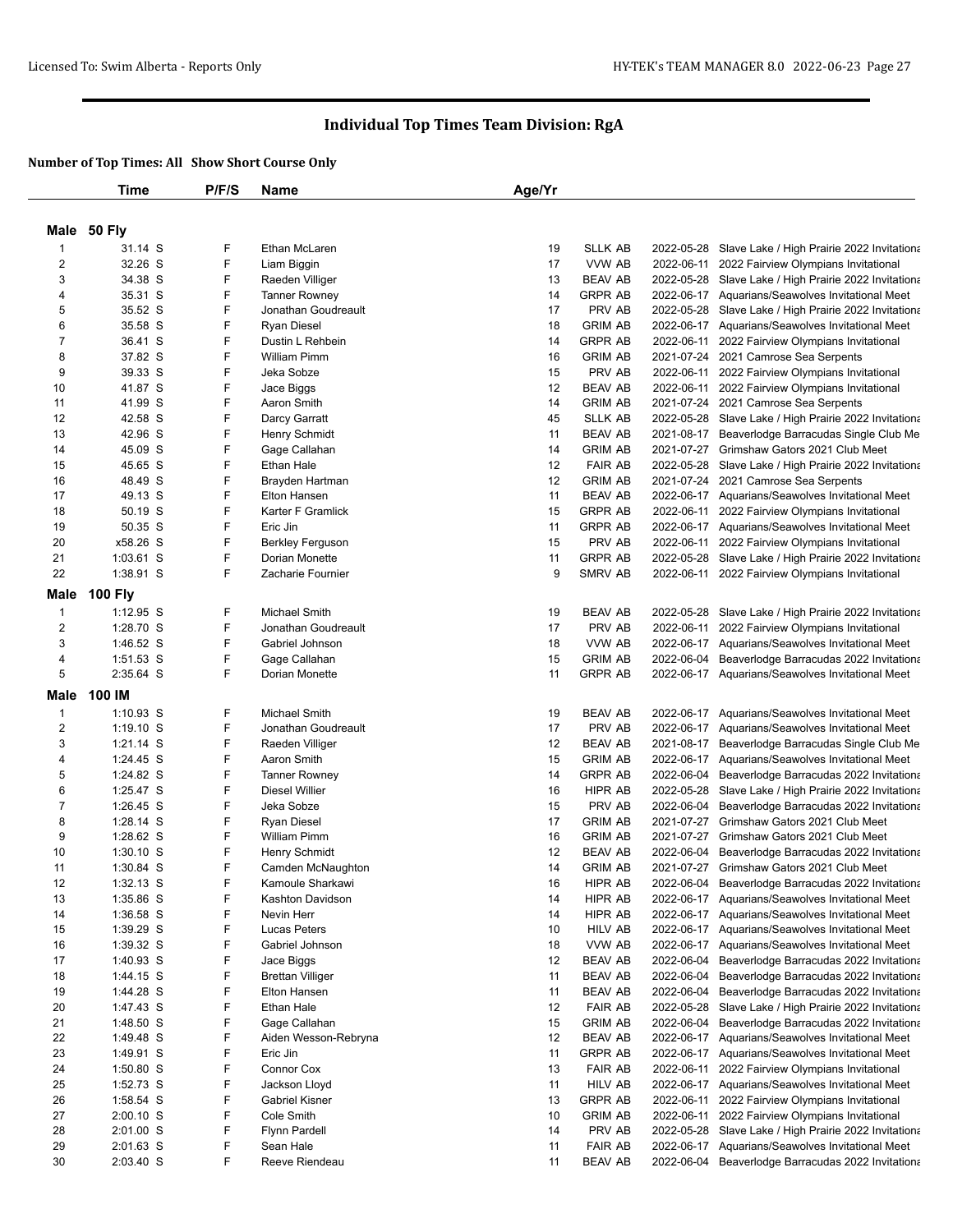# Individual Top Times Team Division: RgA

## Number of Top Times: All Show Short Course Only

| | Time | P/F/S | Name | Age/Yr | | | |
|---|---|---|---|---|---|---|---|
| **Male 50 Fly** | | | | | | | |
| 1 | 31.14 S | F | Ethan McLaren | 19 | SLLK AB | 2022-05-28 | Slave Lake / High Prairie 2022 Invitationa |
| 2 | 32.26 S | F | Liam Biggin | 17 | VVW AB | 2022-06-11 | 2022 Fairview Olympians Invitational |
| 3 | 34.38 S | F | Raeden Villiger | 13 | BEAV AB | 2022-05-28 | Slave Lake / High Prairie 2022 Invitationa |
| 4 | 35.31 S | F | Tanner Rowney | 14 | GRPR AB | 2022-06-17 | Aquarians/Seawolves Invitational Meet |
| 5 | 35.52 S | F | Jonathan Goudreault | 17 | PRV AB | 2022-05-28 | Slave Lake / High Prairie 2022 Invitationa |
| 6 | 35.58 S | F | Ryan Diesel | 18 | GRIM AB | 2022-06-17 | Aquarians/Seawolves Invitational Meet |
| 7 | 36.41 S | F | Dustin L Rehbein | 14 | GRPR AB | 2022-06-11 | 2022 Fairview Olympians Invitational |
| 8 | 37.82 S | F | William Pimm | 16 | GRIM AB | 2021-07-24 | 2021 Camrose Sea Serpents |
| 9 | 39.33 S | F | Jeka Sobze | 15 | PRV AB | 2022-06-11 | 2022 Fairview Olympians Invitational |
| 10 | 41.87 S | F | Jace Biggs | 12 | BEAV AB | 2022-06-11 | 2022 Fairview Olympians Invitational |
| 11 | 41.99 S | F | Aaron Smith | 14 | GRIM AB | 2021-07-24 | 2021 Camrose Sea Serpents |
| 12 | 42.58 S | F | Darcy Garratt | 45 | SLLK AB | 2022-05-28 | Slave Lake / High Prairie 2022 Invitationa |
| 13 | 42.96 S | F | Henry Schmidt | 11 | BEAV AB | 2021-08-17 | Beaverlodge Barracudas Single Club Me |
| 14 | 45.09 S | F | Gage Callahan | 14 | GRIM AB | 2021-07-27 | Grimshaw Gators 2021 Club Meet |
| 15 | 45.65 S | F | Ethan Hale | 12 | FAIR AB | 2022-05-28 | Slave Lake / High Prairie 2022 Invitationa |
| 16 | 48.49 S | F | Brayden Hartman | 12 | GRIM AB | 2021-07-24 | 2021 Camrose Sea Serpents |
| 17 | 49.13 S | F | Elton Hansen | 11 | BEAV AB | 2022-06-17 | Aquarians/Seawolves Invitational Meet |
| 18 | 50.19 S | F | Karter F Gramlick | 15 | GRPR AB | 2022-06-11 | 2022 Fairview Olympians Invitational |
| 19 | 50.35 S | F | Eric Jin | 11 | GRPR AB | 2022-06-17 | Aquarians/Seawolves Invitational Meet |
| 20 | x58.26 S | F | Berkley Ferguson | 15 | PRV AB | 2022-06-11 | 2022 Fairview Olympians Invitational |
| 21 | 1:03.61 S | F | Dorian Monette | 11 | GRPR AB | 2022-05-28 | Slave Lake / High Prairie 2022 Invitationa |
| 22 | 1:38.91 S | F | Zacharie Fournier | 9 | SMRV AB | 2022-06-11 | 2022 Fairview Olympians Invitational |
| **Male 100 Fly** | | | | | | | |
| 1 | 1:12.95 S | F | Michael Smith | 19 | BEAV AB | 2022-05-28 | Slave Lake / High Prairie 2022 Invitationa |
| 2 | 1:28.70 S | F | Jonathan Goudreault | 17 | PRV AB | 2022-06-11 | 2022 Fairview Olympians Invitational |
| 3 | 1:46.52 S | F | Gabriel Johnson | 18 | VVW AB | 2022-06-17 | Aquarians/Seawolves Invitational Meet |
| 4 | 1:51.53 S | F | Gage Callahan | 15 | GRIM AB | 2022-06-04 | Beaverlodge Barracudas 2022 Invitationa |
| 5 | 2:35.64 S | F | Dorian Monette | 11 | GRPR AB | 2022-06-17 | Aquarians/Seawolves Invitational Meet |
| **Male 100 IM** | | | | | | | |
| 1 | 1:10.93 S | F | Michael Smith | 19 | BEAV AB | 2022-06-17 | Aquarians/Seawolves Invitational Meet |
| 2 | 1:19.10 S | F | Jonathan Goudreault | 17 | PRV AB | 2022-06-17 | Aquarians/Seawolves Invitational Meet |
| 3 | 1:21.14 S | F | Raeden Villiger | 12 | BEAV AB | 2021-08-17 | Beaverlodge Barracudas Single Club Me |
| 4 | 1:24.45 S | F | Aaron Smith | 15 | GRIM AB | 2022-06-17 | Aquarians/Seawolves Invitational Meet |
| 5 | 1:24.82 S | F | Tanner Rowney | 14 | GRPR AB | 2022-06-04 | Beaverlodge Barracudas 2022 Invitationa |
| 6 | 1:25.47 S | F | Diesel Willier | 16 | HIPR AB | 2022-05-28 | Slave Lake / High Prairie 2022 Invitationa |
| 7 | 1:26.45 S | F | Jeka Sobze | 15 | PRV AB | 2022-06-04 | Beaverlodge Barracudas 2022 Invitationa |
| 8 | 1:28.14 S | F | Ryan Diesel | 17 | GRIM AB | 2021-07-27 | Grimshaw Gators 2021 Club Meet |
| 9 | 1:28.62 S | F | William Pimm | 16 | GRIM AB | 2021-07-27 | Grimshaw Gators 2021 Club Meet |
| 10 | 1:30.10 S | F | Henry Schmidt | 12 | BEAV AB | 2022-06-04 | Beaverlodge Barracudas 2022 Invitationa |
| 11 | 1:30.84 S | F | Camden McNaughton | 14 | GRIM AB | 2021-07-27 | Grimshaw Gators 2021 Club Meet |
| 12 | 1:32.13 S | F | Kamoule Sharkawi | 16 | HIPR AB | 2022-06-04 | Beaverlodge Barracudas 2022 Invitationa |
| 13 | 1:35.86 S | F | Kashton Davidson | 14 | HIPR AB | 2022-06-17 | Aquarians/Seawolves Invitational Meet |
| 14 | 1:36.58 S | F | Nevin Herr | 14 | HIPR AB | 2022-06-17 | Aquarians/Seawolves Invitational Meet |
| 15 | 1:39.29 S | F | Lucas Peters | 10 | HILV AB | 2022-06-17 | Aquarians/Seawolves Invitational Meet |
| 16 | 1:39.32 S | F | Gabriel Johnson | 18 | VVW AB | 2022-06-17 | Aquarians/Seawolves Invitational Meet |
| 17 | 1:40.93 S | F | Jace Biggs | 12 | BEAV AB | 2022-06-04 | Beaverlodge Barracudas 2022 Invitationa |
| 18 | 1:44.15 S | F | Brettan Villiger | 11 | BEAV AB | 2022-06-04 | Beaverlodge Barracudas 2022 Invitationa |
| 19 | 1:44.28 S | F | Elton Hansen | 11 | BEAV AB | 2022-06-04 | Beaverlodge Barracudas 2022 Invitationa |
| 20 | 1:47.43 S | F | Ethan Hale | 12 | FAIR AB | 2022-05-28 | Slave Lake / High Prairie 2022 Invitationa |
| 21 | 1:48.50 S | F | Gage Callahan | 15 | GRIM AB | 2022-06-04 | Beaverlodge Barracudas 2022 Invitationa |
| 22 | 1:49.48 S | F | Aiden Wesson-Rebryna | 12 | BEAV AB | 2022-06-17 | Aquarians/Seawolves Invitational Meet |
| 23 | 1:49.91 S | F | Eric Jin | 11 | GRPR AB | 2022-06-17 | Aquarians/Seawolves Invitational Meet |
| 24 | 1:50.80 S | F | Connor Cox | 13 | FAIR AB | 2022-06-11 | 2022 Fairview Olympians Invitational |
| 25 | 1:52.73 S | F | Jackson Lloyd | 11 | HILV AB | 2022-06-17 | Aquarians/Seawolves Invitational Meet |
| 26 | 1:58.54 S | F | Gabriel Kisner | 13 | GRPR AB | 2022-06-11 | 2022 Fairview Olympians Invitational |
| 27 | 2:00.10 S | F | Cole Smith | 10 | GRIM AB | 2022-06-11 | 2022 Fairview Olympians Invitational |
| 28 | 2:01.00 S | F | Flynn Pardell | 14 | PRV AB | 2022-05-28 | Slave Lake / High Prairie 2022 Invitationa |
| 29 | 2:01.63 S | F | Sean Hale | 11 | FAIR AB | 2022-06-17 | Aquarians/Seawolves Invitational Meet |
| 30 | 2:03.40 S | F | Reeve Riendeau | 11 | BEAV AB | 2022-06-04 | Beaverlodge Barracudas 2022 Invitationa |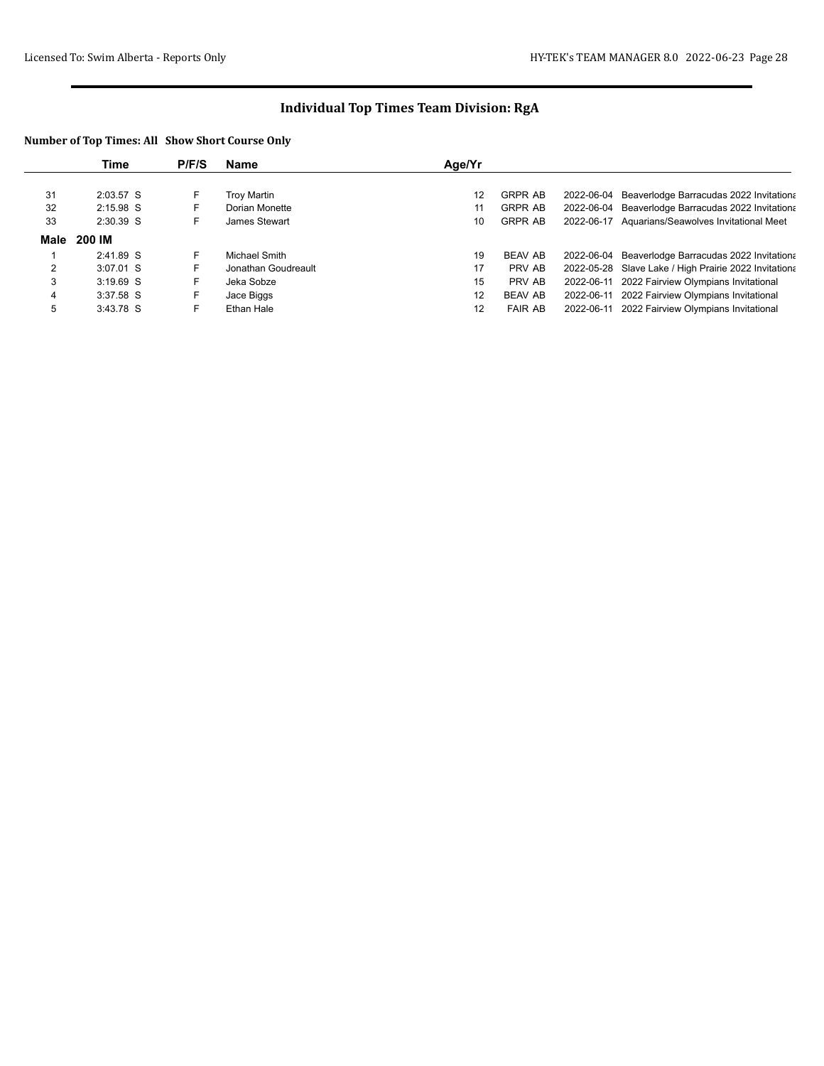## Individual Top Times Team Division: RgA

**Number of Top Times: All Show Short Course Only**

| | Time | P/F/S | Name | Age/Yr | | | |
|---|---|---|---|---|---|---|---|
| 31 | 2:03.57 S | F | Troy Martin | 12 | GRPR AB | 2022-06-04 | Beaverlodge Barracudas 2022 Invitationa |
| 32 | 2:15.98 S | F | Dorian Monette | 11 | GRPR AB | 2022-06-04 | Beaverlodge Barracudas 2022 Invitationa |
| 33 | 2:30.39 S | F | James Stewart | 10 | GRPR AB | 2022-06-17 | Aquarians/Seawolves Invitational Meet |
| **Male** | **200 IM** | | | | | | |
| 1 | 2:41.89 S | F | Michael Smith | 19 | BEAV AB | 2022-06-04 | Beaverlodge Barracudas 2022 Invitationa |
| 2 | 3:07.01 S | F | Jonathan Goudreault | 17 | PRV AB | 2022-05-28 | Slave Lake / High Prairie 2022 Invitationa |
| 3 | 3:19.69 S | F | Jeka Sobze | 15 | PRV AB | 2022-06-11 | 2022 Fairview Olympians Invitational |
| 4 | 3:37.58 S | F | Jace Biggs | 12 | BEAV AB | 2022-06-11 | 2022 Fairview Olympians Invitational |
| 5 | 3:43.78 S | F | Ethan Hale | 12 | FAIR AB | 2022-06-11 | 2022 Fairview Olympians Invitational |